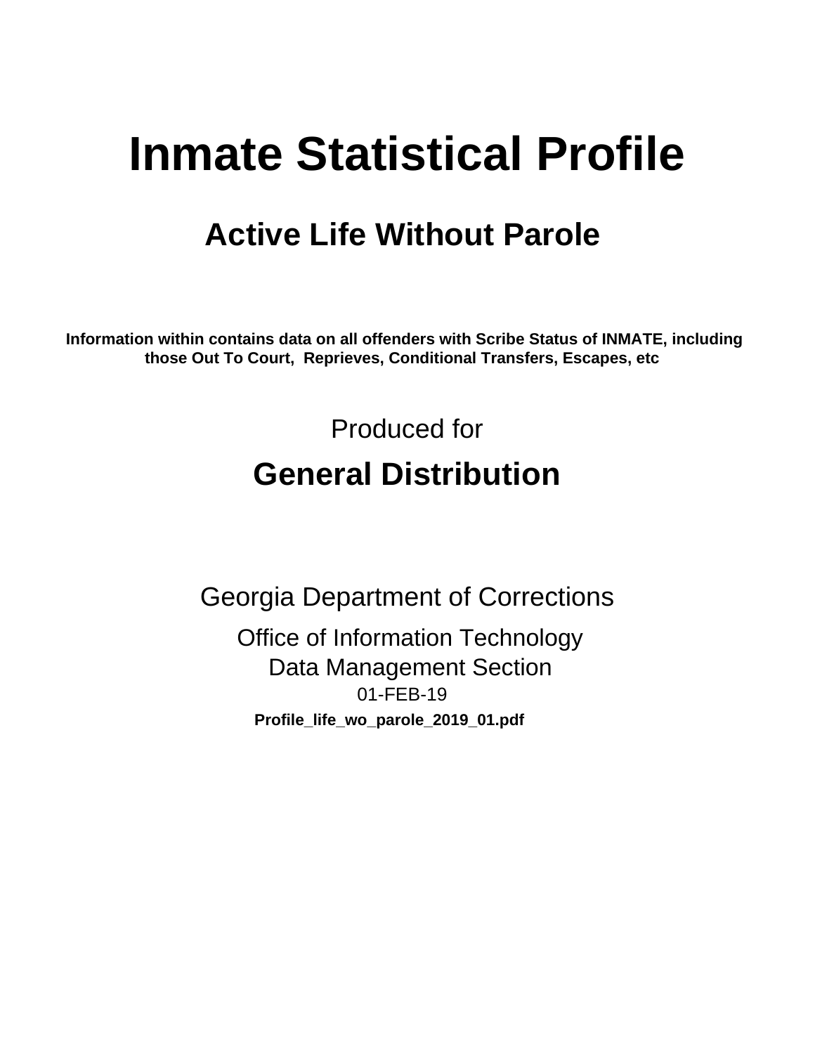# Inmate Statistical Profile

## Active Life Without Parole

**Information within contains data on all offenders with Scribe Status of INMATE, including those Out To Court, Reprieves, Conditional Transfers, Escapes, etc**

Produced for

## General Distribution

Georgia Department of Corrections

Office of Information Technology

Data Management Section

01-FEB-19

**Profile_life_wo_parole_2019_01.pdf**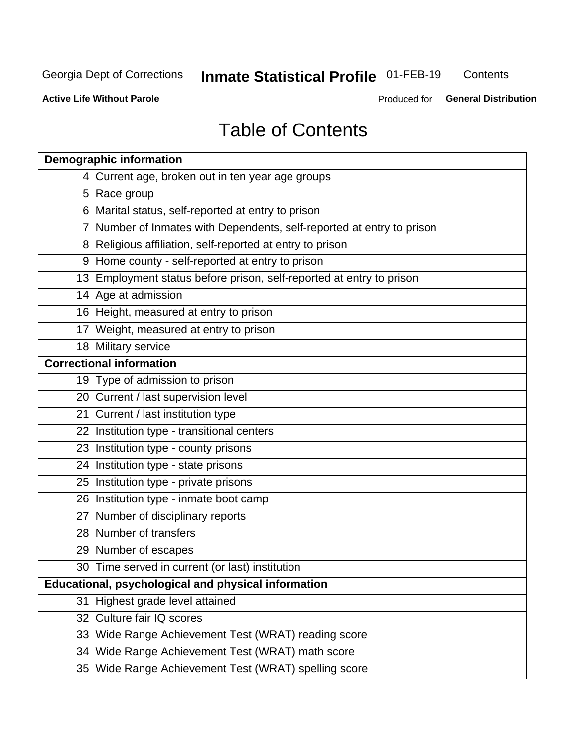# Table of Contents

| Demographic information | |
|---|---|
| 4 | Current age, broken out in ten year age groups |
| 5 | Race group |
| 6 | Marital status, self-reported at entry to prison |
| 7 | Number of Inmates with Dependents, self-reported at entry to prison |
| 8 | Religious affiliation, self-reported at entry to prison |
| 9 | Home county - self-reported at entry to prison |
| 13 | Employment status before prison, self-reported at entry to prison |
| 14 | Age at admission |
| 16 | Height, measured at entry to prison |
| 17 | Weight, measured at entry to prison |
| 18 | Military service |
| **Correctional information** | |
| 19 | Type of admission to prison |
| 20 | Current / last supervision level |
| 21 | Current / last institution type |
| 22 | Institution type - transitional centers |
| 23 | Institution type - county prisons |
| 24 | Institution type - state prisons |
| 25 | Institution type - private prisons |
| 26 | Institution type - inmate boot camp |
| 27 | Number of disciplinary reports |
| 28 | Number of transfers |
| 29 | Number of escapes |
| 30 | Time served in current (or last) institution |
| **Educational, psychological and physical information** | |
| 31 | Highest grade level attained |
| 32 | Culture fair IQ scores |
| 33 | Wide Range Achievement Test (WRAT) reading score |
| 34 | Wide Range Achievement Test (WRAT) math score |
| 35 | Wide Range Achievement Test (WRAT) spelling score |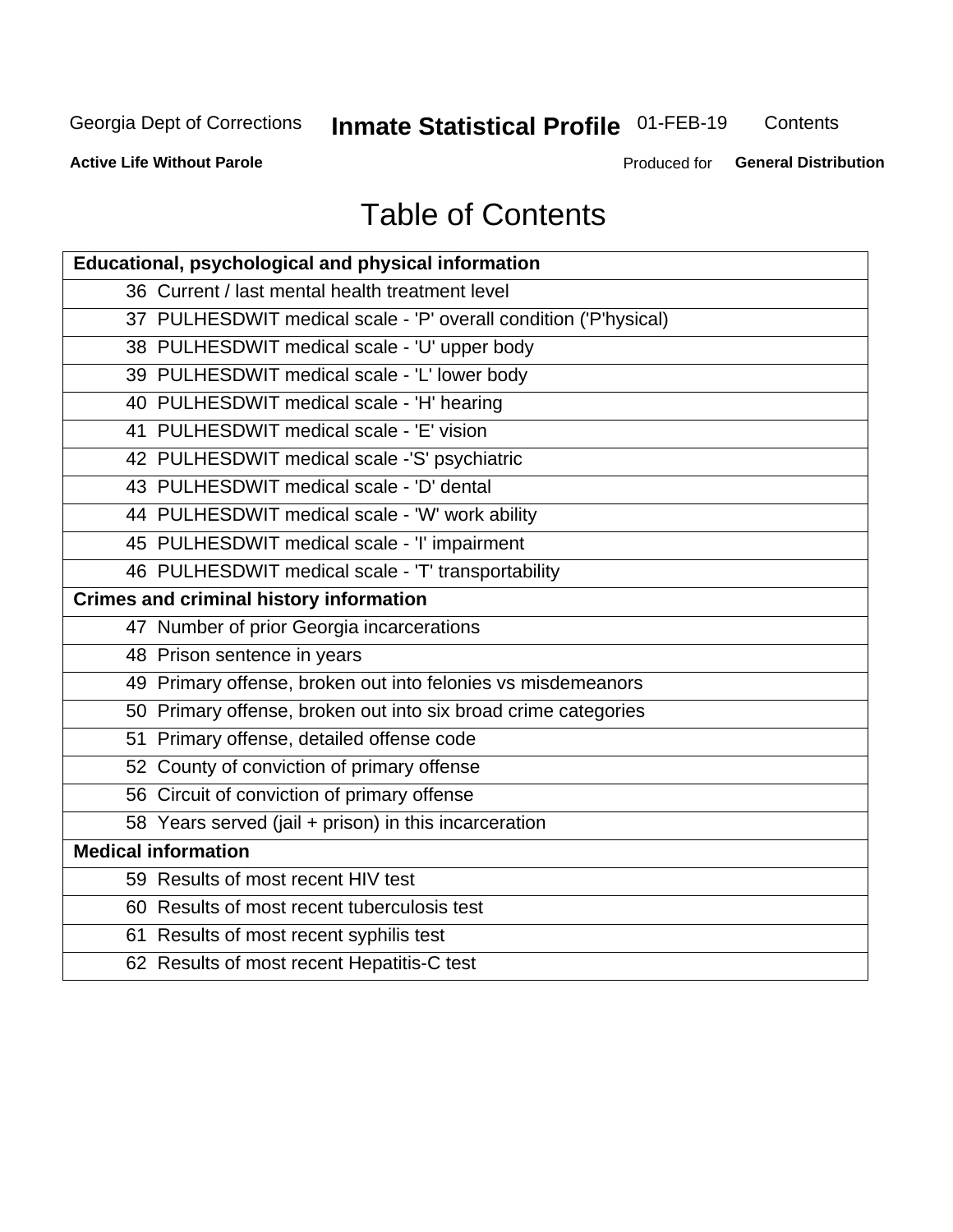# Table of Contents

| Educational, psychological and physical information |
|---|
| 36 Current / last mental health treatment level |
| 37 PULHESDWIT medical scale - 'P' overall condition ('P'hysical) |
| 38 PULHESDWIT medical scale - 'U' upper body |
| 39 PULHESDWIT medical scale - 'L' lower body |
| 40 PULHESDWIT medical scale - 'H' hearing |
| 41 PULHESDWIT medical scale - 'E' vision |
| 42 PULHESDWIT medical scale -'S' psychiatric |
| 43 PULHESDWIT medical scale - 'D' dental |
| 44 PULHESDWIT medical scale - 'W' work ability |
| 45 PULHESDWIT medical scale - 'I' impairment |
| 46 PULHESDWIT medical scale - 'T' transportability |
| **Crimes and criminal history information** |
| 47 Number of prior Georgia incarcerations |
| 48 Prison sentence in years |
| 49 Primary offense, broken out into felonies vs misdemeanors |
| 50 Primary offense, broken out into six broad crime categories |
| 51 Primary offense, detailed offense code |
| 52 County of conviction of primary offense |
| 56 Circuit of conviction of primary offense |
| 58 Years served (jail + prison) in this incarceration |
| **Medical information** |
| 59 Results of most recent HIV test |
| 60 Results of most recent tuberculosis test |
| 61 Results of most recent syphilis test |
| 62 Results of most recent Hepatitis-C test |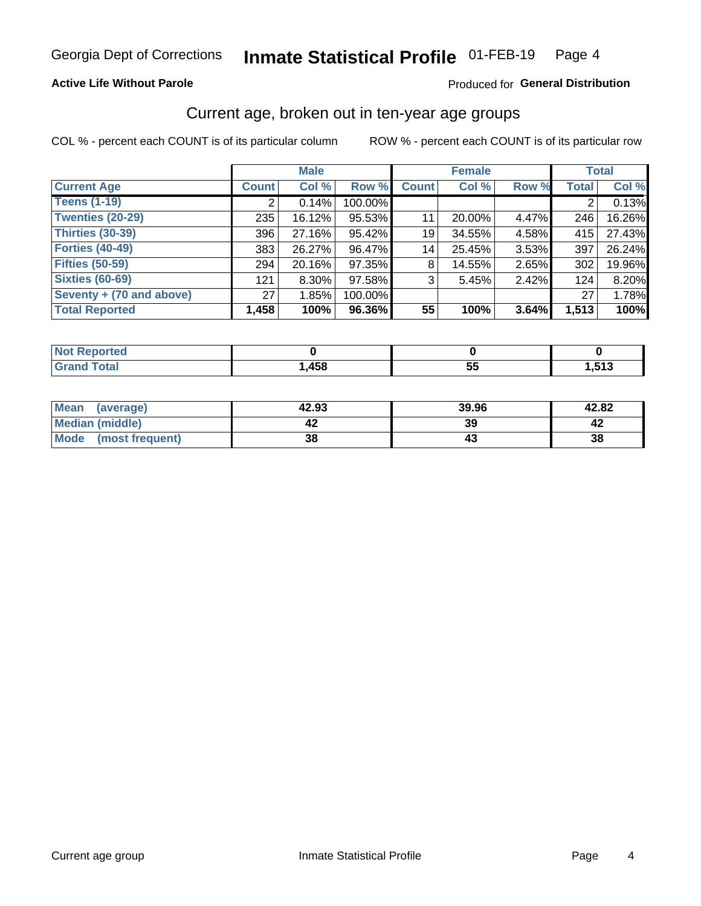Georgia Dept of Corrections **Inmate Statistical Profile** 01-FEB-19

**Active Life Without Parole**

Produced for **General Distribution**

## Current age, broken out in ten-year age groups

COL % - percent each COUNT is of its particular column

ROW % - percent each COUNT is of its particular row

| | Male | | | Female | | | Total | |
|---|---|---|---|---|---|---|---|---|
| **Current Age** | **Count** | **Col %** | **Row %** | **Count** | **Col %** | **Row %** | **Total** | **Col %** |
| **Teens (1-19)** | 2 | 0.14% | 100.00% | | | | 2 | 0.13% |
| **Twenties (20-29)** | 235 | 16.12% | 95.53% | 11 | 20.00% | 4.47% | 246 | 16.26% |
| **Thirties (30-39)** | 396 | 27.16% | 95.42% | 19 | 34.55% | 4.58% | 415 | 27.43% |
| **Forties (40-49)** | 383 | 26.27% | 96.47% | 14 | 25.45% | 3.53% | 397 | 26.24% |
| **Fifties (50-59)** | 294 | 20.16% | 97.35% | 8 | 14.55% | 2.65% | 302 | 19.96% |
| **Sixties (60-69)** | 121 | 8.30% | 97.58% | 3 | 5.45% | 2.42% | 124 | 8.20% |
| **Seventy + (70 and above)** | 27 | 1.85% | 100.00% | | | | 27 | 1.78% |
| **Total Reported** | **1,458** | **100%** | **96.36%** | **55** | **100%** | **3.64%** | **1,513** | **100%** |

| | Male | Female | Total |
|---|---|---|---|
| **Not Reported** | **0** | **0** | **0** |
| **Grand Total** | **1,458** | **55** | **1,513** |

| | Male | Female | Total |
|---|---|---|---|
| **Mean (average)** | **42.93** | **39.96** | **42.82** |
| **Median (middle)** | **42** | **39** | **42** |
| **Mode (most frequent)** | **38** | **43** | **38** |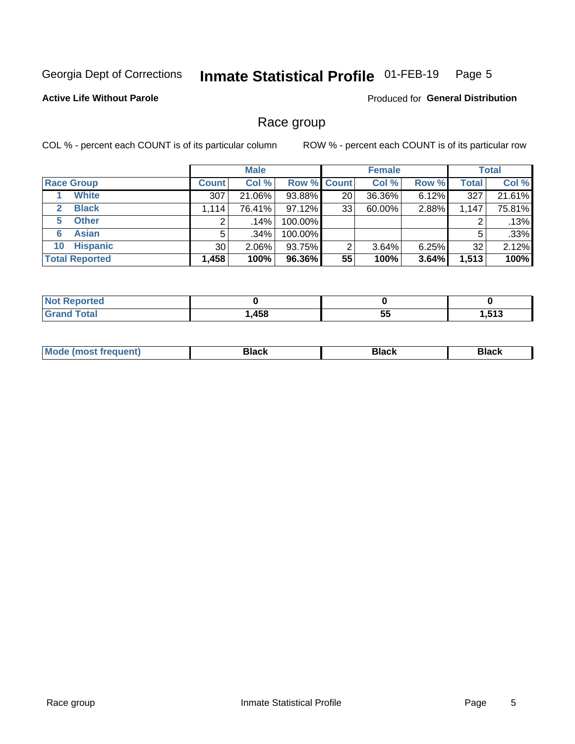Georgia Dept of Corrections **Inmate Statistical Profile** 01-FEB-19

**Active Life Without Parole**

Produced for **General Distribution**

## Race group

COL % - percent each COUNT is of its particular column ROW % - percent each COUNT is of its particular row

| | Male | | | Female | | | Total | |
|---|---|---|---|---|---|---|---|---|
| **Race Group** | **Count** | **Col %** | **Row %** | **Count** | **Col %** | **Row %** | **Total** | **Col %** |
| 1 **White** | 307 | 21.06% | 93.88% | 20 | 36.36% | 6.12% | 327 | 21.61% |
| 2 **Black** | 1,114 | 76.41% | 97.12% | 33 | 60.00% | 2.88% | 1,147 | 75.81% |
| 5 **Other** | 2 | .14% | 100.00% | | | | 2 | .13% |
| 6 **Asian** | 5 | .34% | 100.00% | | | | 5 | .33% |
| 10 **Hispanic** | 30 | 2.06% | 93.75% | 2 | 3.64% | 6.25% | 32 | 2.12% |
| **Total Reported** | **1,458** | **100%** | **96.36%** | **55** | **100%** | **3.64%** | **1,513** | **100%** |

| | Male | Female | Total |
|---|---|---|---|
| **Not Reported** | **0** | **0** | **0** |
| **Grand Total** | **1,458** | **55** | **1,513** |

| | Male | Female | Total |
|---|---|---|---|
| **Mode (most frequent)** | **Black** | **Black** | **Black** |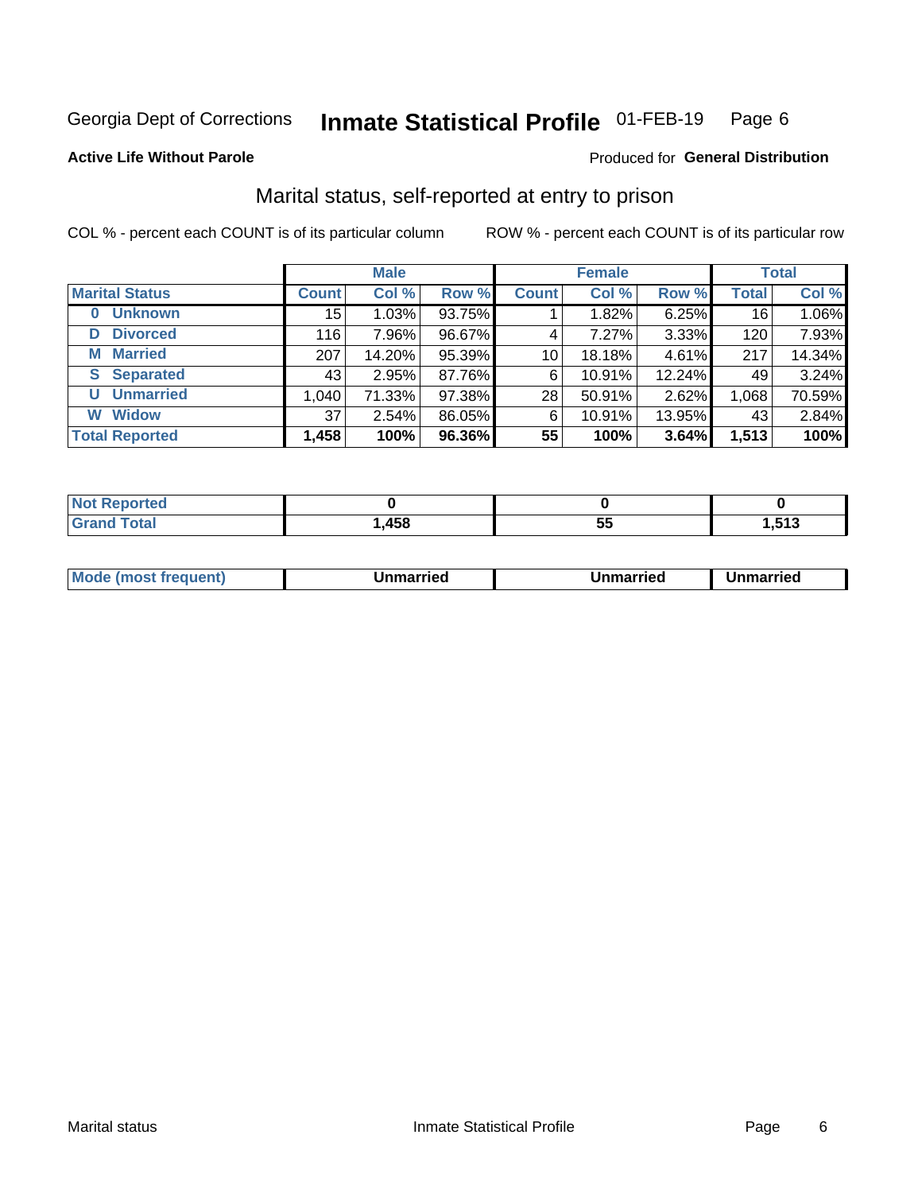Georgia Dept of Corrections **Inmate Statistical Profile** 01-FEB-19

**Active Life Without Parole**

Produced for **General Distribution**

## Marital status, self-reported at entry to prison

COL % - percent each COUNT is of its particular column

ROW % - percent each COUNT is of its particular row

| | Male | | | Female | | | Total | |
|---|---|---|---|---|---|---|---|---|
| **Marital Status** | **Count** | **Col %** | **Row %** | **Count** | **Col %** | **Row %** | **Total** | **Col %** |
| **0 Unknown** | 15 | 1.03% | 93.75% | 1 | 1.82% | 6.25% | 16 | 1.06% |
| **D Divorced** | 116 | 7.96% | 96.67% | 4 | 7.27% | 3.33% | 120 | 7.93% |
| **M Married** | 207 | 14.20% | 95.39% | 10 | 18.18% | 4.61% | 217 | 14.34% |
| **S Separated** | 43 | 2.95% | 87.76% | 6 | 10.91% | 12.24% | 49 | 3.24% |
| **U Unmarried** | 1,040 | 71.33% | 97.38% | 28 | 50.91% | 2.62% | 1,068 | 70.59% |
| **W Widow** | 37 | 2.54% | 86.05% | 6 | 10.91% | 13.95% | 43 | 2.84% |
| **Total Reported** | **1,458** | **100%** | **96.36%** | **55** | **100%** | **3.64%** | **1,513** | **100%** |

| | Male | Female | Total |
|---|---|---|---|
| **Not Reported** | **0** | **0** | **0** |
| **Grand Total** | **1,458** | **55** | **1,513** |

| | Male | Female | Total |
|---|---|---|---|
| **Mode (most frequent)** | **Unmarried** | **Unmarried** | **Unmarried** |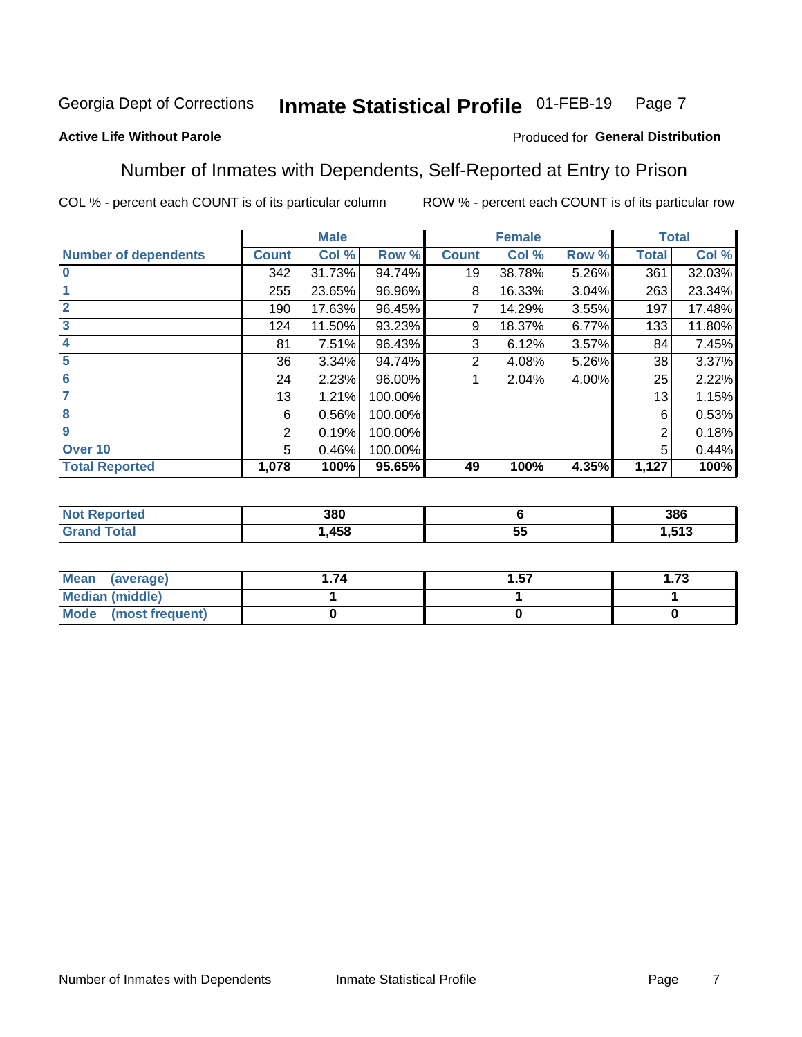Georgia Dept of Corrections **Inmate Statistical Profile** 01-FEB-19

**Active Life Without Parole**

Produced for **General Distribution**

## Number of Inmates with Dependents, Self-Reported at Entry to Prison

COL % - percent each COUNT is of its particular column

ROW % - percent each COUNT is of its particular row

| | Male | | | Female | | | Total | |
|---|---|---|---|---|---|---|---|---|
| **Number of dependents** | **Count** | **Col %** | **Row %** | **Count** | **Col %** | **Row %** | **Total** | **Col %** |
| **0** | 342 | 31.73% | 94.74% | 19 | 38.78% | 5.26% | 361 | 32.03% |
| **1** | 255 | 23.65% | 96.96% | 8 | 16.33% | 3.04% | 263 | 23.34% |
| **2** | 190 | 17.63% | 96.45% | 7 | 14.29% | 3.55% | 197 | 17.48% |
| **3** | 124 | 11.50% | 93.23% | 9 | 18.37% | 6.77% | 133 | 11.80% |
| **4** | 81 | 7.51% | 96.43% | 3 | 6.12% | 3.57% | 84 | 7.45% |
| **5** | 36 | 3.34% | 94.74% | 2 | 4.08% | 5.26% | 38 | 3.37% |
| **6** | 24 | 2.23% | 96.00% | 1 | 2.04% | 4.00% | 25 | 2.22% |
| **7** | 13 | 1.21% | 100.00% | | | | 13 | 1.15% |
| **8** | 6 | 0.56% | 100.00% | | | | 6 | 0.53% |
| **9** | 2 | 0.19% | 100.00% | | | | 2 | 0.18% |
| **Over 10** | 5 | 0.46% | 100.00% | | | | 5 | 0.44% |
| **Total Reported** | **1,078** | **100%** | **95.65%** | **49** | **100%** | **4.35%** | **1,127** | **100%** |

| | Male | Female | Total |
|---|---|---|---|
| **Not Reported** | **380** | **6** | **386** |
| **Grand Total** | **1,458** | **55** | **1,513** |

| | Male | Female | Total |
|---|---|---|---|
| **Mean (average)** | **1.74** | **1.57** | **1.73** |
| **Median (middle)** | **1** | **1** | **1** |
| **Mode (most frequent)** | **0** | **0** | **0** |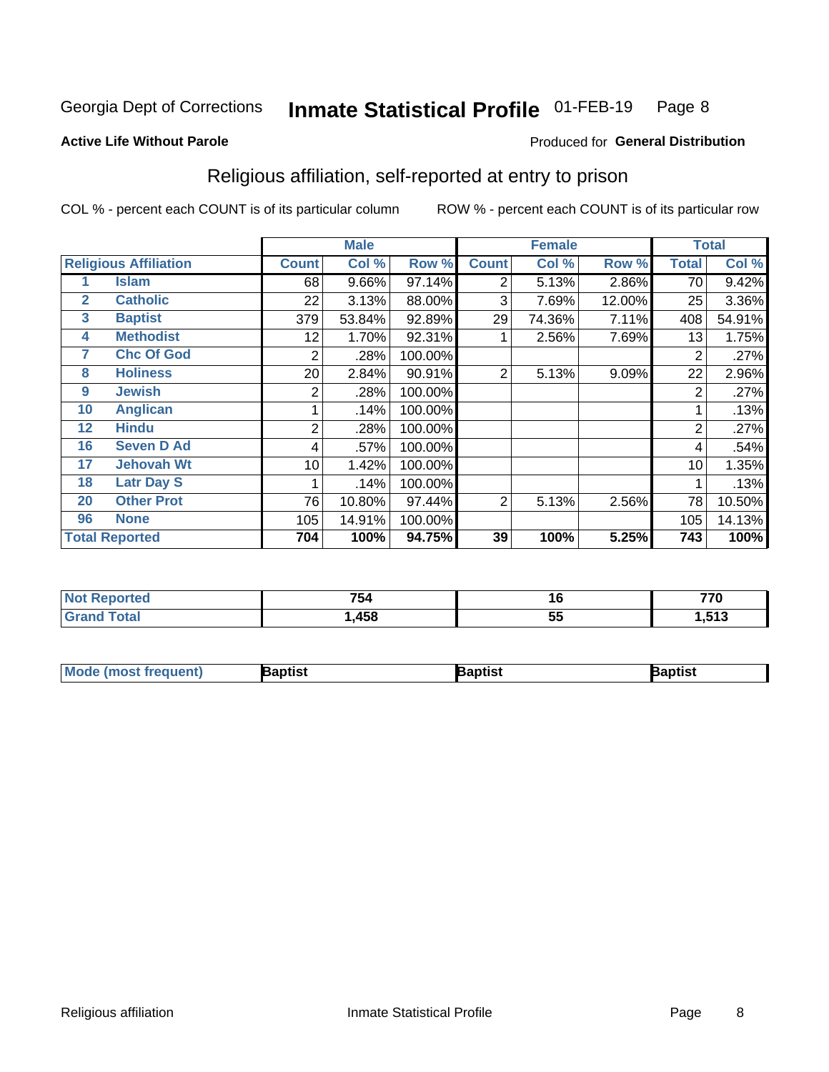Georgia Dept of Corrections **Inmate Statistical Profile** 01-FEB-19 Page 8

**Active Life Without Parole**

Produced for **General Distribution**

## Religious affiliation, self-reported at entry to prison

COL % - percent each COUNT is of its particular column    ROW % - percent each COUNT is of its particular row

| Religious Affiliation | | Male | | | Female | | | Total | |
|---|---|---|---|---|---|---|---|---|---|
| | | Count | Col % | Row % | Count | Col % | Row % | Total | Col % |
| 1 | Islam | 68 | 9.66% | 97.14% | 2 | 5.13% | 2.86% | 70 | 9.42% |
| 2 | Catholic | 22 | 3.13% | 88.00% | 3 | 7.69% | 12.00% | 25 | 3.36% |
| 3 | Baptist | 379 | 53.84% | 92.89% | 29 | 74.36% | 7.11% | 408 | 54.91% |
| 4 | Methodist | 12 | 1.70% | 92.31% | 1 | 2.56% | 7.69% | 13 | 1.75% |
| 7 | Chc Of God | 2 | .28% | 100.00% | | | | 2 | .27% |
| 8 | Holiness | 20 | 2.84% | 90.91% | 2 | 5.13% | 9.09% | 22 | 2.96% |
| 9 | Jewish | 2 | .28% | 100.00% | | | | 2 | .27% |
| 10 | Anglican | 1 | .14% | 100.00% | | | | 1 | .13% |
| 12 | Hindu | 2 | .28% | 100.00% | | | | 2 | .27% |
| 16 | Seven D Ad | 4 | .57% | 100.00% | | | | 4 | .54% |
| 17 | Jehovah Wt | 10 | 1.42% | 100.00% | | | | 10 | 1.35% |
| 18 | Latr Day S | 1 | .14% | 100.00% | | | | 1 | .13% |
| 20 | Other Prot | 76 | 10.80% | 97.44% | 2 | 5.13% | 2.56% | 78 | 10.50% |
| 96 | None | 105 | 14.91% | 100.00% | | | | 105 | 14.13% |
| **Total Reported** | | **704** | **100%** | **94.75%** | **39** | **100%** | **5.25%** | **743** | **100%** |

| | Male | Female | Total |
|---|---|---|---|
| Not Reported | 754 | 16 | 770 |
| Grand Total | 1,458 | 55 | 1,513 |

| | Male | Female | Total |
|---|---|---|---|
| Mode (most frequent) | Baptist | Baptist | Baptist |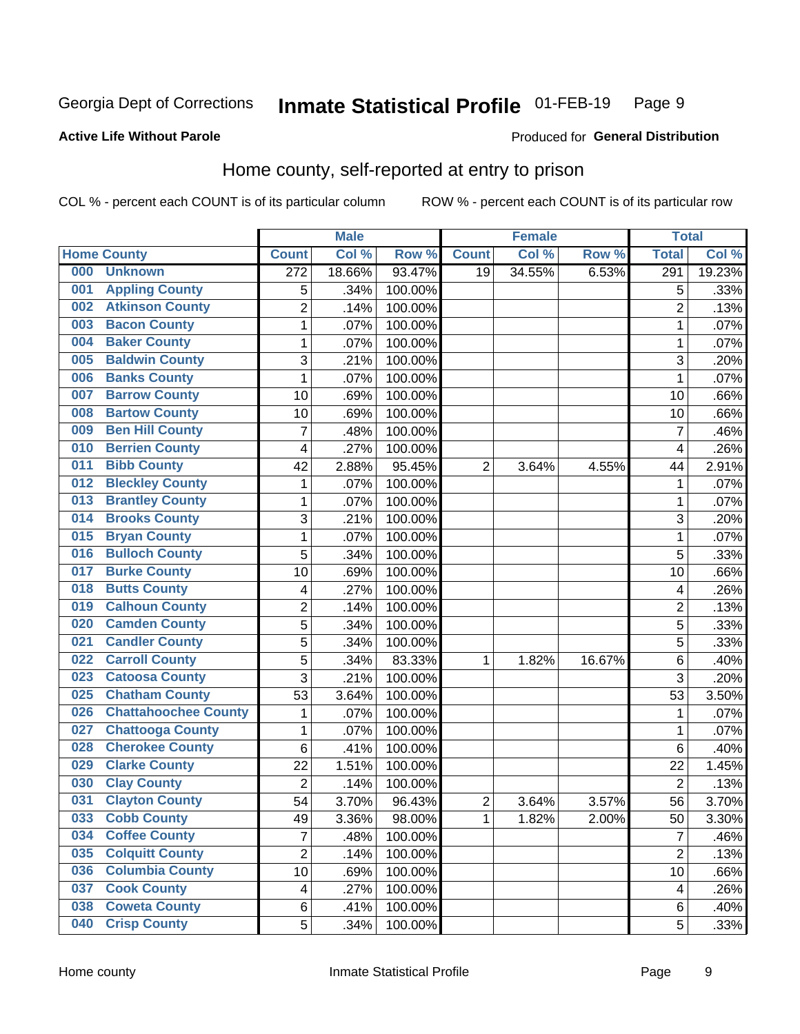Georgia Dept of Corrections **Inmate Statistical Profile** 01-FEB-19

**Active Life Without Parole**

Produced for **General Distribution**

## Home county, self-reported at entry to prison

COL % - percent each COUNT is of its particular column ROW % - percent each COUNT is of its particular row

| Home County | | Male | | | Female | | | Total | |
|---|---|---|---|---|---|---|---|---|---|
| | | Count | Col % | Row % | Count | Col % | Row % | Total | Col % |
| 000 | Unknown | 272 | 18.66% | 93.47% | 19 | 34.55% | 6.53% | 291 | 19.23% |
| 001 | Appling County | 5 | .34% | 100.00% | | | | 5 | .33% |
| 002 | Atkinson County | 2 | .14% | 100.00% | | | | 2 | .13% |
| 003 | Bacon County | 1 | .07% | 100.00% | | | | 1 | .07% |
| 004 | Baker County | 1 | .07% | 100.00% | | | | 1 | .07% |
| 005 | Baldwin County | 3 | .21% | 100.00% | | | | 3 | .20% |
| 006 | Banks County | 1 | .07% | 100.00% | | | | 1 | .07% |
| 007 | Barrow County | 10 | .69% | 100.00% | | | | 10 | .66% |
| 008 | Bartow County | 10 | .69% | 100.00% | | | | 10 | .66% |
| 009 | Ben Hill County | 7 | .48% | 100.00% | | | | 7 | .46% |
| 010 | Berrien County | 4 | .27% | 100.00% | | | | 4 | .26% |
| 011 | Bibb County | 42 | 2.88% | 95.45% | 2 | 3.64% | 4.55% | 44 | 2.91% |
| 012 | Bleckley County | 1 | .07% | 100.00% | | | | 1 | .07% |
| 013 | Brantley County | 1 | .07% | 100.00% | | | | 1 | .07% |
| 014 | Brooks County | 3 | .21% | 100.00% | | | | 3 | .20% |
| 015 | Bryan County | 1 | .07% | 100.00% | | | | 1 | .07% |
| 016 | Bulloch County | 5 | .34% | 100.00% | | | | 5 | .33% |
| 017 | Burke County | 10 | .69% | 100.00% | | | | 10 | .66% |
| 018 | Butts County | 4 | .27% | 100.00% | | | | 4 | .26% |
| 019 | Calhoun County | 2 | .14% | 100.00% | | | | 2 | .13% |
| 020 | Camden County | 5 | .34% | 100.00% | | | | 5 | .33% |
| 021 | Candler County | 5 | .34% | 100.00% | | | | 5 | .33% |
| 022 | Carroll County | 5 | .34% | 83.33% | 1 | 1.82% | 16.67% | 6 | .40% |
| 023 | Catoosa County | 3 | .21% | 100.00% | | | | 3 | .20% |
| 025 | Chatham County | 53 | 3.64% | 100.00% | | | | 53 | 3.50% |
| 026 | Chattahoochee County | 1 | .07% | 100.00% | | | | 1 | .07% |
| 027 | Chattooga County | 1 | .07% | 100.00% | | | | 1 | .07% |
| 028 | Cherokee County | 6 | .41% | 100.00% | | | | 6 | .40% |
| 029 | Clarke County | 22 | 1.51% | 100.00% | | | | 22 | 1.45% |
| 030 | Clay County | 2 | .14% | 100.00% | | | | 2 | .13% |
| 031 | Clayton County | 54 | 3.70% | 96.43% | 2 | 3.64% | 3.57% | 56 | 3.70% |
| 033 | Cobb County | 49 | 3.36% | 98.00% | 1 | 1.82% | 2.00% | 50 | 3.30% |
| 034 | Coffee County | 7 | .48% | 100.00% | | | | 7 | .46% |
| 035 | Colquitt County | 2 | .14% | 100.00% | | | | 2 | .13% |
| 036 | Columbia County | 10 | .69% | 100.00% | | | | 10 | .66% |
| 037 | Cook County | 4 | .27% | 100.00% | | | | 4 | .26% |
| 038 | Coweta County | 6 | .41% | 100.00% | | | | 6 | .40% |
| 040 | Crisp County | 5 | .34% | 100.00% | | | | 5 | .33% |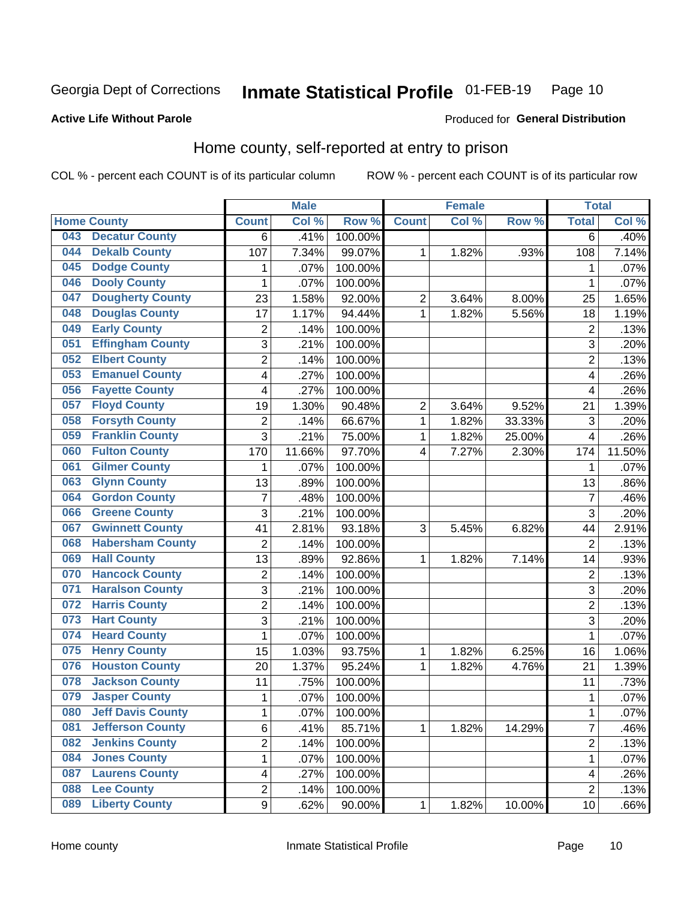Georgia Dept of Corrections **Inmate Statistical Profile** 01-FEB-19

**Active Life Without Parole**

Produced for **General Distribution**

## Home county, self-reported at entry to prison

COL % - percent each COUNT is of its particular column ROW % - percent each COUNT is of its particular row

| Home County | | Male | | | Female | | | Total | |
|---|---|---|---|---|---|---|---|---|---|
| | | Count | Col % | Row % | Count | Col % | Row % | Total | Col % |
| 043 | Decatur County | 6 | .41% | 100.00% | | | | 6 | .40% |
| 044 | Dekalb County | 107 | 7.34% | 99.07% | 1 | 1.82% | .93% | 108 | 7.14% |
| 045 | Dodge County | 1 | .07% | 100.00% | | | | 1 | .07% |
| 046 | Dooly County | 1 | .07% | 100.00% | | | | 1 | .07% |
| 047 | Dougherty County | 23 | 1.58% | 92.00% | 2 | 3.64% | 8.00% | 25 | 1.65% |
| 048 | Douglas County | 17 | 1.17% | 94.44% | 1 | 1.82% | 5.56% | 18 | 1.19% |
| 049 | Early County | 2 | .14% | 100.00% | | | | 2 | .13% |
| 051 | Effingham County | 3 | .21% | 100.00% | | | | 3 | .20% |
| 052 | Elbert County | 2 | .14% | 100.00% | | | | 2 | .13% |
| 053 | Emanuel County | 4 | .27% | 100.00% | | | | 4 | .26% |
| 056 | Fayette County | 4 | .27% | 100.00% | | | | 4 | .26% |
| 057 | Floyd County | 19 | 1.30% | 90.48% | 2 | 3.64% | 9.52% | 21 | 1.39% |
| 058 | Forsyth County | 2 | .14% | 66.67% | 1 | 1.82% | 33.33% | 3 | .20% |
| 059 | Franklin County | 3 | .21% | 75.00% | 1 | 1.82% | 25.00% | 4 | .26% |
| 060 | Fulton County | 170 | 11.66% | 97.70% | 4 | 7.27% | 2.30% | 174 | 11.50% |
| 061 | Gilmer County | 1 | .07% | 100.00% | | | | 1 | .07% |
| 063 | Glynn County | 13 | .89% | 100.00% | | | | 13 | .86% |
| 064 | Gordon County | 7 | .48% | 100.00% | | | | 7 | .46% |
| 066 | Greene County | 3 | .21% | 100.00% | | | | 3 | .20% |
| 067 | Gwinnett County | 41 | 2.81% | 93.18% | 3 | 5.45% | 6.82% | 44 | 2.91% |
| 068 | Habersham County | 2 | .14% | 100.00% | | | | 2 | .13% |
| 069 | Hall County | 13 | .89% | 92.86% | 1 | 1.82% | 7.14% | 14 | .93% |
| 070 | Hancock County | 2 | .14% | 100.00% | | | | 2 | .13% |
| 071 | Haralson County | 3 | .21% | 100.00% | | | | 3 | .20% |
| 072 | Harris County | 2 | .14% | 100.00% | | | | 2 | .13% |
| 073 | Hart County | 3 | .21% | 100.00% | | | | 3 | .20% |
| 074 | Heard County | 1 | .07% | 100.00% | | | | 1 | .07% |
| 075 | Henry County | 15 | 1.03% | 93.75% | 1 | 1.82% | 6.25% | 16 | 1.06% |
| 076 | Houston County | 20 | 1.37% | 95.24% | 1 | 1.82% | 4.76% | 21 | 1.39% |
| 078 | Jackson County | 11 | .75% | 100.00% | | | | 11 | .73% |
| 079 | Jasper County | 1 | .07% | 100.00% | | | | 1 | .07% |
| 080 | Jeff Davis County | 1 | .07% | 100.00% | | | | 1 | .07% |
| 081 | Jefferson County | 6 | .41% | 85.71% | 1 | 1.82% | 14.29% | 7 | .46% |
| 082 | Jenkins County | 2 | .14% | 100.00% | | | | 2 | .13% |
| 084 | Jones County | 1 | .07% | 100.00% | | | | 1 | .07% |
| 087 | Laurens County | 4 | .27% | 100.00% | | | | 4 | .26% |
| 088 | Lee County | 2 | .14% | 100.00% | | | | 2 | .13% |
| 089 | Liberty County | 9 | .62% | 90.00% | 1 | 1.82% | 10.00% | 10 | .66% |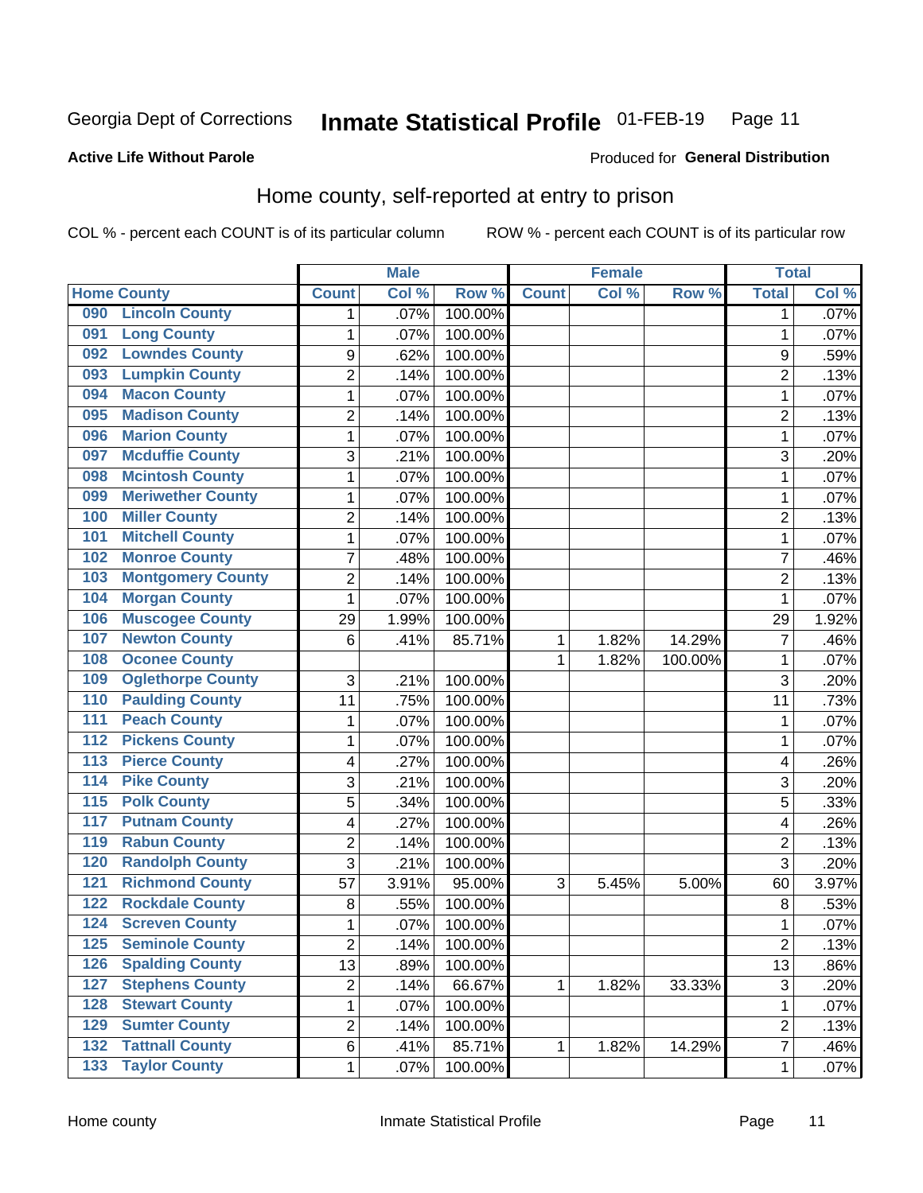Georgia Dept of Corrections **Inmate Statistical Profile** 01-FEB-19

**Active Life Without Parole**

Produced for **General Distribution**

## Home county, self-reported at entry to prison

COL % - percent each COUNT is of its particular column ROW % - percent each COUNT is of its particular row

| Home County | | Male | | | Female | | | Total | |
|---|---|---|---|---|---|---|---|---|---|
| | | Count | Col % | Row % | Count | Col % | Row % | Total | Col % |
| 090 | Lincoln County | 1 | .07% | 100.00% | | | | 1 | .07% |
| 091 | Long County | 1 | .07% | 100.00% | | | | 1 | .07% |
| 092 | Lowndes County | 9 | .62% | 100.00% | | | | 9 | .59% |
| 093 | Lumpkin County | 2 | .14% | 100.00% | | | | 2 | .13% |
| 094 | Macon County | 1 | .07% | 100.00% | | | | 1 | .07% |
| 095 | Madison County | 2 | .14% | 100.00% | | | | 2 | .13% |
| 096 | Marion County | 1 | .07% | 100.00% | | | | 1 | .07% |
| 097 | Mcduffie County | 3 | .21% | 100.00% | | | | 3 | .20% |
| 098 | Mcintosh County | 1 | .07% | 100.00% | | | | 1 | .07% |
| 099 | Meriwether County | 1 | .07% | 100.00% | | | | 1 | .07% |
| 100 | Miller County | 2 | .14% | 100.00% | | | | 2 | .13% |
| 101 | Mitchell County | 1 | .07% | 100.00% | | | | 1 | .07% |
| 102 | Monroe County | 7 | .48% | 100.00% | | | | 7 | .46% |
| 103 | Montgomery County | 2 | .14% | 100.00% | | | | 2 | .13% |
| 104 | Morgan County | 1 | .07% | 100.00% | | | | 1 | .07% |
| 106 | Muscogee County | 29 | 1.99% | 100.00% | | | | 29 | 1.92% |
| 107 | Newton County | 6 | .41% | 85.71% | 1 | 1.82% | 14.29% | 7 | .46% |
| 108 | Oconee County | | | | 1 | 1.82% | 100.00% | 1 | .07% |
| 109 | Oglethorpe County | 3 | .21% | 100.00% | | | | 3 | .20% |
| 110 | Paulding County | 11 | .75% | 100.00% | | | | 11 | .73% |
| 111 | Peach County | 1 | .07% | 100.00% | | | | 1 | .07% |
| 112 | Pickens County | 1 | .07% | 100.00% | | | | 1 | .07% |
| 113 | Pierce County | 4 | .27% | 100.00% | | | | 4 | .26% |
| 114 | Pike County | 3 | .21% | 100.00% | | | | 3 | .20% |
| 115 | Polk County | 5 | .34% | 100.00% | | | | 5 | .33% |
| 117 | Putnam County | 4 | .27% | 100.00% | | | | 4 | .26% |
| 119 | Rabun County | 2 | .14% | 100.00% | | | | 2 | .13% |
| 120 | Randolph County | 3 | .21% | 100.00% | | | | 3 | .20% |
| 121 | Richmond County | 57 | 3.91% | 95.00% | 3 | 5.45% | 5.00% | 60 | 3.97% |
| 122 | Rockdale County | 8 | .55% | 100.00% | | | | 8 | .53% |
| 124 | Screven County | 1 | .07% | 100.00% | | | | 1 | .07% |
| 125 | Seminole County | 2 | .14% | 100.00% | | | | 2 | .13% |
| 126 | Spalding County | 13 | .89% | 100.00% | | | | 13 | .86% |
| 127 | Stephens County | 2 | .14% | 66.67% | 1 | 1.82% | 33.33% | 3 | .20% |
| 128 | Stewart County | 1 | .07% | 100.00% | | | | 1 | .07% |
| 129 | Sumter County | 2 | .14% | 100.00% | | | | 2 | .13% |
| 132 | Tattnall County | 6 | .41% | 85.71% | 1 | 1.82% | 14.29% | 7 | .46% |
| 133 | Taylor County | 1 | .07% | 100.00% | | | | 1 | .07% |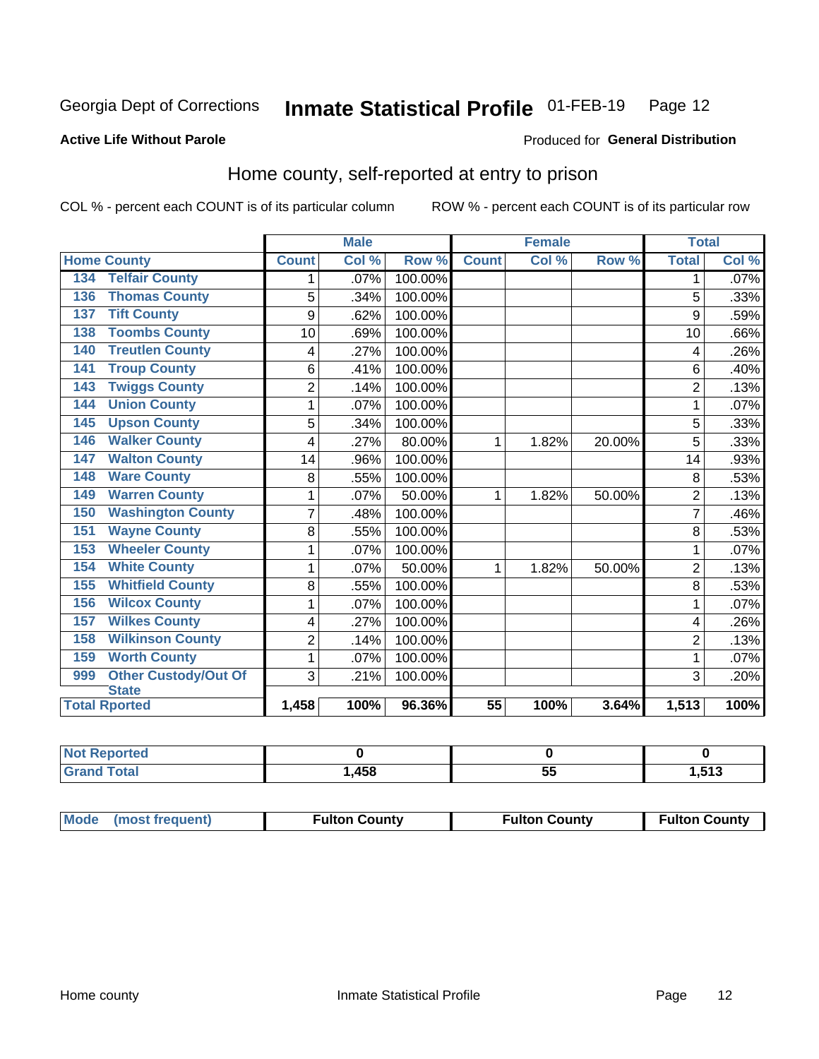Georgia Dept of Corrections **Inmate Statistical Profile** 01-FEB-19

**Active Life Without Parole**

Produced for **General Distribution**

## Home county, self-reported at entry to prison

COL % - percent each COUNT is of its particular column ROW % - percent each COUNT is of its particular row

| Home County | | Male | | | Female | | | Total | |
|---|---|---|---|---|---|---|---|---|---|
| | | Count | Col % | Row % | Count | Col % | Row % | Total | Col % |
| 134 | Telfair County | 1 | .07% | 100.00% | | | | 1 | .07% |
| 136 | Thomas County | 5 | .34% | 100.00% | | | | 5 | .33% |
| 137 | Tift County | 9 | .62% | 100.00% | | | | 9 | .59% |
| 138 | Toombs County | 10 | .69% | 100.00% | | | | 10 | .66% |
| 140 | Treutlen County | 4 | .27% | 100.00% | | | | 4 | .26% |
| 141 | Troup County | 6 | .41% | 100.00% | | | | 6 | .40% |
| 143 | Twiggs County | 2 | .14% | 100.00% | | | | 2 | .13% |
| 144 | Union County | 1 | .07% | 100.00% | | | | 1 | .07% |
| 145 | Upson County | 5 | .34% | 100.00% | | | | 5 | .33% |
| 146 | Walker County | 4 | .27% | 80.00% | 1 | 1.82% | 20.00% | 5 | .33% |
| 147 | Walton County | 14 | .96% | 100.00% | | | | 14 | .93% |
| 148 | Ware County | 8 | .55% | 100.00% | | | | 8 | .53% |
| 149 | Warren County | 1 | .07% | 50.00% | 1 | 1.82% | 50.00% | 2 | .13% |
| 150 | Washington County | 7 | .48% | 100.00% | | | | 7 | .46% |
| 151 | Wayne County | 8 | .55% | 100.00% | | | | 8 | .53% |
| 153 | Wheeler County | 1 | .07% | 100.00% | | | | 1 | .07% |
| 154 | White County | 1 | .07% | 50.00% | 1 | 1.82% | 50.00% | 2 | .13% |
| 155 | Whitfield County | 8 | .55% | 100.00% | | | | 8 | .53% |
| 156 | Wilcox County | 1 | .07% | 100.00% | | | | 1 | .07% |
| 157 | Wilkes County | 4 | .27% | 100.00% | | | | 4 | .26% |
| 158 | Wilkinson County | 2 | .14% | 100.00% | | | | 2 | .13% |
| 159 | Worth County | 1 | .07% | 100.00% | | | | 1 | .07% |
| 999 | Other Custody/Out Of State | 3 | .21% | 100.00% | | | | 3 | .20% |
| Total Rported | | 1,458 | 100% | 96.36% | 55 | 100% | 3.64% | 1,513 | 100% |

| | Male | Female | Total |
|---|---|---|---|
| Not Reported | 0 | 0 | 0 |
| Grand Total | 1,458 | 55 | 1,513 |

| | Male | Female | Total |
|---|---|---|---|
| Mode (most frequent) | Fulton County | Fulton County | Fulton County |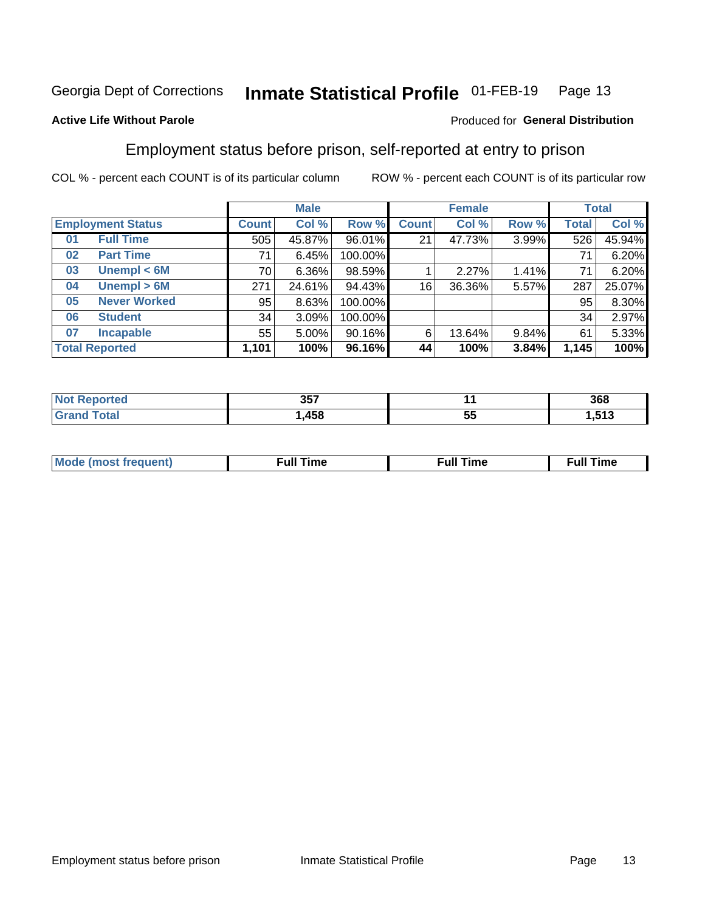Georgia Dept of Corrections **Inmate Statistical Profile** 01-FEB-19

**Active Life Without Parole**

Produced for **General Distribution**

## Employment status before prison, self-reported at entry to prison

COL % - percent each COUNT is of its particular column ROW % - percent each COUNT is of its particular row

| Employment Status | | Male | | | Female | | | Total | |
|---|---|---|---|---|---|---|---|---|---|
| | | Count | Col % | Row % | Count | Col % | Row % | Total | Col % |
| 01 | Full Time | 505 | 45.87% | 96.01% | 21 | 47.73% | 3.99% | 526 | 45.94% |
| 02 | Part Time | 71 | 6.45% | 100.00% | | | | 71 | 6.20% |
| 03 | Unempl < 6M | 70 | 6.36% | 98.59% | 1 | 2.27% | 1.41% | 71 | 6.20% |
| 04 | Unempl > 6M | 271 | 24.61% | 94.43% | 16 | 36.36% | 5.57% | 287 | 25.07% |
| 05 | Never Worked | 95 | 8.63% | 100.00% | | | | 95 | 8.30% |
| 06 | Student | 34 | 3.09% | 100.00% | | | | 34 | 2.97% |
| 07 | Incapable | 55 | 5.00% | 90.16% | 6 | 13.64% | 9.84% | 61 | 5.33% |
| **Total Reported** | | **1,101** | **100%** | **96.16%** | **44** | **100%** | **3.84%** | **1,145** | **100%** |

| | Male | Female | Total |
|---|---|---|---|
| Not Reported | 357 | 11 | 368 |
| Grand Total | 1,458 | 55 | 1,513 |

| | Male | Female | Total |
|---|---|---|---|
| Mode (most frequent) | Full Time | Full Time | Full Time |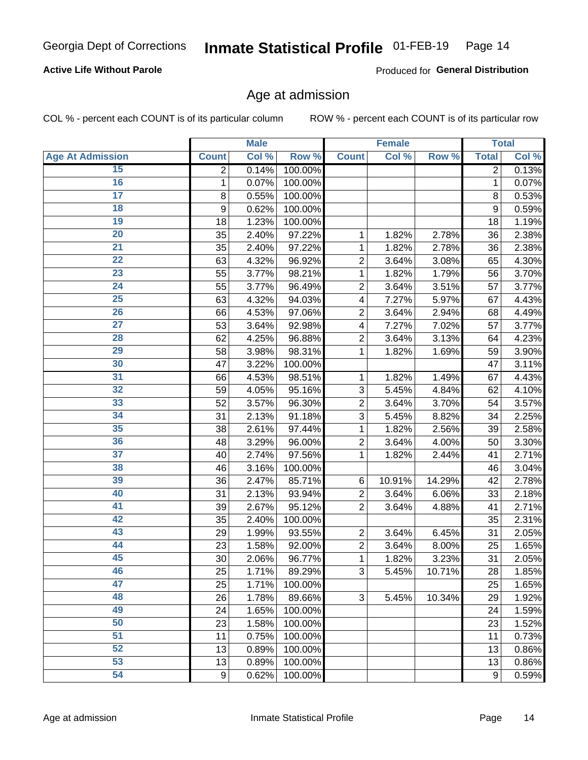Georgia Dept of Corrections **Inmate Statistical Profile** 01-FEB-19

**Active Life Without Parole**

Produced for **General Distribution**

## Age at admission

COL % - percent each COUNT is of its particular column ROW % - percent each COUNT is of its particular row

| | Male | | | Female | | | Total | |
|---|---|---|---|---|---|---|---|---|
| **Age At Admission** | **Count** | **Col %** | **Row %** | **Count** | **Col %** | **Row %** | **Total** | **Col %** |
| 15 | 2 | 0.14% | 100.00% | | | | 2 | 0.13% |
| 16 | 1 | 0.07% | 100.00% | | | | 1 | 0.07% |
| 17 | 8 | 0.55% | 100.00% | | | | 8 | 0.53% |
| 18 | 9 | 0.62% | 100.00% | | | | 9 | 0.59% |
| 19 | 18 | 1.23% | 100.00% | | | | 18 | 1.19% |
| 20 | 35 | 2.40% | 97.22% | 1 | 1.82% | 2.78% | 36 | 2.38% |
| 21 | 35 | 2.40% | 97.22% | 1 | 1.82% | 2.78% | 36 | 2.38% |
| 22 | 63 | 4.32% | 96.92% | 2 | 3.64% | 3.08% | 65 | 4.30% |
| 23 | 55 | 3.77% | 98.21% | 1 | 1.82% | 1.79% | 56 | 3.70% |
| 24 | 55 | 3.77% | 96.49% | 2 | 3.64% | 3.51% | 57 | 3.77% |
| 25 | 63 | 4.32% | 94.03% | 4 | 7.27% | 5.97% | 67 | 4.43% |
| 26 | 66 | 4.53% | 97.06% | 2 | 3.64% | 2.94% | 68 | 4.49% |
| 27 | 53 | 3.64% | 92.98% | 4 | 7.27% | 7.02% | 57 | 3.77% |
| 28 | 62 | 4.25% | 96.88% | 2 | 3.64% | 3.13% | 64 | 4.23% |
| 29 | 58 | 3.98% | 98.31% | 1 | 1.82% | 1.69% | 59 | 3.90% |
| 30 | 47 | 3.22% | 100.00% | | | | 47 | 3.11% |
| 31 | 66 | 4.53% | 98.51% | 1 | 1.82% | 1.49% | 67 | 4.43% |
| 32 | 59 | 4.05% | 95.16% | 3 | 5.45% | 4.84% | 62 | 4.10% |
| 33 | 52 | 3.57% | 96.30% | 2 | 3.64% | 3.70% | 54 | 3.57% |
| 34 | 31 | 2.13% | 91.18% | 3 | 5.45% | 8.82% | 34 | 2.25% |
| 35 | 38 | 2.61% | 97.44% | 1 | 1.82% | 2.56% | 39 | 2.58% |
| 36 | 48 | 3.29% | 96.00% | 2 | 3.64% | 4.00% | 50 | 3.30% |
| 37 | 40 | 2.74% | 97.56% | 1 | 1.82% | 2.44% | 41 | 2.71% |
| 38 | 46 | 3.16% | 100.00% | | | | 46 | 3.04% |
| 39 | 36 | 2.47% | 85.71% | 6 | 10.91% | 14.29% | 42 | 2.78% |
| 40 | 31 | 2.13% | 93.94% | 2 | 3.64% | 6.06% | 33 | 2.18% |
| 41 | 39 | 2.67% | 95.12% | 2 | 3.64% | 4.88% | 41 | 2.71% |
| 42 | 35 | 2.40% | 100.00% | | | | 35 | 2.31% |
| 43 | 29 | 1.99% | 93.55% | 2 | 3.64% | 6.45% | 31 | 2.05% |
| 44 | 23 | 1.58% | 92.00% | 2 | 3.64% | 8.00% | 25 | 1.65% |
| 45 | 30 | 2.06% | 96.77% | 1 | 1.82% | 3.23% | 31 | 2.05% |
| 46 | 25 | 1.71% | 89.29% | 3 | 5.45% | 10.71% | 28 | 1.85% |
| 47 | 25 | 1.71% | 100.00% | | | | 25 | 1.65% |
| 48 | 26 | 1.78% | 89.66% | 3 | 5.45% | 10.34% | 29 | 1.92% |
| 49 | 24 | 1.65% | 100.00% | | | | 24 | 1.59% |
| 50 | 23 | 1.58% | 100.00% | | | | 23 | 1.52% |
| 51 | 11 | 0.75% | 100.00% | | | | 11 | 0.73% |
| 52 | 13 | 0.89% | 100.00% | | | | 13 | 0.86% |
| 53 | 13 | 0.89% | 100.00% | | | | 13 | 0.86% |
| 54 | 9 | 0.62% | 100.00% | | | | 9 | 0.59% |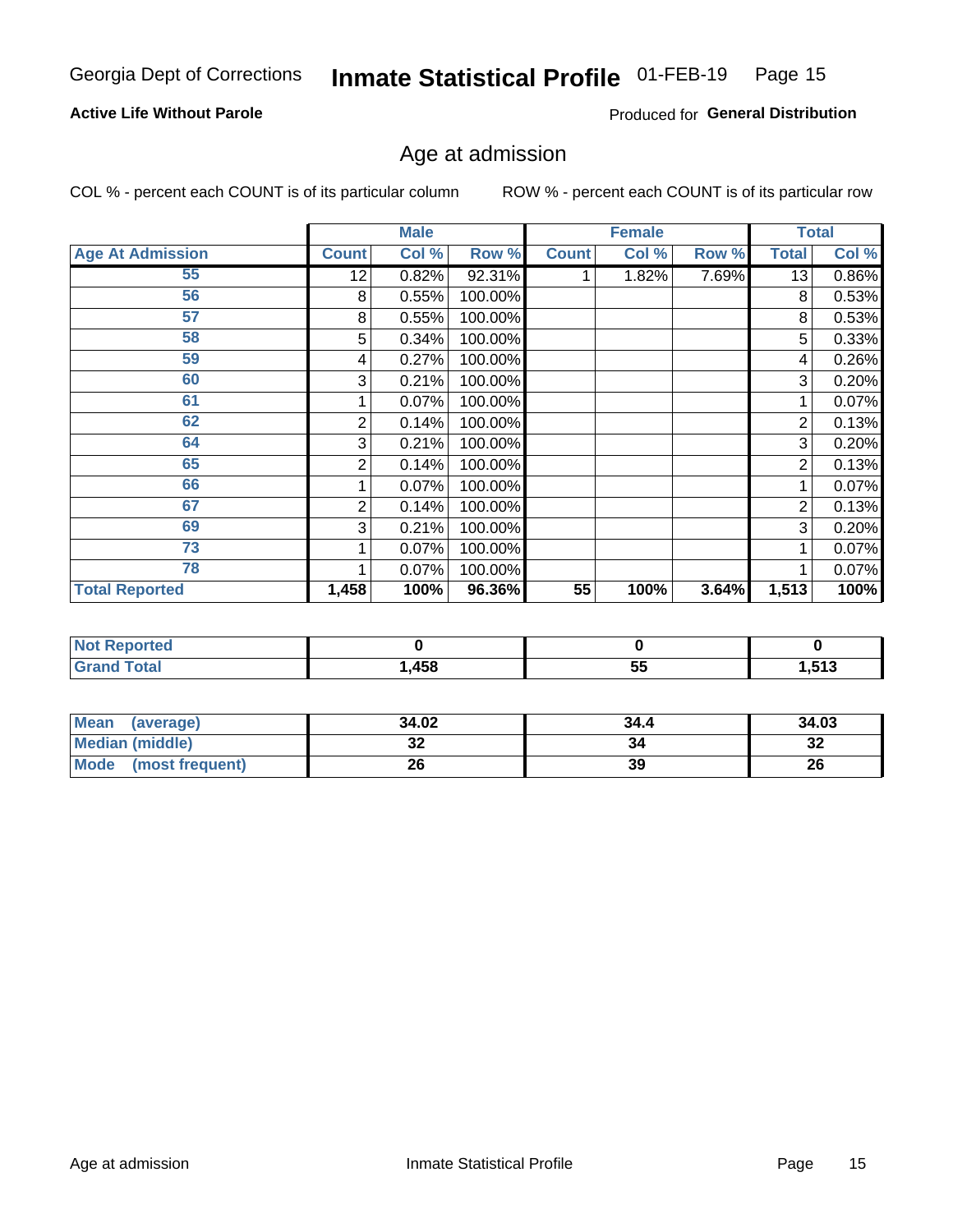Georgia Dept of Corrections **Inmate Statistical Profile** 01-FEB-19

**Active Life Without Parole**

Produced for **General Distribution**

## Age at admission

COL % - percent each COUNT is of its particular column ROW % - percent each COUNT is of its particular row

| | Male | | | Female | | | Total | |
|---|---|---|---|---|---|---|---|---|
| **Age At Admission** | **Count** | **Col %** | **Row %** | **Count** | **Col %** | **Row %** | **Total** | **Col %** |
| 55 | 12 | 0.82% | 92.31% | 1 | 1.82% | 7.69% | 13 | 0.86% |
| 56 | 8 | 0.55% | 100.00% | | | | 8 | 0.53% |
| 57 | 8 | 0.55% | 100.00% | | | | 8 | 0.53% |
| 58 | 5 | 0.34% | 100.00% | | | | 5 | 0.33% |
| 59 | 4 | 0.27% | 100.00% | | | | 4 | 0.26% |
| 60 | 3 | 0.21% | 100.00% | | | | 3 | 0.20% |
| 61 | 1 | 0.07% | 100.00% | | | | 1 | 0.07% |
| 62 | 2 | 0.14% | 100.00% | | | | 2 | 0.13% |
| 64 | 3 | 0.21% | 100.00% | | | | 3 | 0.20% |
| 65 | 2 | 0.14% | 100.00% | | | | 2 | 0.13% |
| 66 | 1 | 0.07% | 100.00% | | | | 1 | 0.07% |
| 67 | 2 | 0.14% | 100.00% | | | | 2 | 0.13% |
| 69 | 3 | 0.21% | 100.00% | | | | 3 | 0.20% |
| 73 | 1 | 0.07% | 100.00% | | | | 1 | 0.07% |
| 78 | 1 | 0.07% | 100.00% | | | | 1 | 0.07% |
| **Total Reported** | **1,458** | **100%** | **96.36%** | **55** | **100%** | **3.64%** | **1,513** | **100%** |

| | Male | Female | Total |
|---|---|---|---|
| **Not Reported** | **0** | **0** | **0** |
| **Grand Total** | **1,458** | **55** | **1,513** |

| | Male | Female | Total |
|---|---|---|---|
| **Mean (average)** | **34.02** | **34.4** | **34.03** |
| **Median (middle)** | **32** | **34** | **32** |
| **Mode (most frequent)** | **26** | **39** | **26** |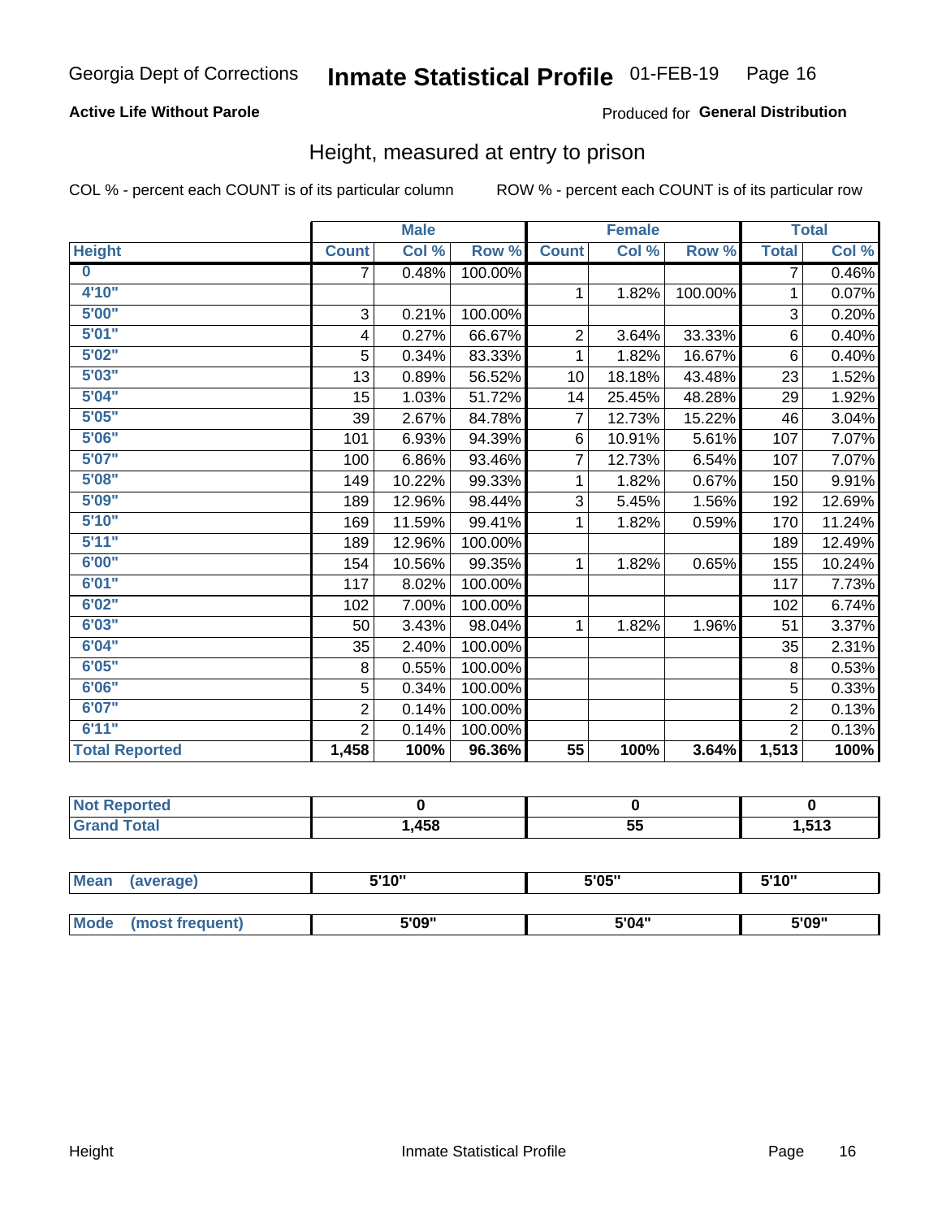Georgia Dept of Corrections **Inmate Statistical Profile** 01-FEB-19

**Active Life Without Parole**

Produced for **General Distribution**

## Height, measured at entry to prison

COL % - percent each COUNT is of its particular column

ROW % - percent each COUNT is of its particular row

| | Male | | | Female | | | Total | |
|---|---|---|---|---|---|---|---|---|
| **Height** | **Count** | **Col %** | **Row %** | **Count** | **Col %** | **Row %** | **Total** | **Col %** |
| 0 | 7 | 0.48% | 100.00% | | | | 7 | 0.46% |
| 4'10" | | | | 1 | 1.82% | 100.00% | 1 | 0.07% |
| 5'00" | 3 | 0.21% | 100.00% | | | | 3 | 0.20% |
| 5'01" | 4 | 0.27% | 66.67% | 2 | 3.64% | 33.33% | 6 | 0.40% |
| 5'02" | 5 | 0.34% | 83.33% | 1 | 1.82% | 16.67% | 6 | 0.40% |
| 5'03" | 13 | 0.89% | 56.52% | 10 | 18.18% | 43.48% | 23 | 1.52% |
| 5'04" | 15 | 1.03% | 51.72% | 14 | 25.45% | 48.28% | 29 | 1.92% |
| 5'05" | 39 | 2.67% | 84.78% | 7 | 12.73% | 15.22% | 46 | 3.04% |
| 5'06" | 101 | 6.93% | 94.39% | 6 | 10.91% | 5.61% | 107 | 7.07% |
| 5'07" | 100 | 6.86% | 93.46% | 7 | 12.73% | 6.54% | 107 | 7.07% |
| 5'08" | 149 | 10.22% | 99.33% | 1 | 1.82% | 0.67% | 150 | 9.91% |
| 5'09" | 189 | 12.96% | 98.44% | 3 | 5.45% | 1.56% | 192 | 12.69% |
| 5'10" | 169 | 11.59% | 99.41% | 1 | 1.82% | 0.59% | 170 | 11.24% |
| 5'11" | 189 | 12.96% | 100.00% | | | | 189 | 12.49% |
| 6'00" | 154 | 10.56% | 99.35% | 1 | 1.82% | 0.65% | 155 | 10.24% |
| 6'01" | 117 | 8.02% | 100.00% | | | | 117 | 7.73% |
| 6'02" | 102 | 7.00% | 100.00% | | | | 102 | 6.74% |
| 6'03" | 50 | 3.43% | 98.04% | 1 | 1.82% | 1.96% | 51 | 3.37% |
| 6'04" | 35 | 2.40% | 100.00% | | | | 35 | 2.31% |
| 6'05" | 8 | 0.55% | 100.00% | | | | 8 | 0.53% |
| 6'06" | 5 | 0.34% | 100.00% | | | | 5 | 0.33% |
| 6'07" | 2 | 0.14% | 100.00% | | | | 2 | 0.13% |
| 6'11" | 2 | 0.14% | 100.00% | | | | 2 | 0.13% |
| **Total Reported** | **1,458** | **100%** | **96.36%** | **55** | **100%** | **3.64%** | **1,513** | **100%** |

| | Male | Female | Total |
|---|---|---|---|
| Not Reported | 0 | 0 | 0 |
| Grand Total | 1,458 | 55 | 1,513 |

| | Male | Female | Total |
|---|---|---|---|
| Mean (average) | 5'10" | 5'05" | 5'10" |
| Mode (most frequent) | 5'09" | 5'04" | 5'09" |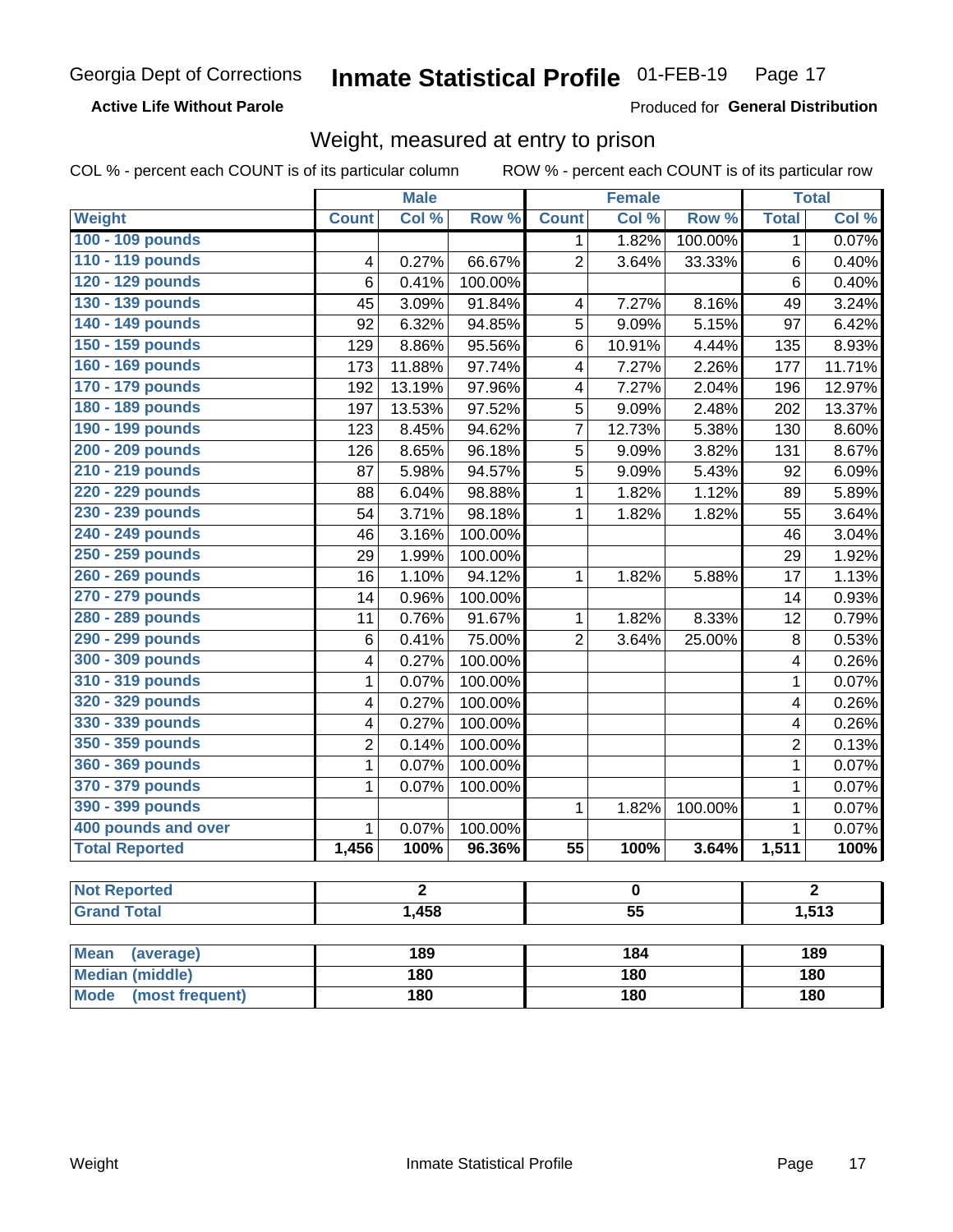Georgia Dept of Corrections

# Inmate Statistical Profile 01-FEB-19

**Active Life Without Parole**

Produced for **General Distribution**

## Weight, measured at entry to prison

COL % - percent each COUNT is of its particular column

ROW % - percent each COUNT is of its particular row

| | Male | | | Female | | | Total | |
|---|---|---|---|---|---|---|---|---|
| **Weight** | **Count** | **Col %** | **Row %** | **Count** | **Col %** | **Row %** | **Total** | **Col %** |
| 100 - 109 pounds | | | | 1 | 1.82% | 100.00% | 1 | 0.07% |
| 110 - 119 pounds | 4 | 0.27% | 66.67% | 2 | 3.64% | 33.33% | 6 | 0.40% |
| 120 - 129 pounds | 6 | 0.41% | 100.00% | | | | 6 | 0.40% |
| 130 - 139 pounds | 45 | 3.09% | 91.84% | 4 | 7.27% | 8.16% | 49 | 3.24% |
| 140 - 149 pounds | 92 | 6.32% | 94.85% | 5 | 9.09% | 5.15% | 97 | 6.42% |
| 150 - 159 pounds | 129 | 8.86% | 95.56% | 6 | 10.91% | 4.44% | 135 | 8.93% |
| 160 - 169 pounds | 173 | 11.88% | 97.74% | 4 | 7.27% | 2.26% | 177 | 11.71% |
| 170 - 179 pounds | 192 | 13.19% | 97.96% | 4 | 7.27% | 2.04% | 196 | 12.97% |
| 180 - 189 pounds | 197 | 13.53% | 97.52% | 5 | 9.09% | 2.48% | 202 | 13.37% |
| 190 - 199 pounds | 123 | 8.45% | 94.62% | 7 | 12.73% | 5.38% | 130 | 8.60% |
| 200 - 209 pounds | 126 | 8.65% | 96.18% | 5 | 9.09% | 3.82% | 131 | 8.67% |
| 210 - 219 pounds | 87 | 5.98% | 94.57% | 5 | 9.09% | 5.43% | 92 | 6.09% |
| 220 - 229 pounds | 88 | 6.04% | 98.88% | 1 | 1.82% | 1.12% | 89 | 5.89% |
| 230 - 239 pounds | 54 | 3.71% | 98.18% | 1 | 1.82% | 1.82% | 55 | 3.64% |
| 240 - 249 pounds | 46 | 3.16% | 100.00% | | | | 46 | 3.04% |
| 250 - 259 pounds | 29 | 1.99% | 100.00% | | | | 29 | 1.92% |
| 260 - 269 pounds | 16 | 1.10% | 94.12% | 1 | 1.82% | 5.88% | 17 | 1.13% |
| 270 - 279 pounds | 14 | 0.96% | 100.00% | | | | 14 | 0.93% |
| 280 - 289 pounds | 11 | 0.76% | 91.67% | 1 | 1.82% | 8.33% | 12 | 0.79% |
| 290 - 299 pounds | 6 | 0.41% | 75.00% | 2 | 3.64% | 25.00% | 8 | 0.53% |
| 300 - 309 pounds | 4 | 0.27% | 100.00% | | | | 4 | 0.26% |
| 310 - 319 pounds | 1 | 0.07% | 100.00% | | | | 1 | 0.07% |
| 320 - 329 pounds | 4 | 0.27% | 100.00% | | | | 4 | 0.26% |
| 330 - 339 pounds | 4 | 0.27% | 100.00% | | | | 4 | 0.26% |
| 350 - 359 pounds | 2 | 0.14% | 100.00% | | | | 2 | 0.13% |
| 360 - 369 pounds | 1 | 0.07% | 100.00% | | | | 1 | 0.07% |
| 370 - 379 pounds | 1 | 0.07% | 100.00% | | | | 1 | 0.07% |
| 390 - 399 pounds | | | | 1 | 1.82% | 100.00% | 1 | 0.07% |
| 400 pounds and over | 1 | 0.07% | 100.00% | | | | 1 | 0.07% |
| **Total Reported** | **1,456** | **100%** | **96.36%** | **55** | **100%** | **3.64%** | **1,511** | **100%** |

| | Male | Female | Total |
|---|---|---|---|
| Not Reported | 2 | 0 | 2 |
| Grand Total | 1,458 | 55 | 1,513 |

| | Male | Female | Total |
|---|---|---|---|
| Mean (average) | 189 | 184 | 189 |
| Median (middle) | 180 | 180 | 180 |
| Mode (most frequent) | 180 | 180 | 180 |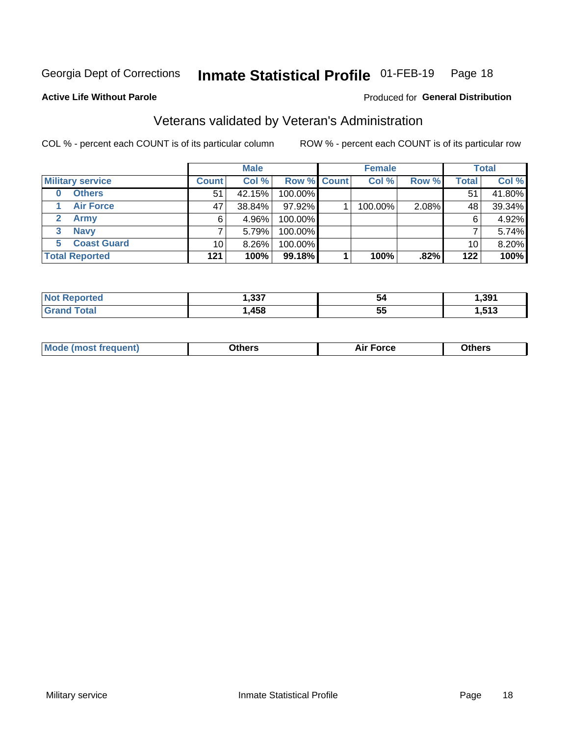Georgia Dept of Corrections **Inmate Statistical Profile** 01-FEB-19 Page 18

**Active Life Without Parole**

Produced for **General Distribution**

## Veterans validated by Veteran's Administration

COL % - percent each COUNT is of its particular column ROW % - percent each COUNT is of its particular row

| | Male | | | Female | | | Total | |
|---|---|---|---|---|---|---|---|---|
| **Military service** | **Count** | **Col %** | **Row %** | **Count** | **Col %** | **Row %** | **Total** | **Col %** |
| **0 Others** | 51 | 42.15% | 100.00% | | | | 51 | 41.80% |
| **1 Air Force** | 47 | 38.84% | 97.92% | 1 | 100.00% | 2.08% | 48 | 39.34% |
| **2 Army** | 6 | 4.96% | 100.00% | | | | 6 | 4.92% |
| **3 Navy** | 7 | 5.79% | 100.00% | | | | 7 | 5.74% |
| **5 Coast Guard** | 10 | 8.26% | 100.00% | | | | 10 | 8.20% |
| **Total Reported** | **121** | **100%** | **99.18%** | **1** | **100%** | **.82%** | **122** | **100%** |

| | Male | Female | Total |
|---|---|---|---|
| **Not Reported** | **1,337** | **54** | **1,391** |
| **Grand Total** | **1,458** | **55** | **1,513** |

| | Male | Female | Total |
|---|---|---|---|
| **Mode (most frequent)** | **Others** | **Air Force** | **Others** |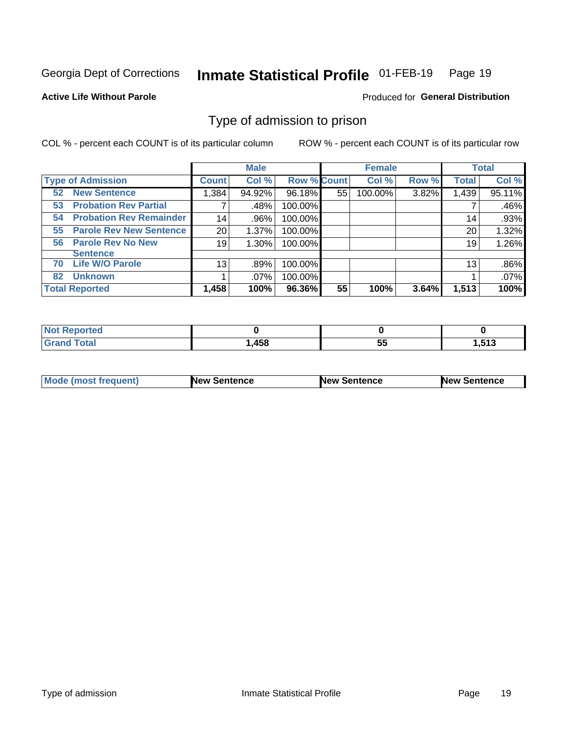Georgia Dept of Corrections **Inmate Statistical Profile** 01-FEB-19 Page 19

**Active Life Without Parole**

Produced for **General Distribution**

## Type of admission to prison

COL % - percent each COUNT is of its particular column ROW % - percent each COUNT is of its particular row

| Type of Admission | Male | | | Female | | | Total | |
|---|---|---|---|---|---|---|---|---|
| | Count | Col % | Row % | Count | Col % | Row % | Total | Col % |
| 52 New Sentence | 1,384 | 94.92% | 96.18% | 55 | 100.00% | 3.82% | 1,439 | 95.11% |
| 53 Probation Rev Partial | 7 | .48% | 100.00% | | | | 7 | .46% |
| 54 Probation Rev Remainder | 14 | .96% | 100.00% | | | | 14 | .93% |
| 55 Parole Rev New Sentence | 20 | 1.37% | 100.00% | | | | 20 | 1.32% |
| 56 Parole Rev No New Sentence | 19 | 1.30% | 100.00% | | | | 19 | 1.26% |
| 70 Life W/O Parole | 13 | .89% | 100.00% | | | | 13 | .86% |
| 82 Unknown | 1 | .07% | 100.00% | | | | 1 | .07% |
| **Total Reported** | **1,458** | **100%** | **96.36%** | **55** | **100%** | **3.64%** | **1,513** | **100%** |

| | Male | Female | Total |
|---|---|---|---|
| Not Reported | 0 | 0 | 0 |
| Grand Total | 1,458 | 55 | 1,513 |

| | Male | Female | Total |
|---|---|---|---|
| Mode (most frequent) | New Sentence | New Sentence | New Sentence |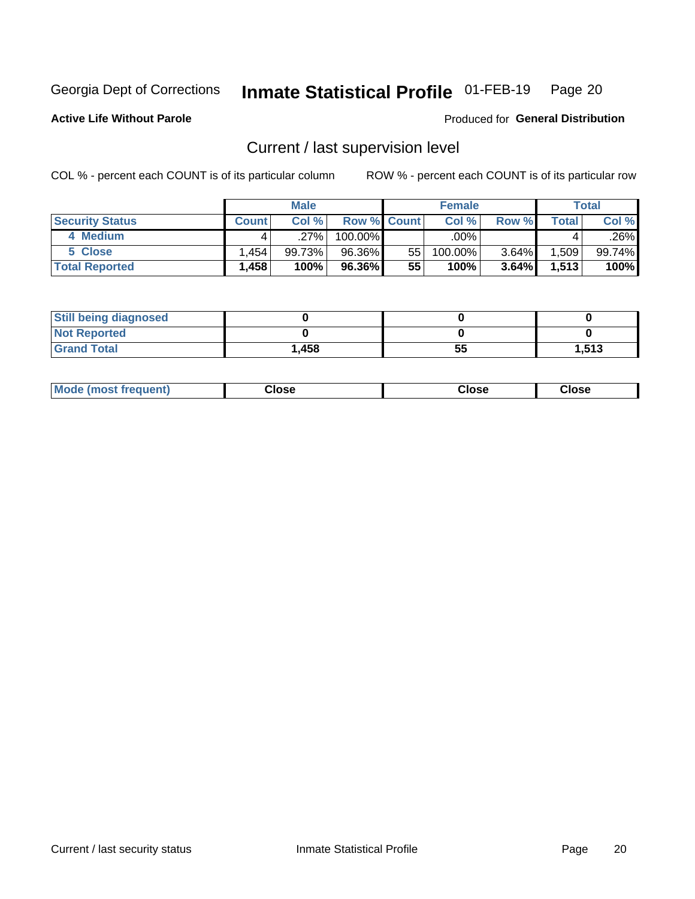Georgia Dept of Corrections **Inmate Statistical Profile** 01-FEB-19

**Active Life Without Parole**

Produced for **General Distribution**

## Current / last supervision level

COL % - percent each COUNT is of its particular column

ROW % - percent each COUNT is of its particular row

| | Male | | | Female | | | Total | |
|---|---|---|---|---|---|---|---|---|
| **Security Status** | **Count** | **Col %** | **Row %** | **Count** | **Col %** | **Row %** | **Total** | **Col %** |
| 4 Medium | 4 | .27% | 100.00% | | .00% | | 4 | .26% |
| 5 Close | 1,454 | 99.73% | 96.36% | 55 | 100.00% | 3.64% | 1,509 | 99.74% |
| **Total Reported** | **1,458** | **100%** | **96.36%** | **55** | **100%** | **3.64%** | **1,513** | **100%** |

| | Male | Female | Total |
|---|---|---|---|
| **Still being diagnosed** | **0** | **0** | **0** |
| **Not Reported** | **0** | **0** | **0** |
| **Grand Total** | **1,458** | **55** | **1,513** |

| | Male | Female | Total |
|---|---|---|---|
| **Mode (most frequent)** | **Close** | **Close** | **Close** |

Current / last security status

Inmate Statistical Profile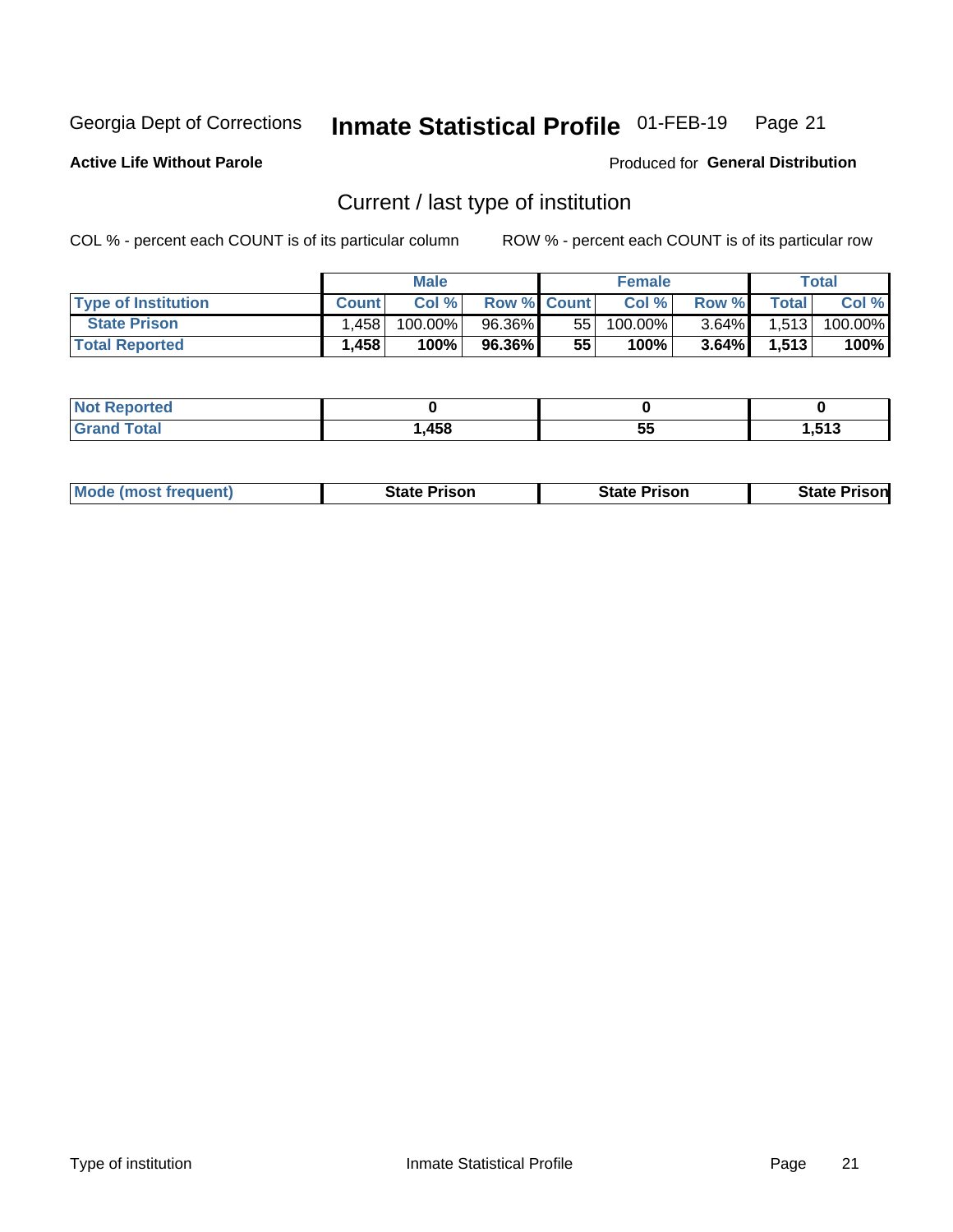Georgia Dept of Corrections **Inmate Statistical Profile** 01-FEB-19

**Active Life Without Parole**

Produced for **General Distribution**

## Current / last type of institution

COL % - percent each COUNT is of its particular column

ROW % - percent each COUNT is of its particular row

| | Male | | | Female | | | Total | |
|---|---|---|---|---|---|---|---|---|
| **Type of Institution** | **Count** | **Col %** | **Row %** | **Count** | **Col %** | **Row %** | **Total** | **Col %** |
| State Prison | 1,458 | 100.00% | 96.36% | 55 | 100.00% | 3.64% | 1,513 | 100.00% |
| **Total Reported** | **1,458** | **100%** | **96.36%** | **55** | **100%** | **3.64%** | **1,513** | **100%** |

| | Male | Female | Total |
|---|---|---|---|
| **Not Reported** | **0** | **0** | **0** |
| **Grand Total** | **1,458** | **55** | **1,513** |

| | Male | Female | Total |
|---|---|---|---|
| **Mode (most frequent)** | **State Prison** | **State Prison** | **State Prison** |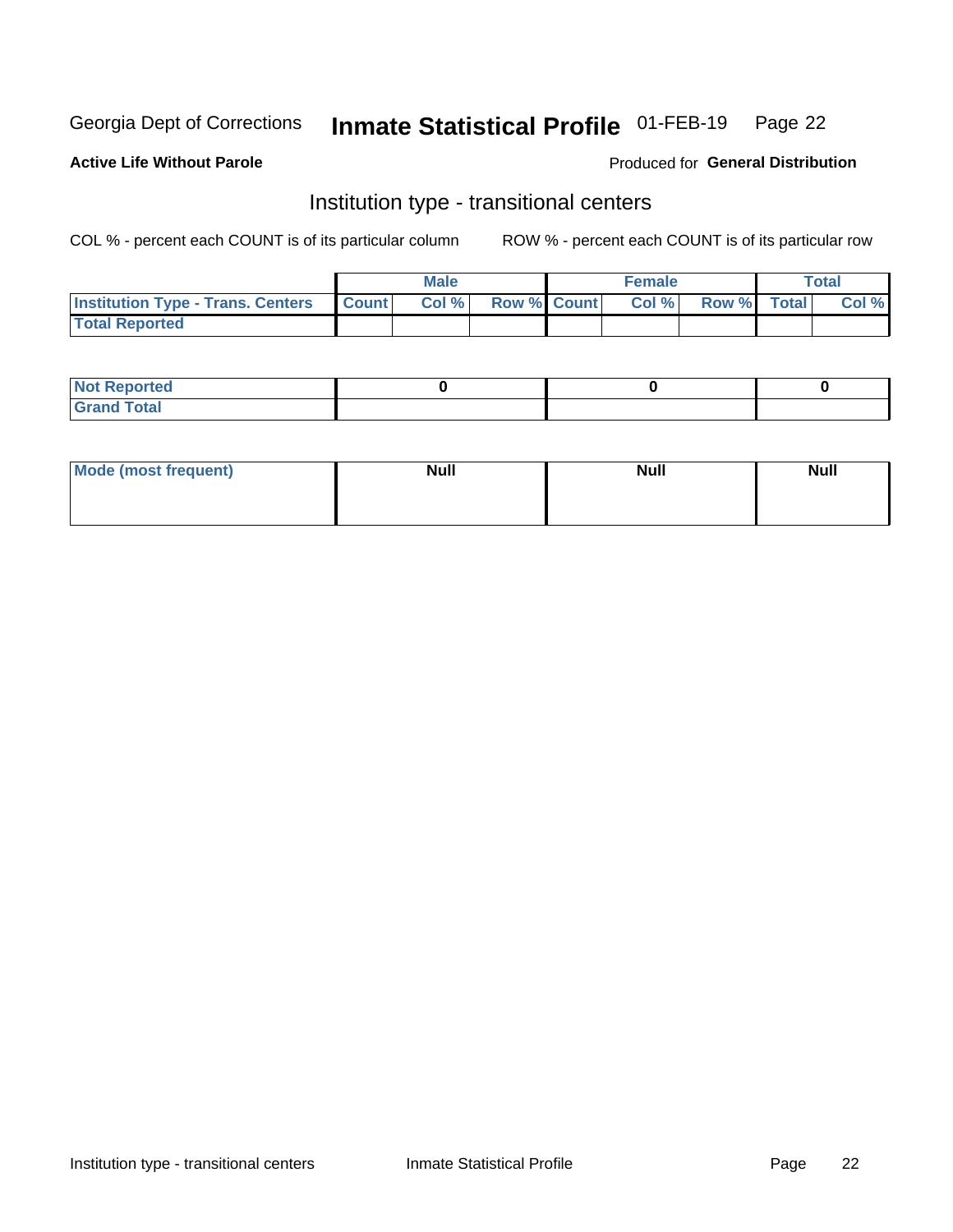Georgia Dept of Corrections **Inmate Statistical Profile** 01-FEB-19

**Active Life Without Parole**

Produced for **General Distribution**

## Institution type - transitional centers

COL % - percent each COUNT is of its particular column

ROW % - percent each COUNT is of its particular row

| | Male | | | Female | | | Total | |
|---|---|---|---|---|---|---|---|---|
| Institution Type - Trans. Centers | Count | Col % | Row % | Count | Col % | Row % | Total | Col % |
| Total Reported | | | | | | | | |

| | Male | Female | Total |
|---|---|---|---|
| Not Reported | 0 | 0 | 0 |
| Grand Total | | | |

| | Male | Female | Total |
|---|---|---|---|
| Mode (most frequent) | Null | Null | Null |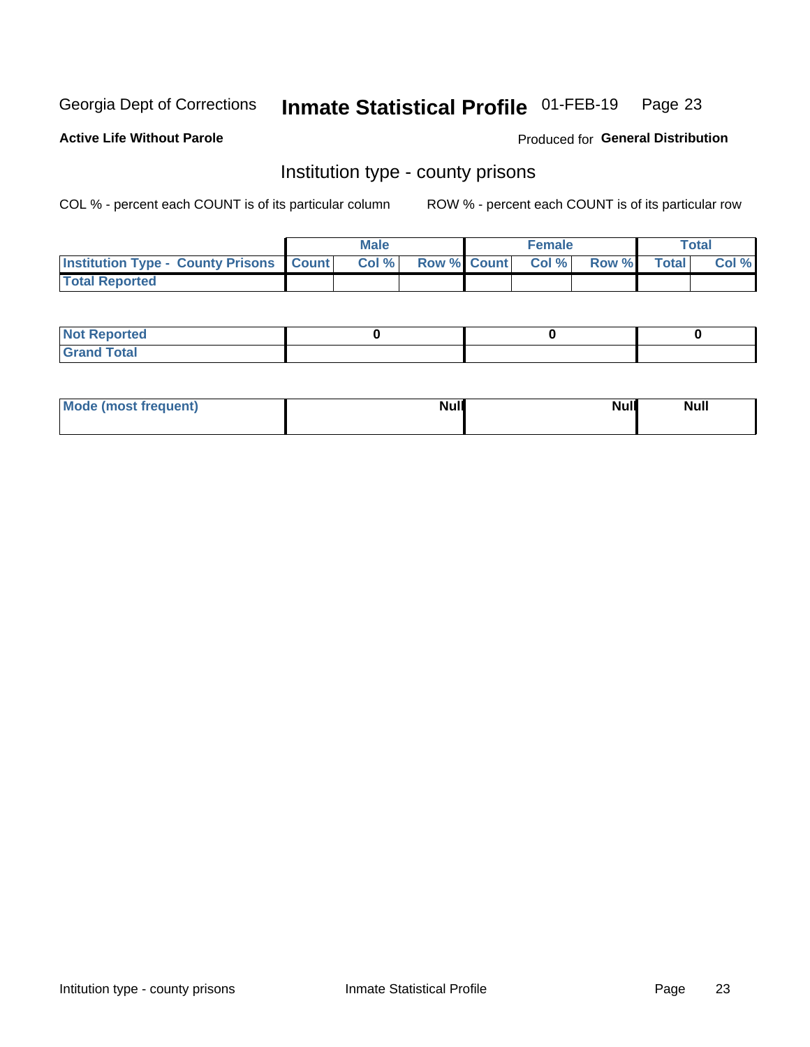Georgia Dept of Corrections **Inmate Statistical Profile** 01-FEB-19

**Active Life Without Parole**

Produced for **General Distribution**

## Institution type - county prisons

COL % - percent each COUNT is of its particular column

ROW % - percent each COUNT is of its particular row

| | Male | | | Female | | | Total | |
|---|---|---|---|---|---|---|---|---|
| **Institution Type - County Prisons** | **Count** | **Col %** | **Row %** | **Count** | **Col %** | **Row %** | **Total** | **Col %** |
| **Total Reported** | | | | | | | | |

| | Male | Female | Total |
|---|---|---|---|
| **Not Reported** | 0 | 0 | 0 |
| **Grand Total** | | | |

| | Male | Female | Total |
|---|---|---|---|
| **Mode (most frequent)** | Null | Null | Null |

Intitution type - county prisons

Inmate Statistical Profile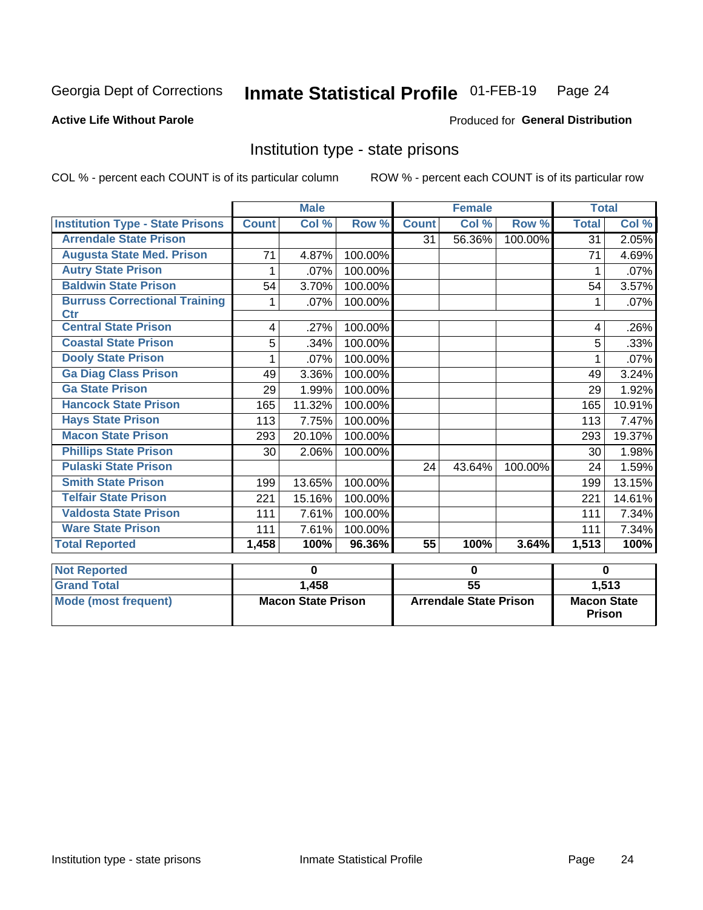Georgia Dept of Corrections **Inmate Statistical Profile** 01-FEB-19

**Active Life Without Parole**

Produced for **General Distribution**

## Institution type - state prisons

COL % - percent each COUNT is of its particular column

ROW % - percent each COUNT is of its particular row

| | Male | | | Female | | | Total | |
|---|---|---|---|---|---|---|---|---|
| **Institution Type - State Prisons** | **Count** | **Col %** | **Row %** | **Count** | **Col %** | **Row %** | **Total** | **Col %** |
| **Arrendale State Prison** | | | | 31 | 56.36% | 100.00% | 31 | 2.05% |
| **Augusta State Med. Prison** | 71 | 4.87% | 100.00% | | | | 71 | 4.69% |
| **Autry State Prison** | 1 | .07% | 100.00% | | | | 1 | .07% |
| **Baldwin State Prison** | 54 | 3.70% | 100.00% | | | | 54 | 3.57% |
| **Burruss Correctional Training Ctr** | 1 | .07% | 100.00% | | | | 1 | .07% |
| **Central State Prison** | 4 | .27% | 100.00% | | | | 4 | .26% |
| **Coastal State Prison** | 5 | .34% | 100.00% | | | | 5 | .33% |
| **Dooly State Prison** | 1 | .07% | 100.00% | | | | 1 | .07% |
| **Ga Diag Class Prison** | 49 | 3.36% | 100.00% | | | | 49 | 3.24% |
| **Ga State Prison** | 29 | 1.99% | 100.00% | | | | 29 | 1.92% |
| **Hancock State Prison** | 165 | 11.32% | 100.00% | | | | 165 | 10.91% |
| **Hays State Prison** | 113 | 7.75% | 100.00% | | | | 113 | 7.47% |
| **Macon State Prison** | 293 | 20.10% | 100.00% | | | | 293 | 19.37% |
| **Phillips State Prison** | 30 | 2.06% | 100.00% | | | | 30 | 1.98% |
| **Pulaski State Prison** | | | | 24 | 43.64% | 100.00% | 24 | 1.59% |
| **Smith State Prison** | 199 | 13.65% | 100.00% | | | | 199 | 13.15% |
| **Telfair State Prison** | 221 | 15.16% | 100.00% | | | | 221 | 14.61% |
| **Valdosta State Prison** | 111 | 7.61% | 100.00% | | | | 111 | 7.34% |
| **Ware State Prison** | 111 | 7.61% | 100.00% | | | | 111 | 7.34% |
| **Total Reported** | **1,458** | **100%** | **96.36%** | **55** | **100%** | **3.64%** | **1,513** | **100%** |

| | Male | Female | Total |
|---|---|---|---|
| **Not Reported** | **0** | **0** | **0** |
| **Grand Total** | **1,458** | **55** | **1,513** |
| **Mode (most frequent)** | **Macon State Prison** | **Arrendale State Prison** | **Macon State Prison** |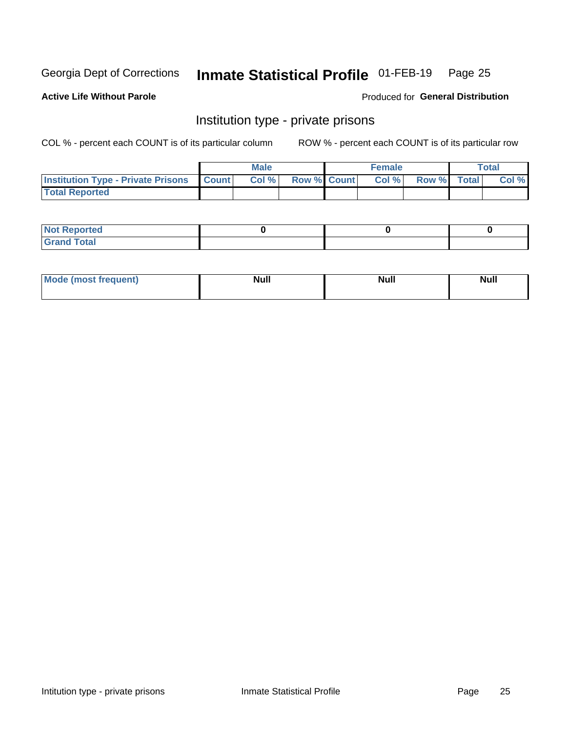Georgia Dept of Corrections **Inmate Statistical Profile** 01-FEB-19 Page 25

**Active Life Without Parole**

Produced for **General Distribution**

## Institution type - private prisons

COL % - percent each COUNT is of its particular column     ROW % - percent each COUNT is of its particular row

| | Male | | | Female | | | Total | |
|---|---|---|---|---|---|---|---|---|
| Institution Type - Private Prisons | Count | Col % | Row % | Count | Col % | Row % | Total | Col % |
| Total Reported | | | | | | | | |

| | Male | Female | Total |
|---|---|---|---|
| Not Reported | 0 | 0 | 0 |
| Grand Total | | | |

| | Male | Female | Total |
|---|---|---|---|
| Mode (most frequent) | Null | Null | Null |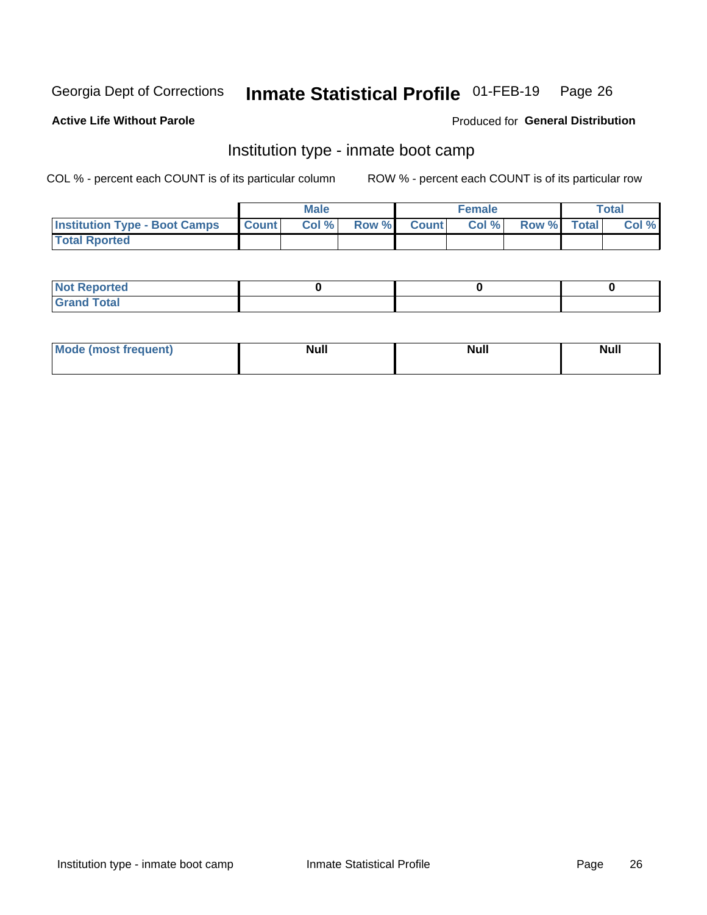Georgia Dept of Corrections **Inmate Statistical Profile** 01-FEB-19

**Active Life Without Parole**

Produced for **General Distribution**

## Institution type - inmate boot camp

COL % - percent each COUNT is of its particular column

ROW % - percent each COUNT is of its particular row

| | Male | | | Female | | | Total | |
|---|---|---|---|---|---|---|---|---|
| **Institution Type - Boot Camps** | **Count** | **Col %** | **Row %** | **Count** | **Col %** | **Row %** | **Total** | **Col %** |
| **Total Rported** | | | | | | | | |

| | Male | Female | Total |
|---|---|---|---|
| **Not Reported** | 0 | 0 | 0 |
| **Grand Total** | | | |

| | Male | Female | Total |
|---|---|---|---|
| **Mode (most frequent)** | Null | Null | Null |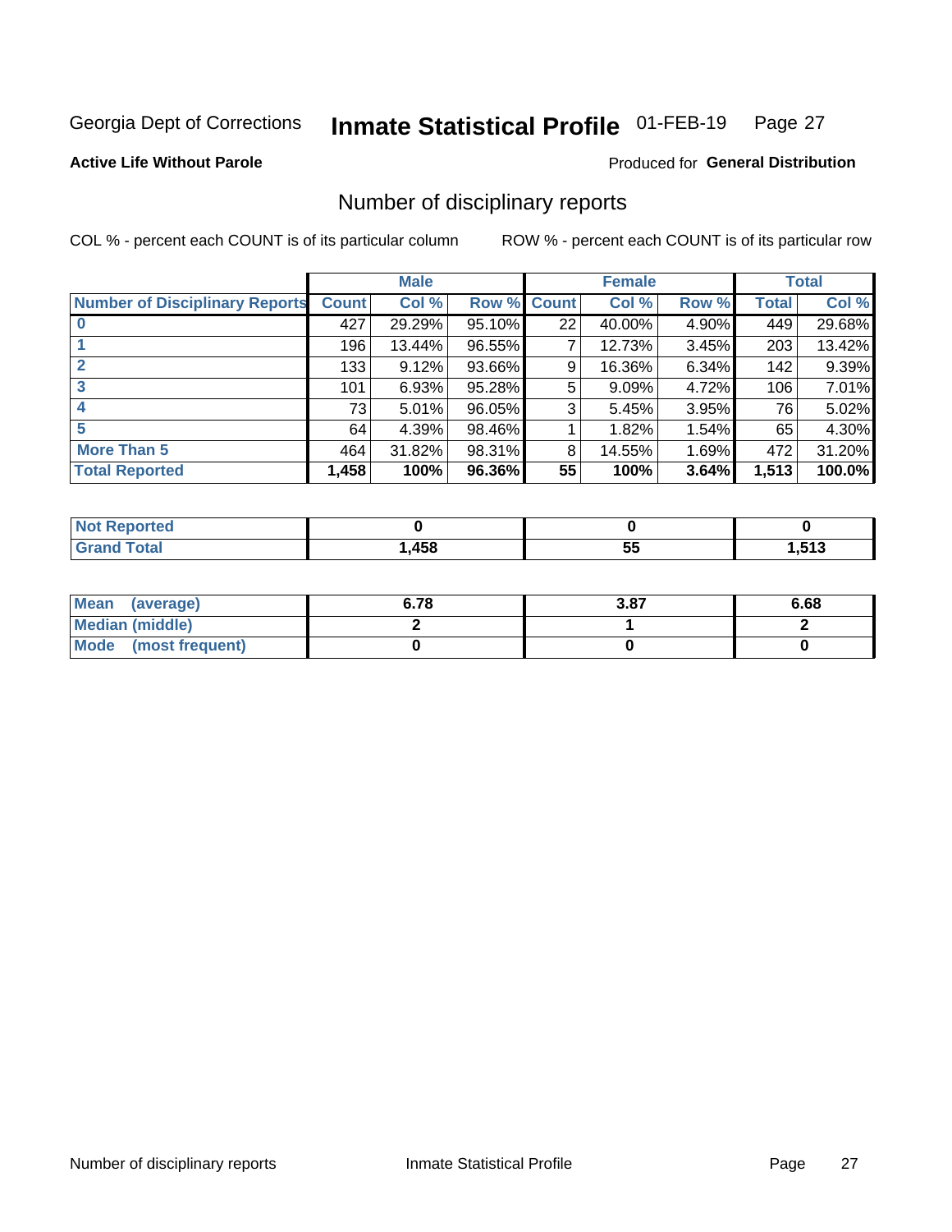Georgia Dept of Corrections **Inmate Statistical Profile** 01-FEB-19

**Active Life Without Parole**

Produced for **General Distribution**

## Number of disciplinary reports

COL % - percent each COUNT is of its particular column ROW % - percent each COUNT is of its particular row

| | Male | | | Female | | | Total | |
|---|---|---|---|---|---|---|---|---|
| Number of Disciplinary Reports | Count | Col % | Row % | Count | Col % | Row % | Total | Col % |
| 0 | 427 | 29.29% | 95.10% | 22 | 40.00% | 4.90% | 449 | 29.68% |
| 1 | 196 | 13.44% | 96.55% | 7 | 12.73% | 3.45% | 203 | 13.42% |
| 2 | 133 | 9.12% | 93.66% | 9 | 16.36% | 6.34% | 142 | 9.39% |
| 3 | 101 | 6.93% | 95.28% | 5 | 9.09% | 4.72% | 106 | 7.01% |
| 4 | 73 | 5.01% | 96.05% | 3 | 5.45% | 3.95% | 76 | 5.02% |
| 5 | 64 | 4.39% | 98.46% | 1 | 1.82% | 1.54% | 65 | 4.30% |
| More Than 5 | 464 | 31.82% | 98.31% | 8 | 14.55% | 1.69% | 472 | 31.20% |
| **Total Reported** | **1,458** | **100%** | **96.36%** | **55** | **100%** | **3.64%** | **1,513** | **100.0%** |

| | Male | Female | Total |
|---|---|---|---|
| Not Reported | 0 | 0 | 0 |
| Grand Total | 1,458 | 55 | 1,513 |

| | Male | Female | Total |
|---|---|---|---|
| Mean (average) | 6.78 | 3.87 | 6.68 |
| Median (middle) | 2 | 1 | 2 |
| Mode (most frequent) | 0 | 0 | 0 |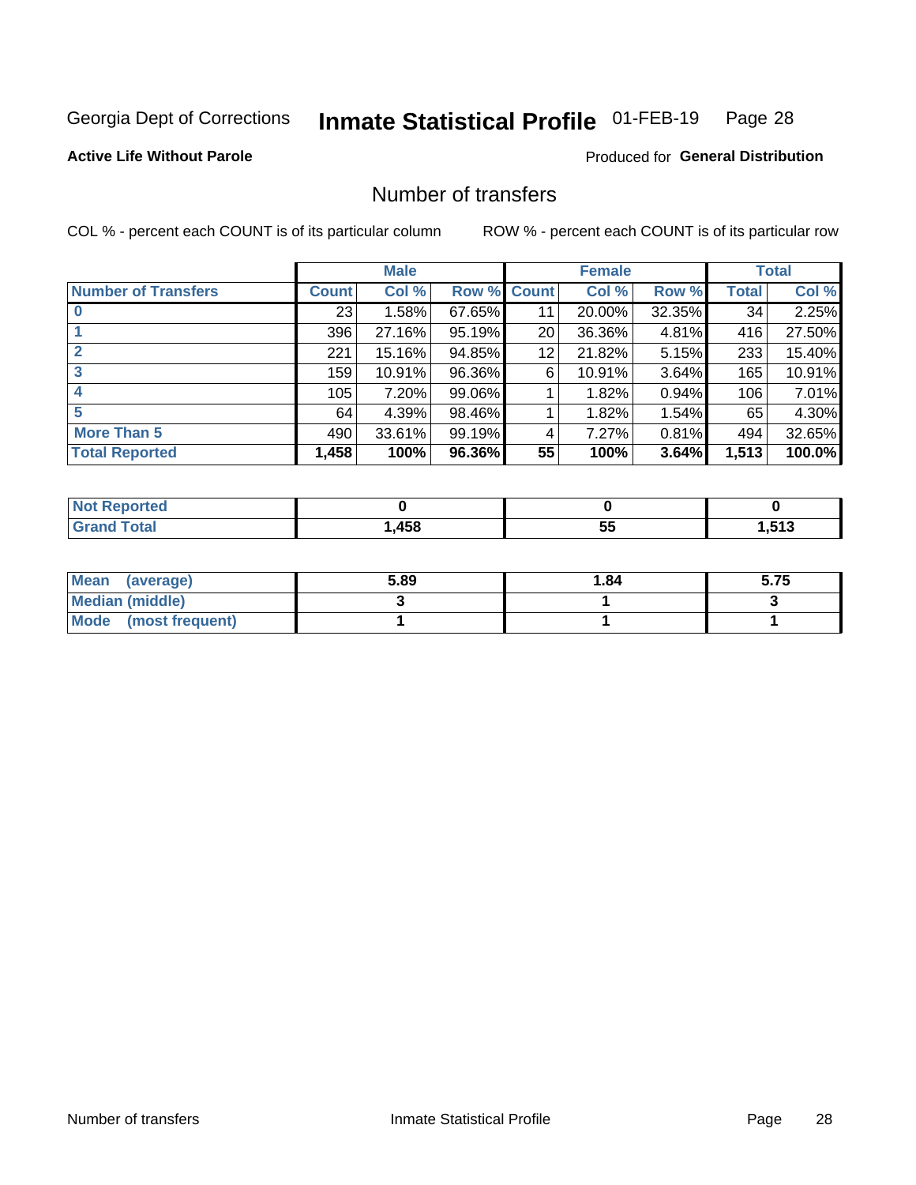Georgia Dept of Corrections **Inmate Statistical Profile** 01-FEB-19

**Active Life Without Parole**

Produced for **General Distribution**

## Number of transfers

COL % - percent each COUNT is of its particular column

ROW % - percent each COUNT is of its particular row

| | Male | | | Female | | | Total | |
|---|---|---|---|---|---|---|---|---|
| **Number of Transfers** | **Count** | **Col %** | **Row %** | **Count** | **Col %** | **Row %** | **Total** | **Col %** |
| **0** | 23 | 1.58% | 67.65% | 11 | 20.00% | 32.35% | 34 | 2.25% |
| **1** | 396 | 27.16% | 95.19% | 20 | 36.36% | 4.81% | 416 | 27.50% |
| **2** | 221 | 15.16% | 94.85% | 12 | 21.82% | 5.15% | 233 | 15.40% |
| **3** | 159 | 10.91% | 96.36% | 6 | 10.91% | 3.64% | 165 | 10.91% |
| **4** | 105 | 7.20% | 99.06% | 1 | 1.82% | 0.94% | 106 | 7.01% |
| **5** | 64 | 4.39% | 98.46% | 1 | 1.82% | 1.54% | 65 | 4.30% |
| **More Than 5** | 490 | 33.61% | 99.19% | 4 | 7.27% | 0.81% | 494 | 32.65% |
| **Total Reported** | **1,458** | **100%** | **96.36%** | **55** | **100%** | **3.64%** | **1,513** | **100.0%** |

| | Male | Female | Total |
|---|---|---|---|
| **Not Reported** | **0** | **0** | **0** |
| **Grand Total** | **1,458** | **55** | **1,513** |

| | Male | Female | Total |
|---|---|---|---|
| **Mean (average)** | **5.89** | **1.84** | **5.75** |
| **Median (middle)** | **3** | **1** | **3** |
| **Mode (most frequent)** | **1** | **1** | **1** |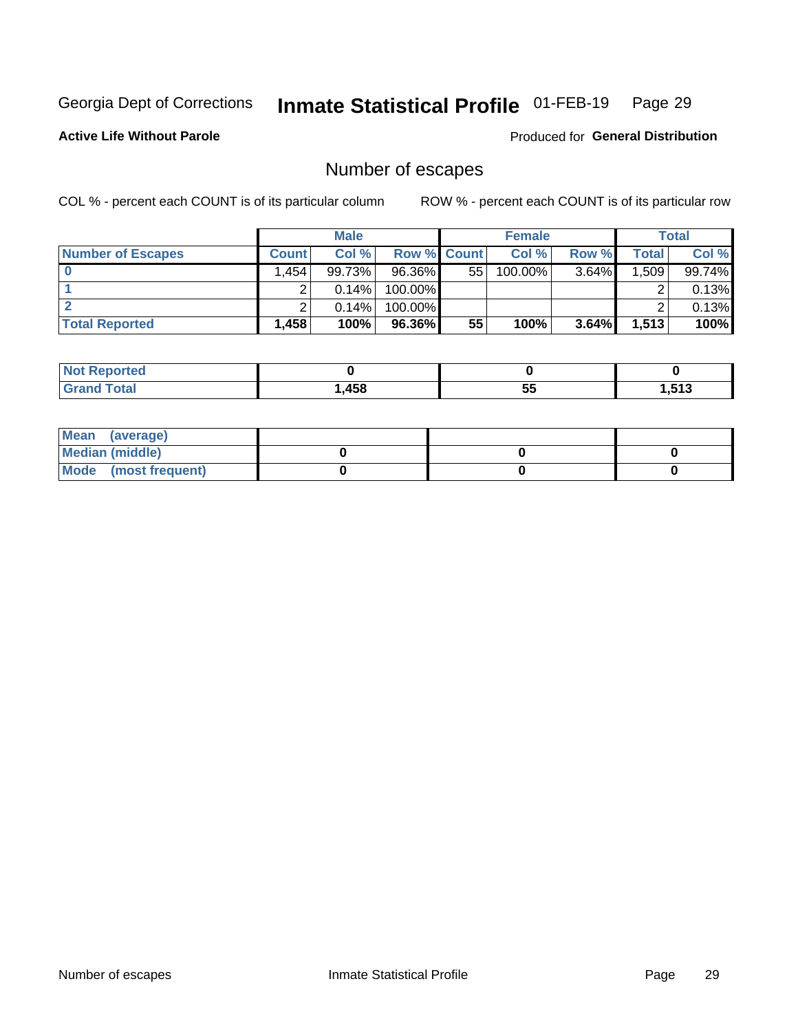Georgia Dept of Corrections **Inmate Statistical Profile** 01-FEB-19

**Active Life Without Parole**

Produced for **General Distribution**

## Number of escapes

COL % - percent each COUNT is of its particular column

ROW % - percent each COUNT is of its particular row

| | Male | | | Female | | | Total | |
|---|---|---|---|---|---|---|---|---|
| **Number of Escapes** | **Count** | **Col %** | **Row %** | **Count** | **Col %** | **Row %** | **Total** | **Col %** |
| **0** | 1,454 | 99.73% | 96.36% | 55 | 100.00% | 3.64% | 1,509 | 99.74% |
| **1** | 2 | 0.14% | 100.00% | | | | 2 | 0.13% |
| **2** | 2 | 0.14% | 100.00% | | | | 2 | 0.13% |
| **Total Reported** | **1,458** | **100%** | **96.36%** | **55** | **100%** | **3.64%** | **1,513** | **100%** |

| | Male | Female | Total |
|---|---|---|---|
| **Not Reported** | **0** | **0** | **0** |
| **Grand Total** | **1,458** | **55** | **1,513** |

| | Male | Female | Total |
|---|---|---|---|
| **Mean (average)** | | | |
| **Median (middle)** | **0** | **0** | **0** |
| **Mode (most frequent)** | **0** | **0** | **0** |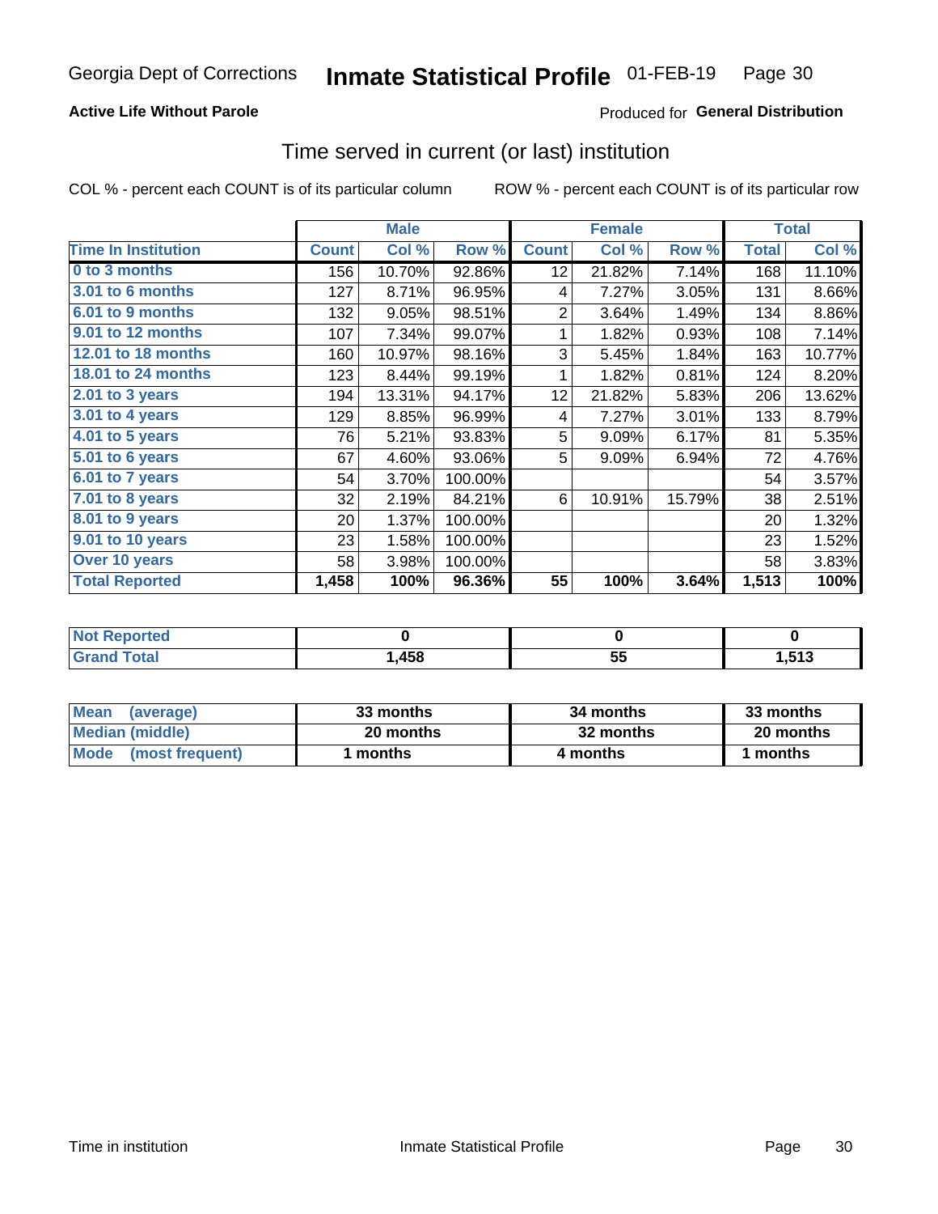Georgia Dept of Corrections **Inmate Statistical Profile** 01-FEB-19

**Active Life Without Parole**

Produced for **General Distribution**

## Time served in current (or last) institution

COL % - percent each COUNT is of its particular column

ROW % - percent each COUNT is of its particular row

| | Male | | | Female | | | Total | |
|---|---|---|---|---|---|---|---|---|
| **Time In Institution** | **Count** | **Col %** | **Row %** | **Count** | **Col %** | **Row %** | **Total** | **Col %** |
| **0 to 3 months** | 156 | 10.70% | 92.86% | 12 | 21.82% | 7.14% | 168 | 11.10% |
| **3.01 to 6 months** | 127 | 8.71% | 96.95% | 4 | 7.27% | 3.05% | 131 | 8.66% |
| **6.01 to 9 months** | 132 | 9.05% | 98.51% | 2 | 3.64% | 1.49% | 134 | 8.86% |
| **9.01 to 12 months** | 107 | 7.34% | 99.07% | 1 | 1.82% | 0.93% | 108 | 7.14% |
| **12.01 to 18 months** | 160 | 10.97% | 98.16% | 3 | 5.45% | 1.84% | 163 | 10.77% |
| **18.01 to 24 months** | 123 | 8.44% | 99.19% | 1 | 1.82% | 0.81% | 124 | 8.20% |
| **2.01 to 3 years** | 194 | 13.31% | 94.17% | 12 | 21.82% | 5.83% | 206 | 13.62% |
| **3.01 to 4 years** | 129 | 8.85% | 96.99% | 4 | 7.27% | 3.01% | 133 | 8.79% |
| **4.01 to 5 years** | 76 | 5.21% | 93.83% | 5 | 9.09% | 6.17% | 81 | 5.35% |
| **5.01 to 6 years** | 67 | 4.60% | 93.06% | 5 | 9.09% | 6.94% | 72 | 4.76% |
| **6.01 to 7 years** | 54 | 3.70% | 100.00% | | | | 54 | 3.57% |
| **7.01 to 8 years** | 32 | 2.19% | 84.21% | 6 | 10.91% | 15.79% | 38 | 2.51% |
| **8.01 to 9 years** | 20 | 1.37% | 100.00% | | | | 20 | 1.32% |
| **9.01 to 10 years** | 23 | 1.58% | 100.00% | | | | 23 | 1.52% |
| **Over 10 years** | 58 | 3.98% | 100.00% | | | | 58 | 3.83% |
| **Total Reported** | **1,458** | **100%** | **96.36%** | **55** | **100%** | **3.64%** | **1,513** | **100%** |

| | Male | Female | Total |
|---|---|---|---|
| **Not Reported** | **0** | **0** | **0** |
| **Grand Total** | **1,458** | **55** | **1,513** |

| | Male | Female | Total |
|---|---|---|---|
| **Mean (average)** | **33 months** | **34 months** | **33 months** |
| **Median (middle)** | **20 months** | **32 months** | **20 months** |
| **Mode (most frequent)** | **1 months** | **4 months** | **1 months** |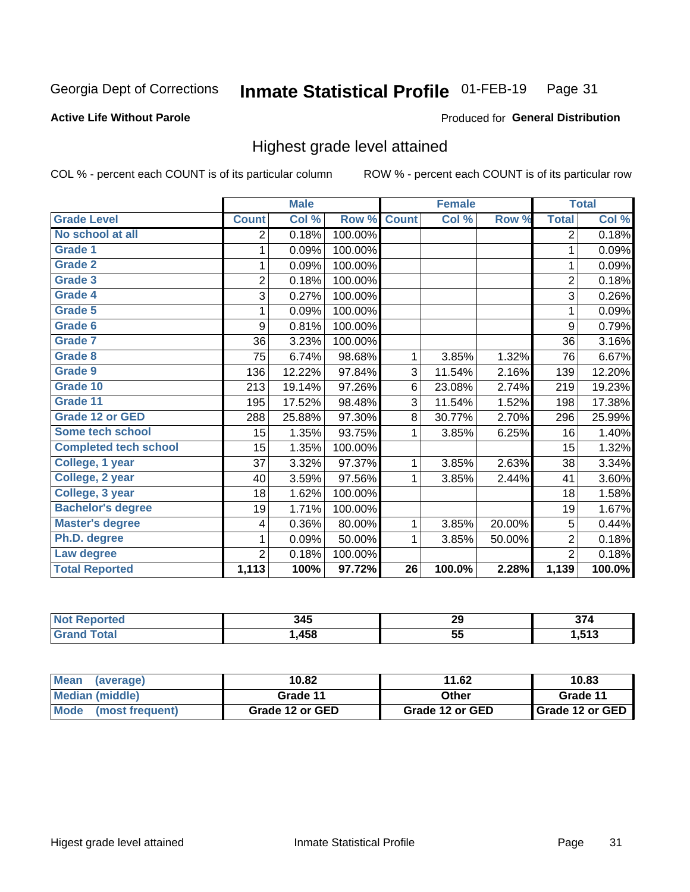Georgia Dept of Corrections **Inmate Statistical Profile** 01-FEB-19

**Active Life Without Parole**

Produced for **General Distribution**

## Highest grade level attained

COL % - percent each COUNT is of its particular column ROW % - percent each COUNT is of its particular row

| | Male | | | Female | | | Total | |
|---|---|---|---|---|---|---|---|---|
| **Grade Level** | **Count** | **Col %** | **Row %** | **Count** | **Col %** | **Row %** | **Total** | **Col %** |
| No school at all | 2 | 0.18% | 100.00% | | | | 2 | 0.18% |
| Grade 1 | 1 | 0.09% | 100.00% | | | | 1 | 0.09% |
| Grade 2 | 1 | 0.09% | 100.00% | | | | 1 | 0.09% |
| Grade 3 | 2 | 0.18% | 100.00% | | | | 2 | 0.18% |
| Grade 4 | 3 | 0.27% | 100.00% | | | | 3 | 0.26% |
| Grade 5 | 1 | 0.09% | 100.00% | | | | 1 | 0.09% |
| Grade 6 | 9 | 0.81% | 100.00% | | | | 9 | 0.79% |
| Grade 7 | 36 | 3.23% | 100.00% | | | | 36 | 3.16% |
| Grade 8 | 75 | 6.74% | 98.68% | 1 | 3.85% | 1.32% | 76 | 6.67% |
| Grade 9 | 136 | 12.22% | 97.84% | 3 | 11.54% | 2.16% | 139 | 12.20% |
| Grade 10 | 213 | 19.14% | 97.26% | 6 | 23.08% | 2.74% | 219 | 19.23% |
| Grade 11 | 195 | 17.52% | 98.48% | 3 | 11.54% | 1.52% | 198 | 17.38% |
| Grade 12 or GED | 288 | 25.88% | 97.30% | 8 | 30.77% | 2.70% | 296 | 25.99% |
| Some tech school | 15 | 1.35% | 93.75% | 1 | 3.85% | 6.25% | 16 | 1.40% |
| Completed tech school | 15 | 1.35% | 100.00% | | | | 15 | 1.32% |
| College, 1 year | 37 | 3.32% | 97.37% | 1 | 3.85% | 2.63% | 38 | 3.34% |
| College, 2 year | 40 | 3.59% | 97.56% | 1 | 3.85% | 2.44% | 41 | 3.60% |
| College, 3 year | 18 | 1.62% | 100.00% | | | | 18 | 1.58% |
| Bachelor's degree | 19 | 1.71% | 100.00% | | | | 19 | 1.67% |
| Master's degree | 4 | 0.36% | 80.00% | 1 | 3.85% | 20.00% | 5 | 0.44% |
| Ph.D. degree | 1 | 0.09% | 50.00% | 1 | 3.85% | 50.00% | 2 | 0.18% |
| Law degree | 2 | 0.18% | 100.00% | | | | 2 | 0.18% |
| **Total Reported** | **1,113** | **100%** | **97.72%** | **26** | **100.0%** | **2.28%** | **1,139** | **100.0%** |

| | Male | Female | Total |
|---|---|---|---|
| Not Reported | 345 | 29 | 374 |
| Grand Total | 1,458 | 55 | 1,513 |

| | Male | Female | Total |
|---|---|---|---|
| Mean (average) | 10.82 | 11.62 | 10.83 |
| Median (middle) | Grade 11 | Other | Grade 11 |
| Mode (most frequent) | Grade 12 or GED | Grade 12 or GED | Grade 12 or GED |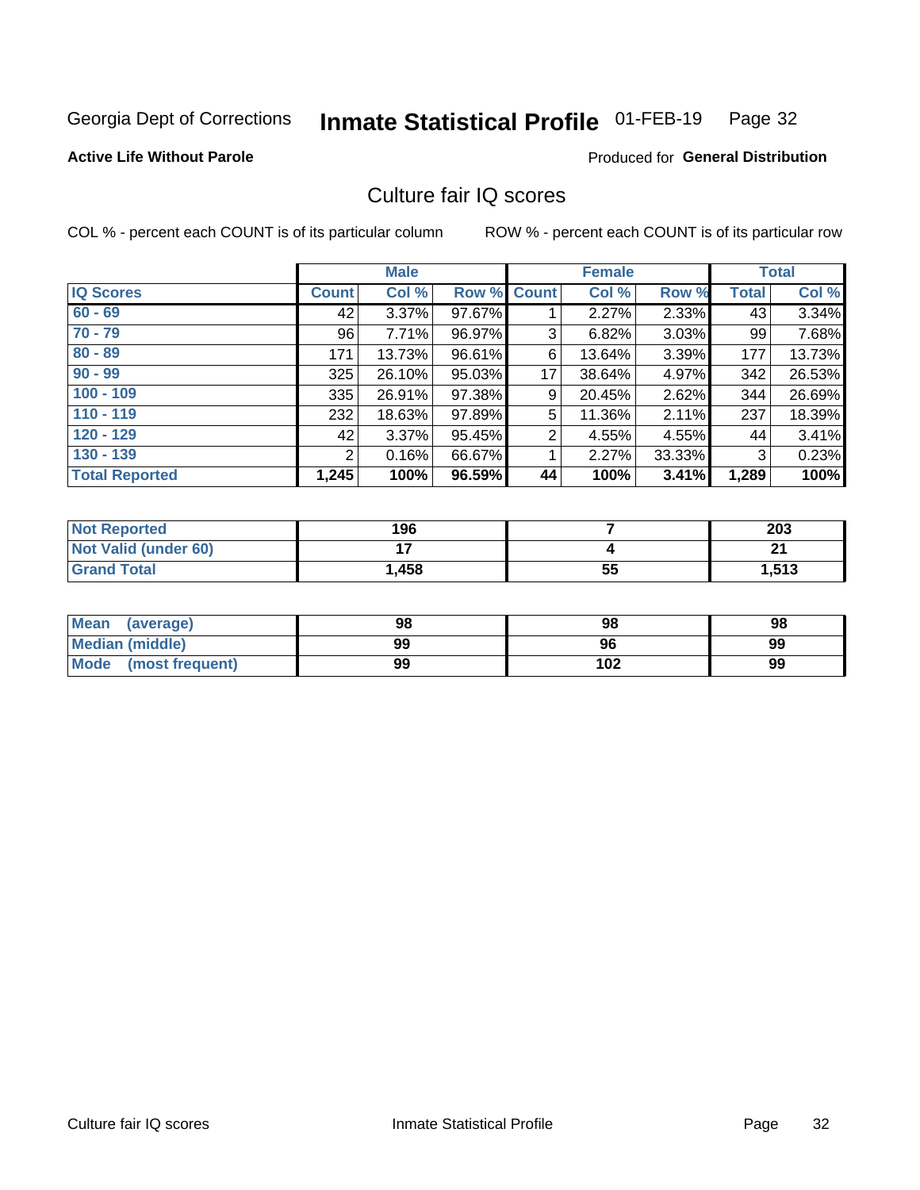Georgia Dept of Corrections **Inmate Statistical Profile** 01-FEB-19 Page 32

**Active Life Without Parole**

Produced for **General Distribution**

## Culture fair IQ scores

COL % - percent each COUNT is of its particular column ROW % - percent each COUNT is of its particular row

| | Male | | | Female | | | Total | |
|---|---|---|---|---|---|---|---|---|
| **IQ Scores** | **Count** | **Col %** | **Row %** | **Count** | **Col %** | **Row %** | **Total** | **Col %** |
| **60 - 69** | 42 | 3.37% | 97.67% | 1 | 2.27% | 2.33% | 43 | 3.34% |
| **70 - 79** | 96 | 7.71% | 96.97% | 3 | 6.82% | 3.03% | 99 | 7.68% |
| **80 - 89** | 171 | 13.73% | 96.61% | 6 | 13.64% | 3.39% | 177 | 13.73% |
| **90 - 99** | 325 | 26.10% | 95.03% | 17 | 38.64% | 4.97% | 342 | 26.53% |
| **100 - 109** | 335 | 26.91% | 97.38% | 9 | 20.45% | 2.62% | 344 | 26.69% |
| **110 - 119** | 232 | 18.63% | 97.89% | 5 | 11.36% | 2.11% | 237 | 18.39% |
| **120 - 129** | 42 | 3.37% | 95.45% | 2 | 4.55% | 4.55% | 44 | 3.41% |
| **130 - 139** | 2 | 0.16% | 66.67% | 1 | 2.27% | 33.33% | 3 | 0.23% |
| **Total Reported** | **1,245** | **100%** | **96.59%** | **44** | **100%** | **3.41%** | **1,289** | **100%** |

| | Male | Female | Total |
|---|---|---|---|
| **Not Reported** | **196** | **7** | **203** |
| **Not Valid (under 60)** | **17** | **4** | **21** |
| **Grand Total** | **1,458** | **55** | **1,513** |

| | Male | Female | Total |
|---|---|---|---|
| **Mean (average)** | **98** | **98** | **98** |
| **Median (middle)** | **99** | **96** | **99** |
| **Mode (most frequent)** | **99** | **102** | **99** |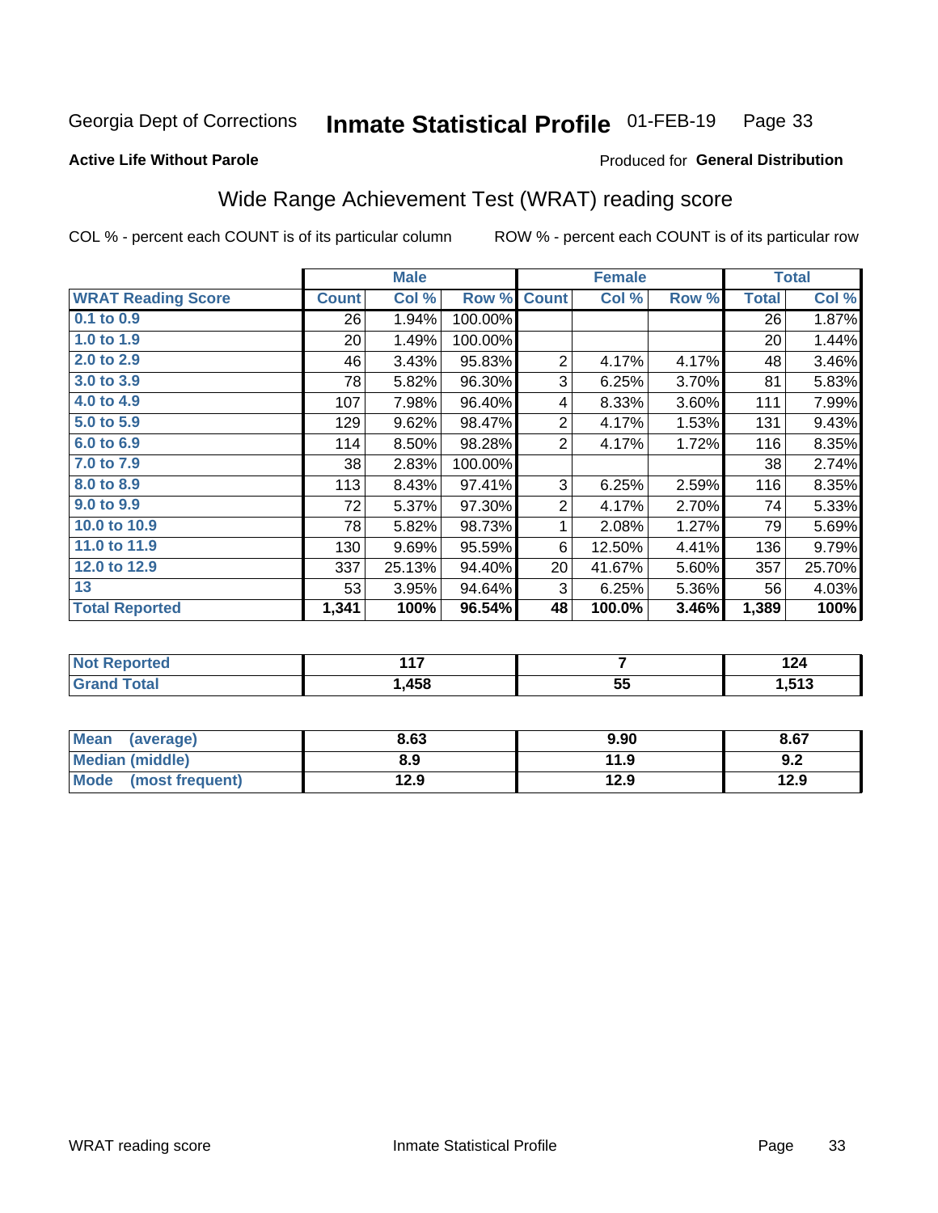Georgia Dept of Corrections **Inmate Statistical Profile** 01-FEB-19

**Active Life Without Parole**

Produced for **General Distribution**

## Wide Range Achievement Test (WRAT) reading score

COL % - percent each COUNT is of its particular column ROW % - percent each COUNT is of its particular row

| WRAT Reading Score | Male | | | Female | | | Total | |
|---|---|---|---|---|---|---|---|---|
| | Count | Col % | Row % | Count | Col % | Row % | Total | Col % |
| 0.1 to 0.9 | 26 | 1.94% | 100.00% | | | | 26 | 1.87% |
| 1.0 to 1.9 | 20 | 1.49% | 100.00% | | | | 20 | 1.44% |
| 2.0 to 2.9 | 46 | 3.43% | 95.83% | 2 | 4.17% | 4.17% | 48 | 3.46% |
| 3.0 to 3.9 | 78 | 5.82% | 96.30% | 3 | 6.25% | 3.70% | 81 | 5.83% |
| 4.0 to 4.9 | 107 | 7.98% | 96.40% | 4 | 8.33% | 3.60% | 111 | 7.99% |
| 5.0 to 5.9 | 129 | 9.62% | 98.47% | 2 | 4.17% | 1.53% | 131 | 9.43% |
| 6.0 to 6.9 | 114 | 8.50% | 98.28% | 2 | 4.17% | 1.72% | 116 | 8.35% |
| 7.0 to 7.9 | 38 | 2.83% | 100.00% | | | | 38 | 2.74% |
| 8.0 to 8.9 | 113 | 8.43% | 97.41% | 3 | 6.25% | 2.59% | 116 | 8.35% |
| 9.0 to 9.9 | 72 | 5.37% | 97.30% | 2 | 4.17% | 2.70% | 74 | 5.33% |
| 10.0 to 10.9 | 78 | 5.82% | 98.73% | 1 | 2.08% | 1.27% | 79 | 5.69% |
| 11.0 to 11.9 | 130 | 9.69% | 95.59% | 6 | 12.50% | 4.41% | 136 | 9.79% |
| 12.0 to 12.9 | 337 | 25.13% | 94.40% | 20 | 41.67% | 5.60% | 357 | 25.70% |
| 13 | 53 | 3.95% | 94.64% | 3 | 6.25% | 5.36% | 56 | 4.03% |
| **Total Reported** | **1,341** | **100%** | **96.54%** | **48** | **100.0%** | **3.46%** | **1,389** | **100%** |

| | Male | Female | Total |
|---|---|---|---|
| Not Reported | 117 | 7 | 124 |
| Grand Total | 1,458 | 55 | 1,513 |

| | Male | Female | Total |
|---|---|---|---|
| Mean (average) | 8.63 | 9.90 | 8.67 |
| Median (middle) | 8.9 | 11.9 | 9.2 |
| Mode (most frequent) | 12.9 | 12.9 | 12.9 |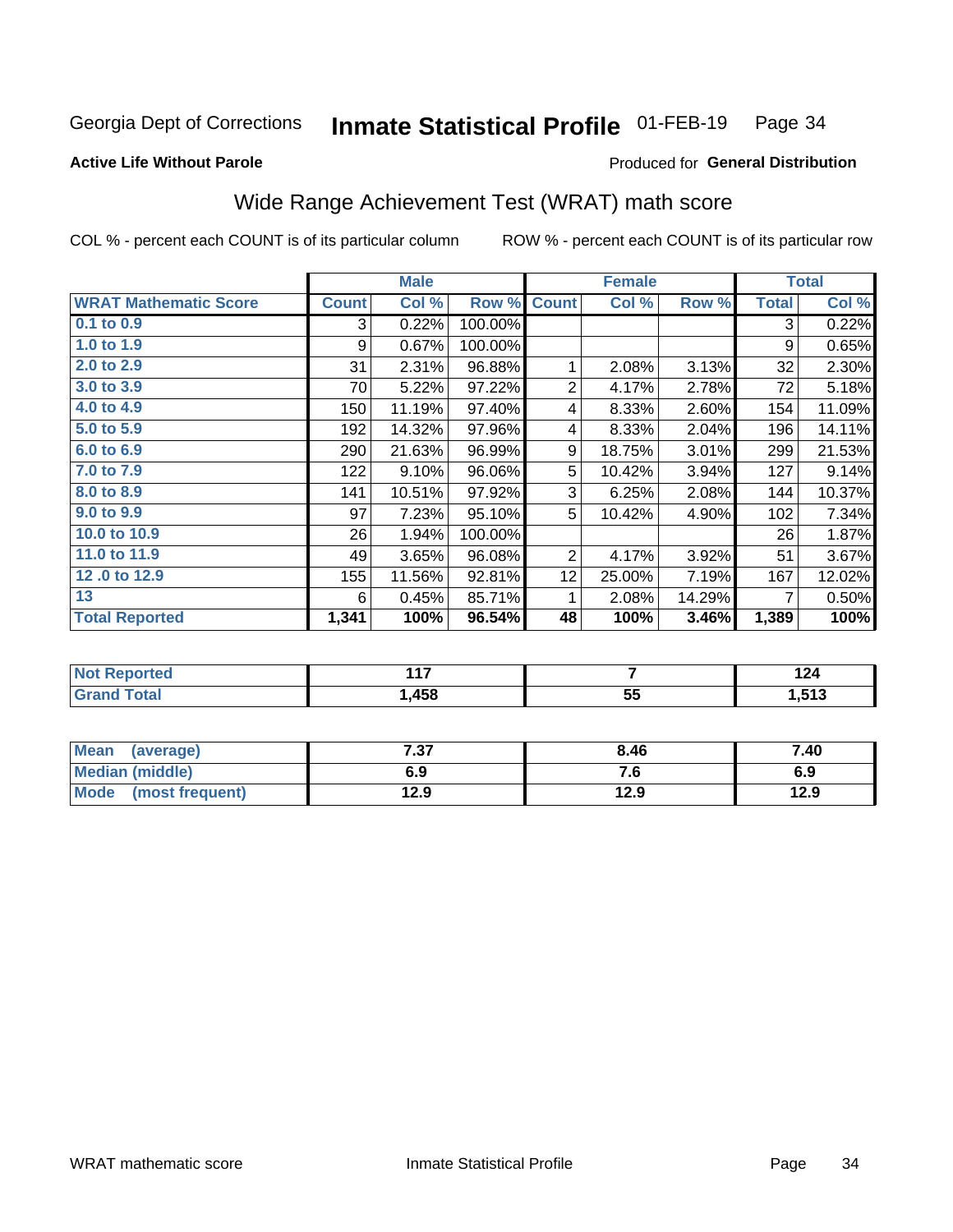Georgia Dept of Corrections **Inmate Statistical Profile** 01-FEB-19

**Active Life Without Parole**

Produced for **General Distribution**

## Wide Range Achievement Test (WRAT) math score

COL % - percent each COUNT is of its particular column

ROW % - percent each COUNT is of its particular row

| | Male | | | Female | | | Total | |
|---|---|---|---|---|---|---|---|---|
| **WRAT Mathematic Score** | **Count** | **Col %** | **Row %** | **Count** | **Col %** | **Row %** | **Total** | **Col %** |
| **0.1 to 0.9** | 3 | 0.22% | 100.00% | | | | 3 | 0.22% |
| **1.0 to 1.9** | 9 | 0.67% | 100.00% | | | | 9 | 0.65% |
| **2.0 to 2.9** | 31 | 2.31% | 96.88% | 1 | 2.08% | 3.13% | 32 | 2.30% |
| **3.0 to 3.9** | 70 | 5.22% | 97.22% | 2 | 4.17% | 2.78% | 72 | 5.18% |
| **4.0 to 4.9** | 150 | 11.19% | 97.40% | 4 | 8.33% | 2.60% | 154 | 11.09% |
| **5.0 to 5.9** | 192 | 14.32% | 97.96% | 4 | 8.33% | 2.04% | 196 | 14.11% |
| **6.0 to 6.9** | 290 | 21.63% | 96.99% | 9 | 18.75% | 3.01% | 299 | 21.53% |
| **7.0 to 7.9** | 122 | 9.10% | 96.06% | 5 | 10.42% | 3.94% | 127 | 9.14% |
| **8.0 to 8.9** | 141 | 10.51% | 97.92% | 3 | 6.25% | 2.08% | 144 | 10.37% |
| **9.0 to 9.9** | 97 | 7.23% | 95.10% | 5 | 10.42% | 4.90% | 102 | 7.34% |
| **10.0 to 10.9** | 26 | 1.94% | 100.00% | | | | 26 | 1.87% |
| **11.0 to 11.9** | 49 | 3.65% | 96.08% | 2 | 4.17% | 3.92% | 51 | 3.67% |
| **12 .0 to 12.9** | 155 | 11.56% | 92.81% | 12 | 25.00% | 7.19% | 167 | 12.02% |
| **13** | 6 | 0.45% | 85.71% | 1 | 2.08% | 14.29% | 7 | 0.50% |
| **Total Reported** | **1,341** | **100%** | **96.54%** | **48** | **100%** | **3.46%** | **1,389** | **100%** |

| | Male | Female | Total |
|---|---|---|---|
| **Not Reported** | **117** | **7** | **124** |
| **Grand Total** | **1,458** | **55** | **1,513** |

| | Male | Female | Total |
|---|---|---|---|
| **Mean (average)** | **7.37** | **8.46** | **7.40** |
| **Median (middle)** | **6.9** | **7.6** | **6.9** |
| **Mode (most frequent)** | **12.9** | **12.9** | **12.9** |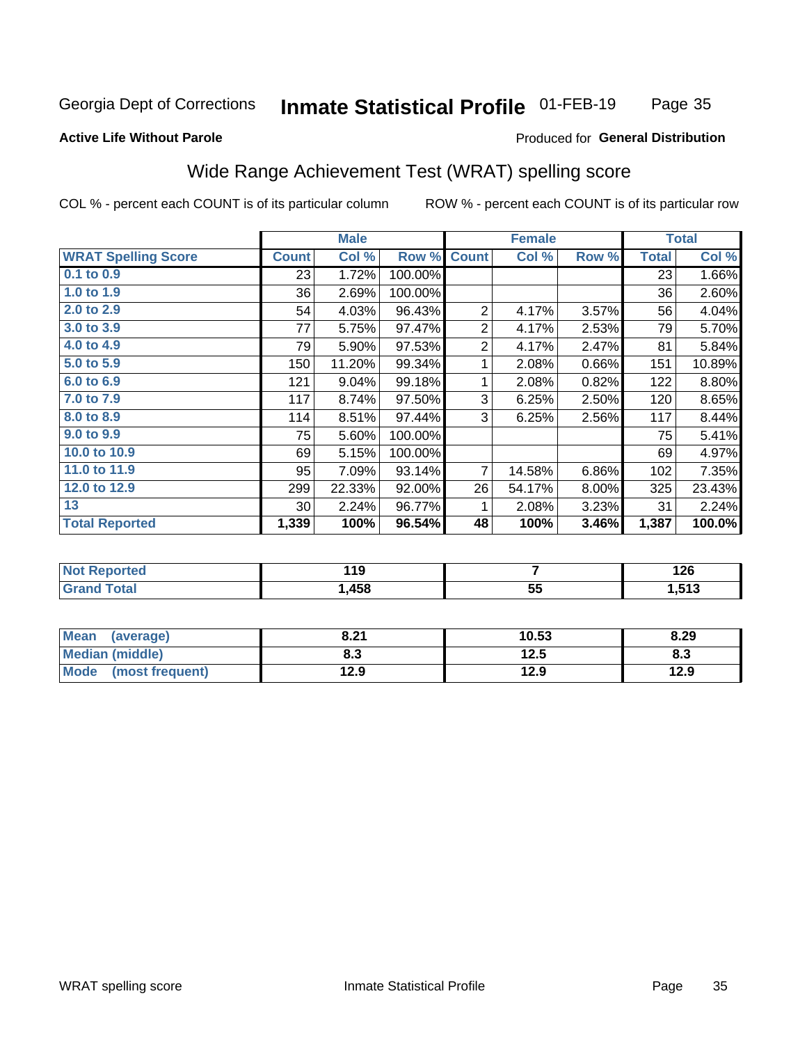Georgia Dept of Corrections **Inmate Statistical Profile** 01-FEB-19

**Active Life Without Parole**

Produced for **General Distribution**

## Wide Range Achievement Test (WRAT) spelling score

COL % - percent each COUNT is of its particular column ROW % - percent each COUNT is of its particular row

| | Male | | | Female | | | Total | |
|---|---|---|---|---|---|---|---|---|
| **WRAT Spelling Score** | **Count** | **Col %** | **Row %** | **Count** | **Col %** | **Row %** | **Total** | **Col %** |
| 0.1 to 0.9 | 23 | 1.72% | 100.00% | | | | 23 | 1.66% |
| 1.0 to 1.9 | 36 | 2.69% | 100.00% | | | | 36 | 2.60% |
| 2.0 to 2.9 | 54 | 4.03% | 96.43% | 2 | 4.17% | 3.57% | 56 | 4.04% |
| 3.0 to 3.9 | 77 | 5.75% | 97.47% | 2 | 4.17% | 2.53% | 79 | 5.70% |
| 4.0 to 4.9 | 79 | 5.90% | 97.53% | 2 | 4.17% | 2.47% | 81 | 5.84% |
| 5.0 to 5.9 | 150 | 11.20% | 99.34% | 1 | 2.08% | 0.66% | 151 | 10.89% |
| 6.0 to 6.9 | 121 | 9.04% | 99.18% | 1 | 2.08% | 0.82% | 122 | 8.80% |
| 7.0 to 7.9 | 117 | 8.74% | 97.50% | 3 | 6.25% | 2.50% | 120 | 8.65% |
| 8.0 to 8.9 | 114 | 8.51% | 97.44% | 3 | 6.25% | 2.56% | 117 | 8.44% |
| 9.0 to 9.9 | 75 | 5.60% | 100.00% | | | | 75 | 5.41% |
| 10.0 to 10.9 | 69 | 5.15% | 100.00% | | | | 69 | 4.97% |
| 11.0 to 11.9 | 95 | 7.09% | 93.14% | 7 | 14.58% | 6.86% | 102 | 7.35% |
| 12.0 to 12.9 | 299 | 22.33% | 92.00% | 26 | 54.17% | 8.00% | 325 | 23.43% |
| 13 | 30 | 2.24% | 96.77% | 1 | 2.08% | 3.23% | 31 | 2.24% |
| **Total Reported** | **1,339** | **100%** | **96.54%** | **48** | **100%** | **3.46%** | **1,387** | **100.0%** |

| | Male | Female | Total |
|---|---|---|---|
| Not Reported | **119** | **7** | **126** |
| Grand Total | **1,458** | **55** | **1,513** |

| | Male | Female | Total |
|---|---|---|---|
| Mean (average) | **8.21** | **10.53** | **8.29** |
| Median (middle) | **8.3** | **12.5** | **8.3** |
| Mode (most frequent) | **12.9** | **12.9** | **12.9** |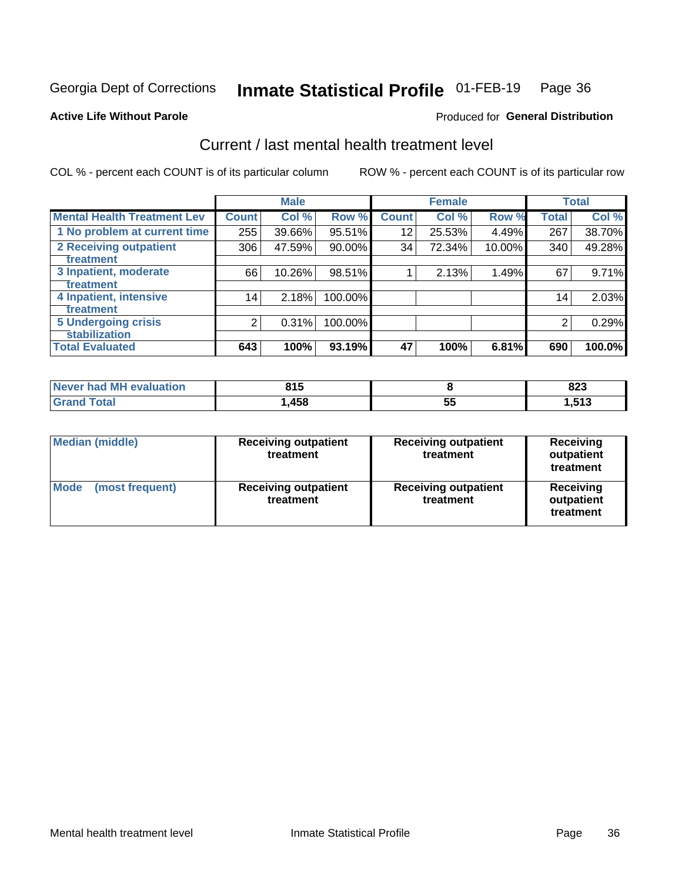Georgia Dept of Corrections **Inmate Statistical Profile** 01-FEB-19

**Active Life Without Parole**

Produced for **General Distribution**

## Current / last mental health treatment level

COL % - percent each COUNT is of its particular column

ROW % - percent each COUNT is of its particular row

| | Male | | | Female | | | Total | |
|---|---|---|---|---|---|---|---|---|
| **Mental Health Treatment Lev** | **Count** | **Col %** | **Row %** | **Count** | **Col %** | **Row %** | **Total** | **Col %** |
| 1 No problem at current time | 255 | 39.66% | 95.51% | 12 | 25.53% | 4.49% | 267 | 38.70% |
| 2 Receiving outpatient treatment | 306 | 47.59% | 90.00% | 34 | 72.34% | 10.00% | 340 | 49.28% |
| 3 Inpatient, moderate treatment | 66 | 10.26% | 98.51% | 1 | 2.13% | 1.49% | 67 | 9.71% |
| 4 Inpatient, intensive treatment | 14 | 2.18% | 100.00% | | | | 14 | 2.03% |
| 5 Undergoing crisis stabilization | 2 | 0.31% | 100.00% | | | | 2 | 0.29% |
| **Total Evaluated** | **643** | **100%** | **93.19%** | **47** | **100%** | **6.81%** | **690** | **100.0%** |

| | Male | Female | Total |
|---|---|---|---|
| Never had MH evaluation | 815 | 8 | 823 |
| Grand Total | 1,458 | 55 | 1,513 |

| | Male | Female | Total |
|---|---|---|---|
| Median (middle) | Receiving outpatient treatment | Receiving outpatient treatment | Receiving outpatient treatment |
| Mode (most frequent) | Receiving outpatient treatment | Receiving outpatient treatment | Receiving outpatient treatment |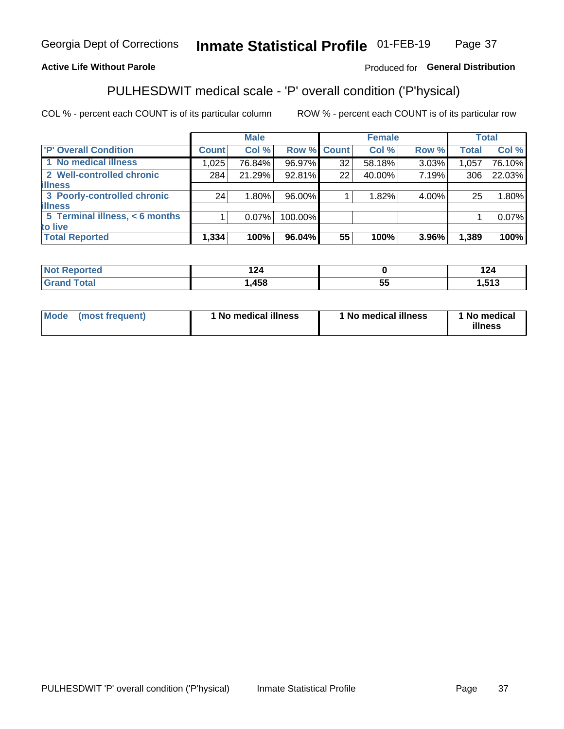**Active Life Without Parole**

Produced for **General Distribution**

## PULHESDWIT medical scale - 'P' overall condition ('P'hysical)

COL % - percent each COUNT is of its particular column

ROW % - percent each COUNT is of its particular row

| | Male | | | Female | | | Total | |
|---|---|---|---|---|---|---|---|---|
| 'P' Overall Condition | Count | Col % | Row % | Count | Col % | Row % | Total | Col % |
| 1 No medical illness | 1,025 | 76.84% | 96.97% | 32 | 58.18% | 3.03% | 1,057 | 76.10% |
| 2 Well-controlled chronic illness | 284 | 21.29% | 92.81% | 22 | 40.00% | 7.19% | 306 | 22.03% |
| 3 Poorly-controlled chronic illness | 24 | 1.80% | 96.00% | 1 | 1.82% | 4.00% | 25 | 1.80% |
| 5 Terminal illness, < 6 months to live | 1 | 0.07% | 100.00% | | | | 1 | 0.07% |
| **Total Reported** | **1,334** | **100%** | **96.04%** | **55** | **100%** | **3.96%** | **1,389** | **100%** |

| | Male | Female | Total |
|---|---|---|---|
| Not Reported | 124 | 0 | 124 |
| Grand Total | 1,458 | 55 | 1,513 |

| | Male | Female | Total |
|---|---|---|---|
| Mode (most frequent) | 1 No medical illness | 1 No medical illness | 1 No medical illness |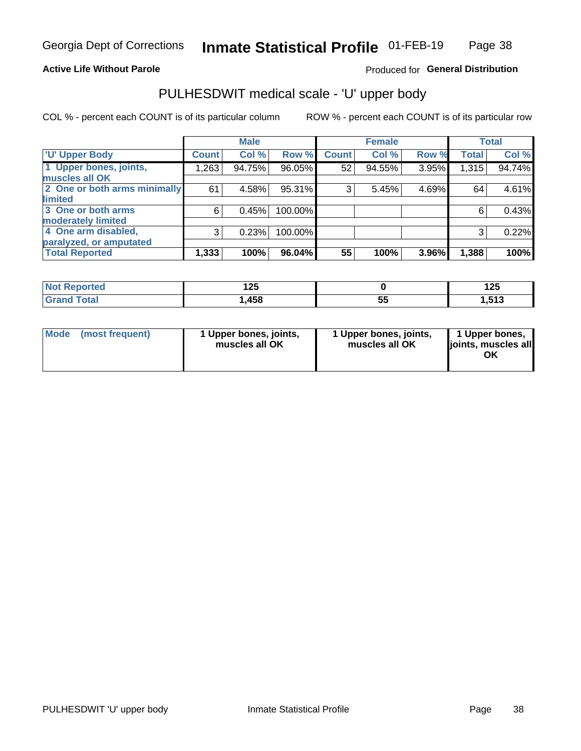**Active Life Without Parole**

Produced for **General Distribution**

## PULHESDWIT medical scale - 'U' upper body

COL % - percent each COUNT is of its particular column

ROW % - percent each COUNT is of its particular row

| | Male | | | Female | | | Total | |
|---|---|---|---|---|---|---|---|---|
| 'U' Upper Body | Count | Col % | Row % | Count | Col % | Row % | Total | Col % |
| 1 Upper bones, joints, muscles all OK | 1,263 | 94.75% | 96.05% | 52 | 94.55% | 3.95% | 1,315 | 94.74% |
| 2 One or both arms minimally limited | 61 | 4.58% | 95.31% | 3 | 5.45% | 4.69% | 64 | 4.61% |
| 3 One or both arms moderately limited | 6 | 0.45% | 100.00% | | | | 6 | 0.43% |
| 4 One arm disabled, paralyzed, or amputated | 3 | 0.23% | 100.00% | | | | 3 | 0.22% |
| **Total Reported** | **1,333** | **100%** | **96.04%** | **55** | **100%** | **3.96%** | **1,388** | **100%** |

| | Male | Female | Total |
|---|---|---|---|
| Not Reported | 125 | 0 | 125 |
| Grand Total | 1,458 | 55 | 1,513 |

| | Male | Female | Total |
|---|---|---|---|
| Mode (most frequent) | 1 Upper bones, joints, muscles all OK | 1 Upper bones, joints, muscles all OK | 1 Upper bones, joints, muscles all OK |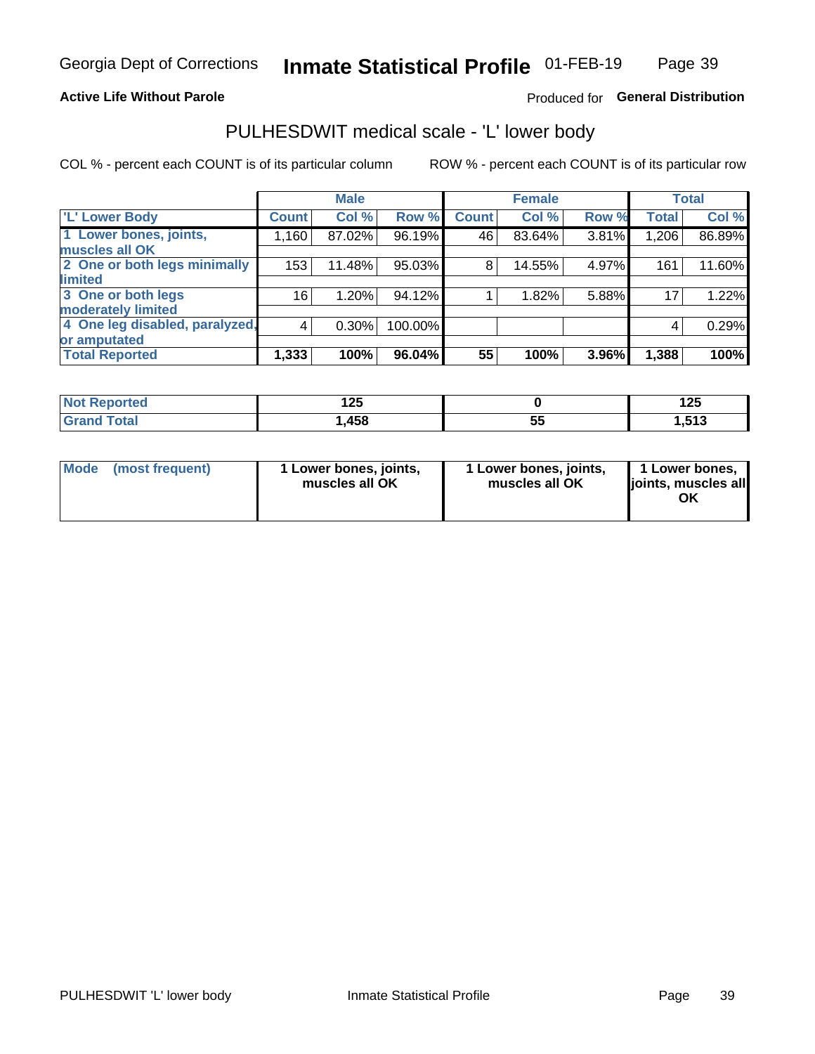**Active Life Without Parole** Produced for **General Distribution**

## PULHESDWIT medical scale - 'L' lower body

COL % - percent each COUNT is of its particular column ROW % - percent each COUNT is of its particular row

| 'L' Lower Body | Male | | | Female | | | Total | |
|---|---|---|---|---|---|---|---|---|
| | Count | Col % | Row % | Count | Col % | Row % | Total | Col % |
| 1 Lower bones, joints, muscles all OK | 1,160 | 87.02% | 96.19% | 46 | 83.64% | 3.81% | 1,206 | 86.89% |
| 2 One or both legs minimally limited | 153 | 11.48% | 95.03% | 8 | 14.55% | 4.97% | 161 | 11.60% |
| 3 One or both legs moderately limited | 16 | 1.20% | 94.12% | 1 | 1.82% | 5.88% | 17 | 1.22% |
| 4 One leg disabled, paralyzed, or amputated | 4 | 0.30% | 100.00% | | | | 4 | 0.29% |
| **Total Reported** | **1,333** | **100%** | **96.04%** | **55** | **100%** | **3.96%** | **1,388** | **100%** |

| | Male | Female | Total |
|---|---|---|---|
| Not Reported | 125 | 0 | 125 |
| Grand Total | 1,458 | 55 | 1,513 |

| Mode (most frequent) | 1 Lower bones, joints, muscles all OK | 1 Lower bones, joints, muscles all OK | 1 Lower bones, joints, muscles all OK |
|---|---|---|---|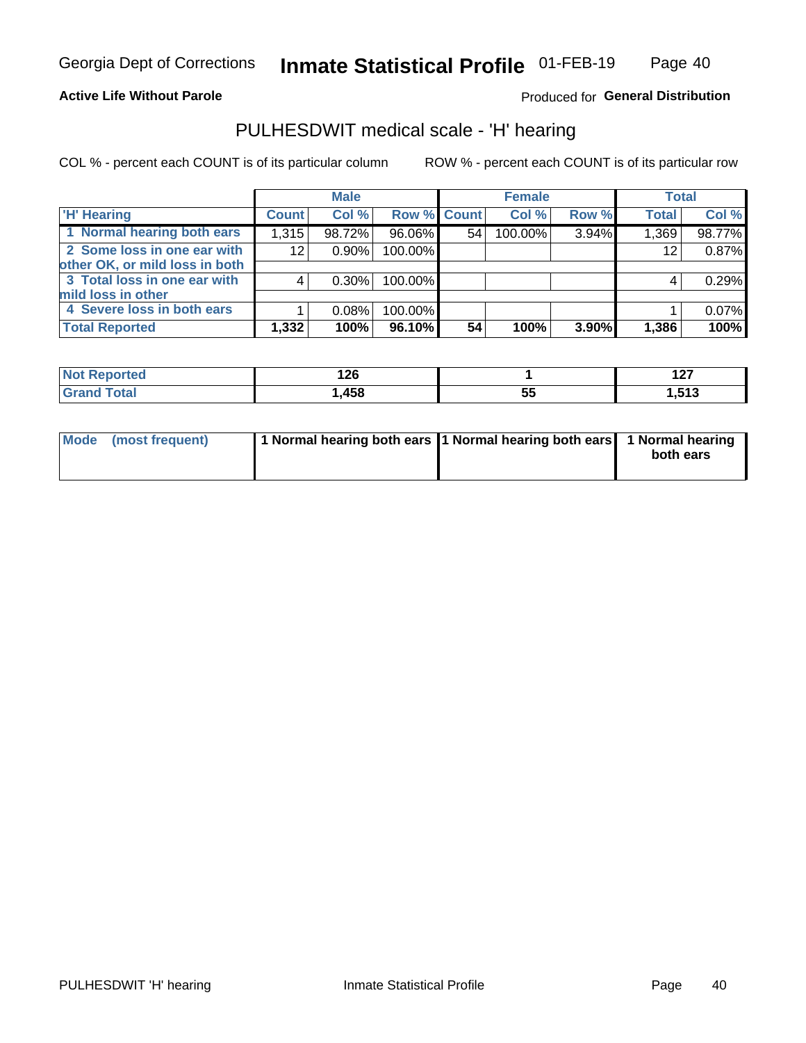Georgia Dept of Corrections **Inmate Statistical Profile** 01-FEB-19

**Active Life Without Parole**

Produced for **General Distribution**

## PULHESDWIT medical scale - 'H' hearing

COL % - percent each COUNT is of its particular column ROW % - percent each COUNT is of its particular row

| | Male | | | Female | | | Total | |
|---|---|---|---|---|---|---|---|---|
| 'H' Hearing | Count | Col % | Row % | Count | Col % | Row % | Total | Col % |
| 1 Normal hearing both ears | 1,315 | 98.72% | 96.06% | 54 | 100.00% | 3.94% | 1,369 | 98.77% |
| 2 Some loss in one ear with other OK, or mild loss in both | 12 | 0.90% | 100.00% | | | | 12 | 0.87% |
| 3 Total loss in one ear with mild loss in other | 4 | 0.30% | 100.00% | | | | 4 | 0.29% |
| 4 Severe loss in both ears | 1 | 0.08% | 100.00% | | | | 1 | 0.07% |
| **Total Reported** | **1,332** | **100%** | **96.10%** | **54** | **100%** | **3.90%** | **1,386** | **100%** |

| | Male | Female | Total |
|---|---|---|---|
| Not Reported | 126 | 1 | 127 |
| Grand Total | 1,458 | 55 | 1,513 |

| | Male | Female | Total |
|---|---|---|---|
| Mode (most frequent) | 1 Normal hearing both ears | 1 Normal hearing both ears | 1 Normal hearing both ears |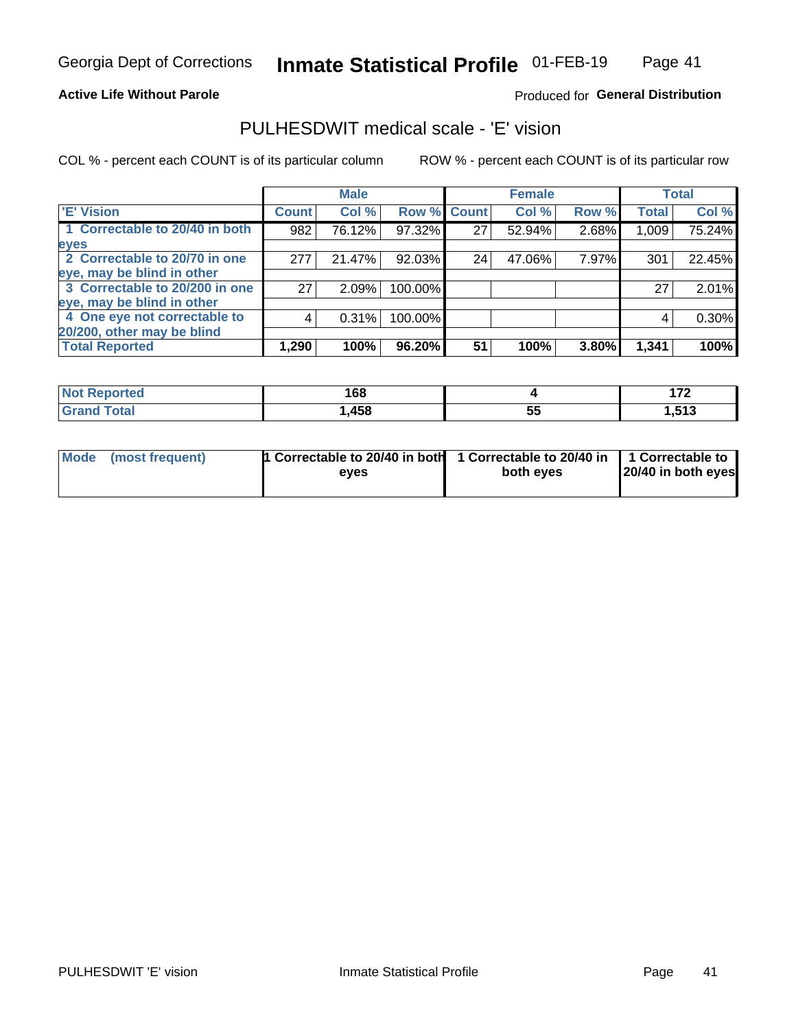Georgia Dept of Corrections **Inmate Statistical Profile** 01-FEB-19

**Active Life Without Parole** Produced for **General Distribution**

## PULHESDWIT medical scale - 'E' vision

COL % - percent each COUNT is of its particular column ROW % - percent each COUNT is of its particular row

| | Male | | | Female | | | Total | |
|---|---|---|---|---|---|---|---|---|
| 'E' Vision | Count | Col % | Row % | Count | Col % | Row % | Total | Col % |
| 1 Correctable to 20/40 in both eyes | 982 | 76.12% | 97.32% | 27 | 52.94% | 2.68% | 1,009 | 75.24% |
| 2 Correctable to 20/70 in one eye, may be blind in other | 277 | 21.47% | 92.03% | 24 | 47.06% | 7.97% | 301 | 22.45% |
| 3 Correctable to 20/200 in one eye, may be blind in other | 27 | 2.09% | 100.00% | | | | 27 | 2.01% |
| 4 One eye not correctable to 20/200, other may be blind | 4 | 0.31% | 100.00% | | | | 4 | 0.30% |
| **Total Reported** | **1,290** | **100%** | **96.20%** | **51** | **100%** | **3.80%** | **1,341** | **100%** |

| | Male | Female | Total |
|---|---|---|---|
| Not Reported | 168 | 4 | 172 |
| Grand Total | 1,458 | 55 | 1,513 |

| | Male | Female | Total |
|---|---|---|---|
| Mode (most frequent) | 1 Correctable to 20/40 in both eyes | 1 Correctable to 20/40 in both eyes | 1 Correctable to 20/40 in both eyes |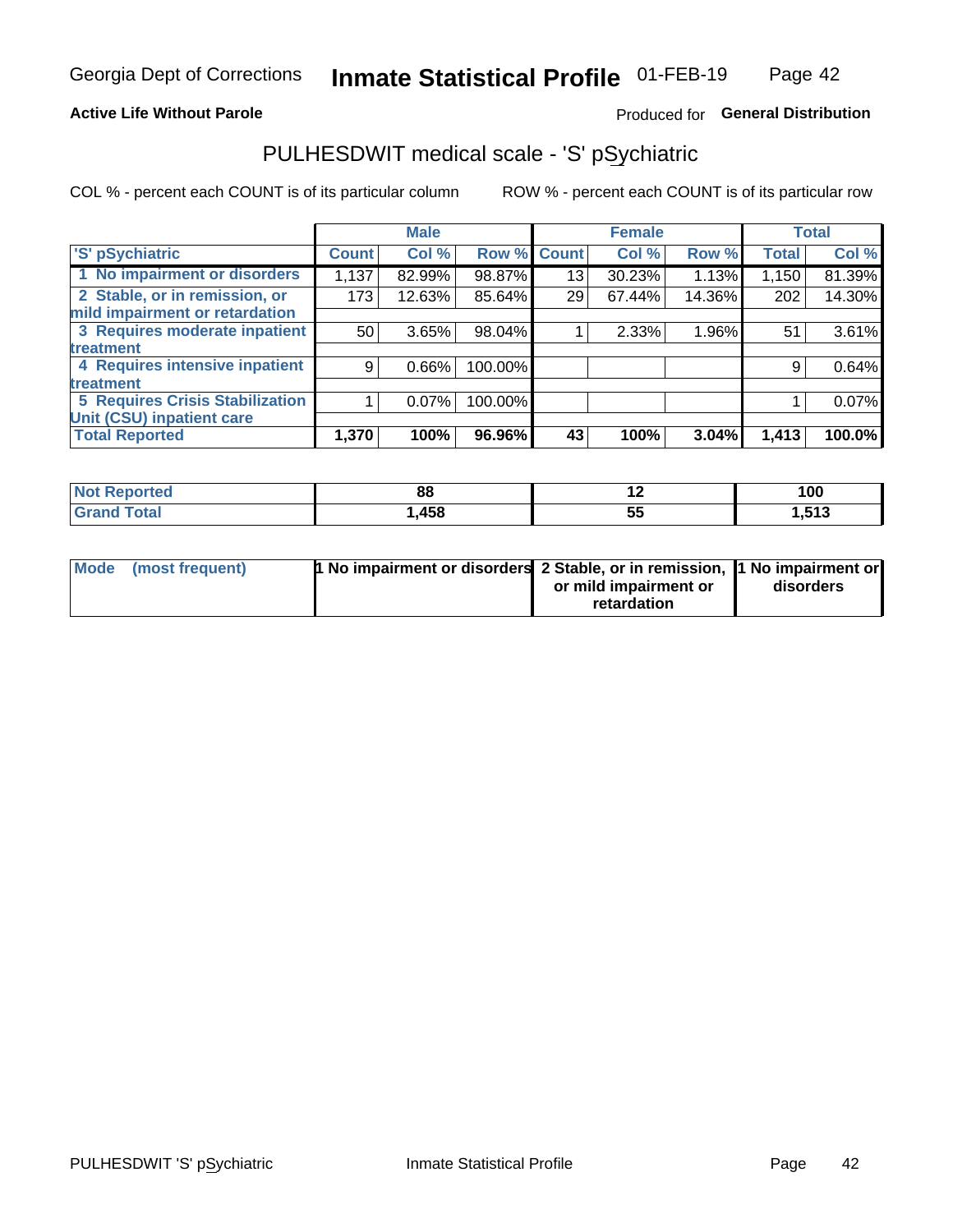Georgia Dept of Corrections **Inmate Statistical Profile** 01-FEB-19

**Active Life Without Parole**

Produced for **General Distribution**

## PULHESDWIT medical scale - 'S' pSychiatric

COL % - percent each COUNT is of its particular column    ROW % - percent each COUNT is of its particular row

| | Male | | | Female | | | Total | |
|---|---|---|---|---|---|---|---|---|
| 'S' pSychiatric | Count | Col % | Row % | Count | Col % | Row % | Total | Col % |
| 1 No impairment or disorders | 1,137 | 82.99% | 98.87% | 13 | 30.23% | 1.13% | 1,150 | 81.39% |
| 2 Stable, or in remission, or mild impairment or retardation | 173 | 12.63% | 85.64% | 29 | 67.44% | 14.36% | 202 | 14.30% |
| 3 Requires moderate inpatient treatment | 50 | 3.65% | 98.04% | 1 | 2.33% | 1.96% | 51 | 3.61% |
| 4 Requires intensive inpatient treatment | 9 | 0.66% | 100.00% | | | | 9 | 0.64% |
| 5 Requires Crisis Stabilization Unit (CSU) inpatient care | 1 | 0.07% | 100.00% | | | | 1 | 0.07% |
| **Total Reported** | **1,370** | **100%** | **96.96%** | **43** | **100%** | **3.04%** | **1,413** | **100.0%** |

| | Male | Female | Total |
|---|---|---|---|
| Not Reported | 88 | 12 | 100 |
| Grand Total | 1,458 | 55 | 1,513 |

| | Male | Female | Total |
|---|---|---|---|
| Mode (most frequent) | 1 No impairment or disorders | 2 Stable, or in remission, or mild impairment or retardation | 1 No impairment or disorders |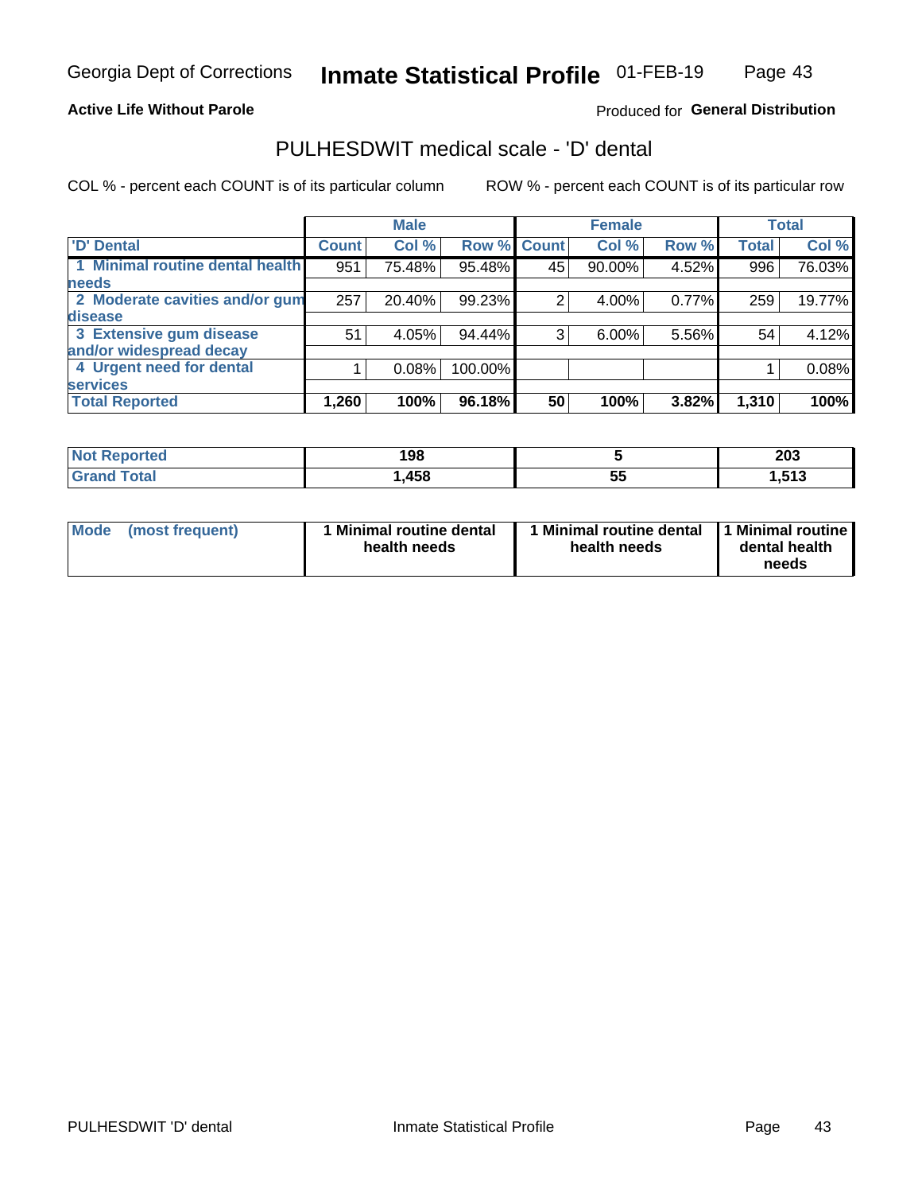Georgia Dept of Corrections **Inmate Statistical Profile** 01-FEB-19

**Active Life Without Parole**

Produced for **General Distribution**

## PULHESDWIT medical scale - 'D' dental

COL % - percent each COUNT is of its particular column ROW % - percent each COUNT is of its particular row

| | Male | | | Female | | | Total | |
|---|---|---|---|---|---|---|---|---|
| 'D' Dental | Count | Col % | Row % | Count | Col % | Row % | Total | Col % |
| 1 Minimal routine dental health needs | 951 | 75.48% | 95.48% | 45 | 90.00% | 4.52% | 996 | 76.03% |
| 2 Moderate cavities and/or gum disease | 257 | 20.40% | 99.23% | 2 | 4.00% | 0.77% | 259 | 19.77% |
| 3 Extensive gum disease and/or widespread decay | 51 | 4.05% | 94.44% | 3 | 6.00% | 5.56% | 54 | 4.12% |
| 4 Urgent need for dental services | 1 | 0.08% | 100.00% | | | | 1 | 0.08% |
| **Total Reported** | **1,260** | **100%** | **96.18%** | **50** | **100%** | **3.82%** | **1,310** | **100%** |

| | Male | Female | Total |
|---|---|---|---|
| Not Reported | 198 | 5 | 203 |
| Grand Total | 1,458 | 55 | 1,513 |

| | Male | Female | Total |
|---|---|---|---|
| Mode (most frequent) | 1 Minimal routine dental health needs | 1 Minimal routine dental health needs | 1 Minimal routine dental health needs |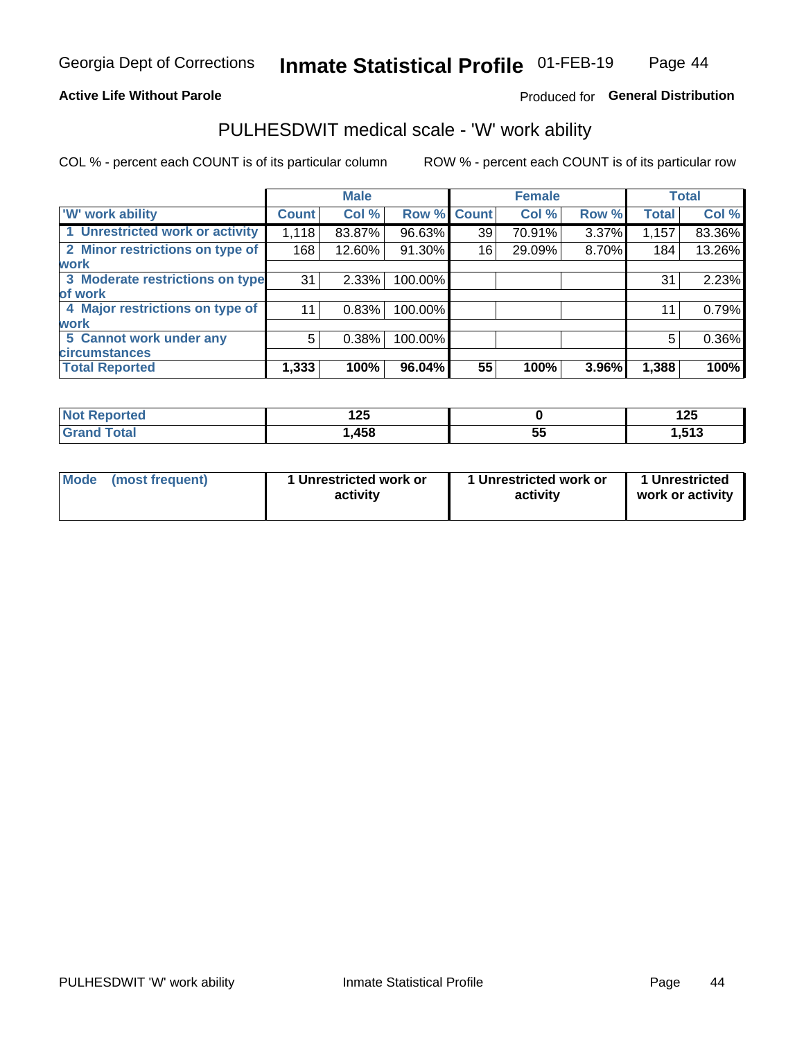Georgia Dept of Corrections **Inmate Statistical Profile** 01-FEB-19

**Active Life Without Parole**

Produced for **General Distribution**

## PULHESDWIT medical scale - 'W' work ability

COL % - percent each COUNT is of its particular column

ROW % - percent each COUNT is of its particular row

| | Male | | | Female | | | Total | |
|---|---|---|---|---|---|---|---|---|
| 'W' work ability | Count | Col % | Row % | Count | Col % | Row % | Total | Col % |
| 1 Unrestricted work or activity | 1,118 | 83.87% | 96.63% | 39 | 70.91% | 3.37% | 1,157 | 83.36% |
| 2 Minor restrictions on type of work | 168 | 12.60% | 91.30% | 16 | 29.09% | 8.70% | 184 | 13.26% |
| 3 Moderate restrictions on type of work | 31 | 2.33% | 100.00% | | | | 31 | 2.23% |
| 4 Major restrictions on type of work | 11 | 0.83% | 100.00% | | | | 11 | 0.79% |
| 5 Cannot work under any circumstances | 5 | 0.38% | 100.00% | | | | 5 | 0.36% |
| **Total Reported** | **1,333** | **100%** | **96.04%** | **55** | **100%** | **3.96%** | **1,388** | **100%** |

| | Male | Female | Total |
|---|---|---|---|
| Not Reported | 125 | 0 | 125 |
| Grand Total | 1,458 | 55 | 1,513 |

| | Male | Female | Total |
|---|---|---|---|
| Mode (most frequent) | 1 Unrestricted work or activity | 1 Unrestricted work or activity | 1 Unrestricted work or activity |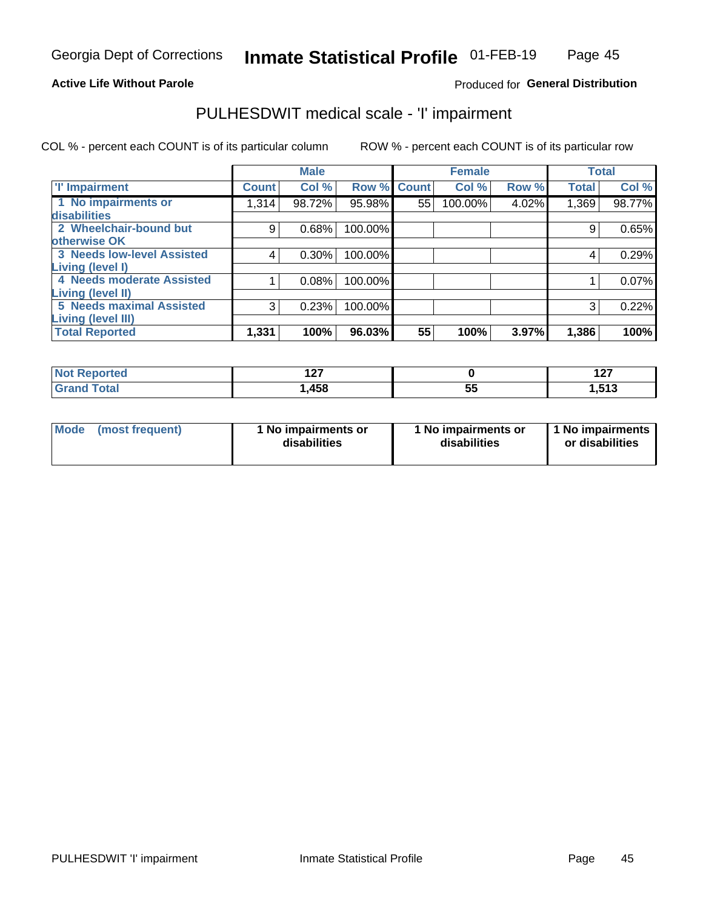Georgia Dept of Corrections **Inmate Statistical Profile** 01-FEB-19

**Active Life Without Parole**

Produced for **General Distribution**

## PULHESDWIT medical scale - 'I' impairment

COL % - percent each COUNT is of its particular column ROW % - percent each COUNT is of its particular row

| | Male | | | Female | | | Total | |
|---|---|---|---|---|---|---|---|---|
| **'I' Impairment** | **Count** | **Col %** | **Row %** | **Count** | **Col %** | **Row %** | **Total** | **Col %** |
| **1 No impairments or disabilities** | 1,314 | 98.72% | 95.98% | 55 | 100.00% | 4.02% | 1,369 | 98.77% |
| **2 Wheelchair-bound but otherwise OK** | 9 | 0.68% | 100.00% | | | | 9 | 0.65% |
| **3 Needs low-level Assisted Living (level I)** | 4 | 0.30% | 100.00% | | | | 4 | 0.29% |
| **4 Needs moderate Assisted Living (level II)** | 1 | 0.08% | 100.00% | | | | 1 | 0.07% |
| **5 Needs maximal Assisted Living (level III)** | 3 | 0.23% | 100.00% | | | | 3 | 0.22% |
| **Total Reported** | **1,331** | **100%** | **96.03%** | **55** | **100%** | **3.97%** | **1,386** | **100%** |

| | Male | Female | Total |
|---|---|---|---|
| **Not Reported** | **127** | **0** | **127** |
| **Grand Total** | **1,458** | **55** | **1,513** |

| | Male | Female | Total |
|---|---|---|---|
| **Mode (most frequent)** | **1 No impairments or disabilities** | **1 No impairments or disabilities** | **1 No impairments or disabilities** |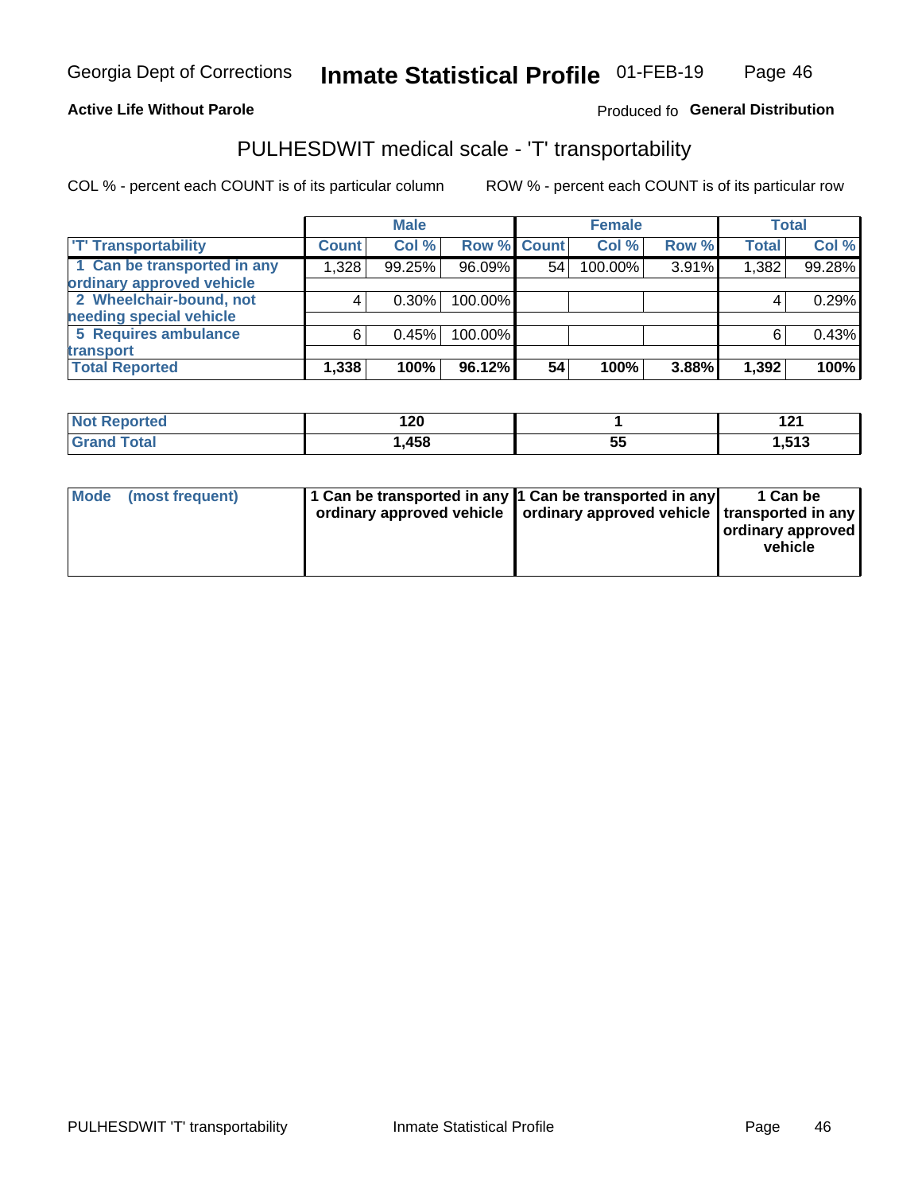Georgia Dept of Corrections **Inmate Statistical Profile** 01-FEB-19

**Active Life Without Parole**

Produced fo **General Distribution**

## PULHESDWIT medical scale - 'T' transportability

COL % - percent each COUNT is of its particular column

ROW % - percent each COUNT is of its particular row

| | Male | | | Female | | | Total | |
|---|---|---|---|---|---|---|---|---|
| 'T' Transportability | Count | Col % | Row % | Count | Col % | Row % | Total | Col % |
| 1 Can be transported in any ordinary approved vehicle | 1,328 | 99.25% | 96.09% | 54 | 100.00% | 3.91% | 1,382 | 99.28% |
| 2 Wheelchair-bound, not needing special vehicle | 4 | 0.30% | 100.00% | | | | 4 | 0.29% |
| 5 Requires ambulance transport | 6 | 0.45% | 100.00% | | | | 6 | 0.43% |
| **Total Reported** | **1,338** | **100%** | **96.12%** | **54** | **100%** | **3.88%** | **1,392** | **100%** |

| | Male | Female | Total |
|---|---|---|---|
| Not Reported | 120 | 1 | 121 |
| Grand Total | 1,458 | 55 | 1,513 |

| | Male | Female | Total |
|---|---|---|---|
| Mode (most frequent) | 1 Can be transported in any ordinary approved vehicle | 1 Can be transported in any ordinary approved vehicle | 1 Can be transported in any ordinary approved vehicle |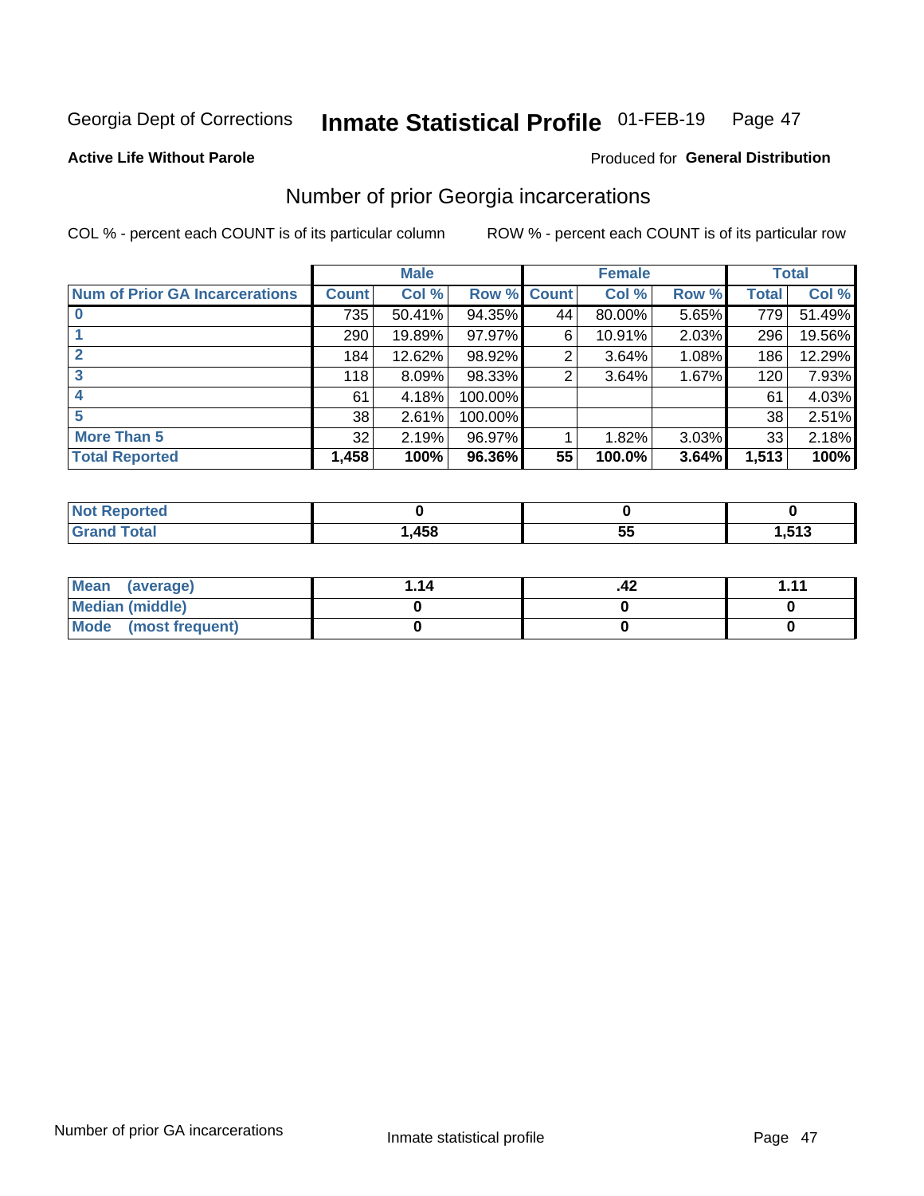Georgia Dept of Corrections **Inmate Statistical Profile** 01-FEB-19 Page 47

**Active Life Without Parole**

Produced for **General Distribution**

## Number of prior Georgia incarcerations

COL % - percent each COUNT is of its particular column ROW % - percent each COUNT is of its particular row

| | Male | | | Female | | | Total | |
|---|---|---|---|---|---|---|---|---|
| **Num of Prior GA Incarcerations** | **Count** | **Col %** | **Row %** | **Count** | **Col %** | **Row %** | **Total** | **Col %** |
| **0** | 735 | 50.41% | 94.35% | 44 | 80.00% | 5.65% | 779 | 51.49% |
| **1** | 290 | 19.89% | 97.97% | 6 | 10.91% | 2.03% | 296 | 19.56% |
| **2** | 184 | 12.62% | 98.92% | 2 | 3.64% | 1.08% | 186 | 12.29% |
| **3** | 118 | 8.09% | 98.33% | 2 | 3.64% | 1.67% | 120 | 7.93% |
| **4** | 61 | 4.18% | 100.00% | | | | 61 | 4.03% |
| **5** | 38 | 2.61% | 100.00% | | | | 38 | 2.51% |
| **More Than 5** | 32 | 2.19% | 96.97% | 1 | 1.82% | 3.03% | 33 | 2.18% |
| **Total Reported** | **1,458** | **100%** | **96.36%** | **55** | **100.0%** | **3.64%** | **1,513** | **100%** |

| | Male | Female | Total |
|---|---|---|---|
| **Not Reported** | **0** | **0** | **0** |
| **Grand Total** | **1,458** | **55** | **1,513** |

| | Male | Female | Total |
|---|---|---|---|
| **Mean (average)** | **1.14** | **.42** | **1.11** |
| **Median (middle)** | **0** | **0** | **0** |
| **Mode (most frequent)** | **0** | **0** | **0** |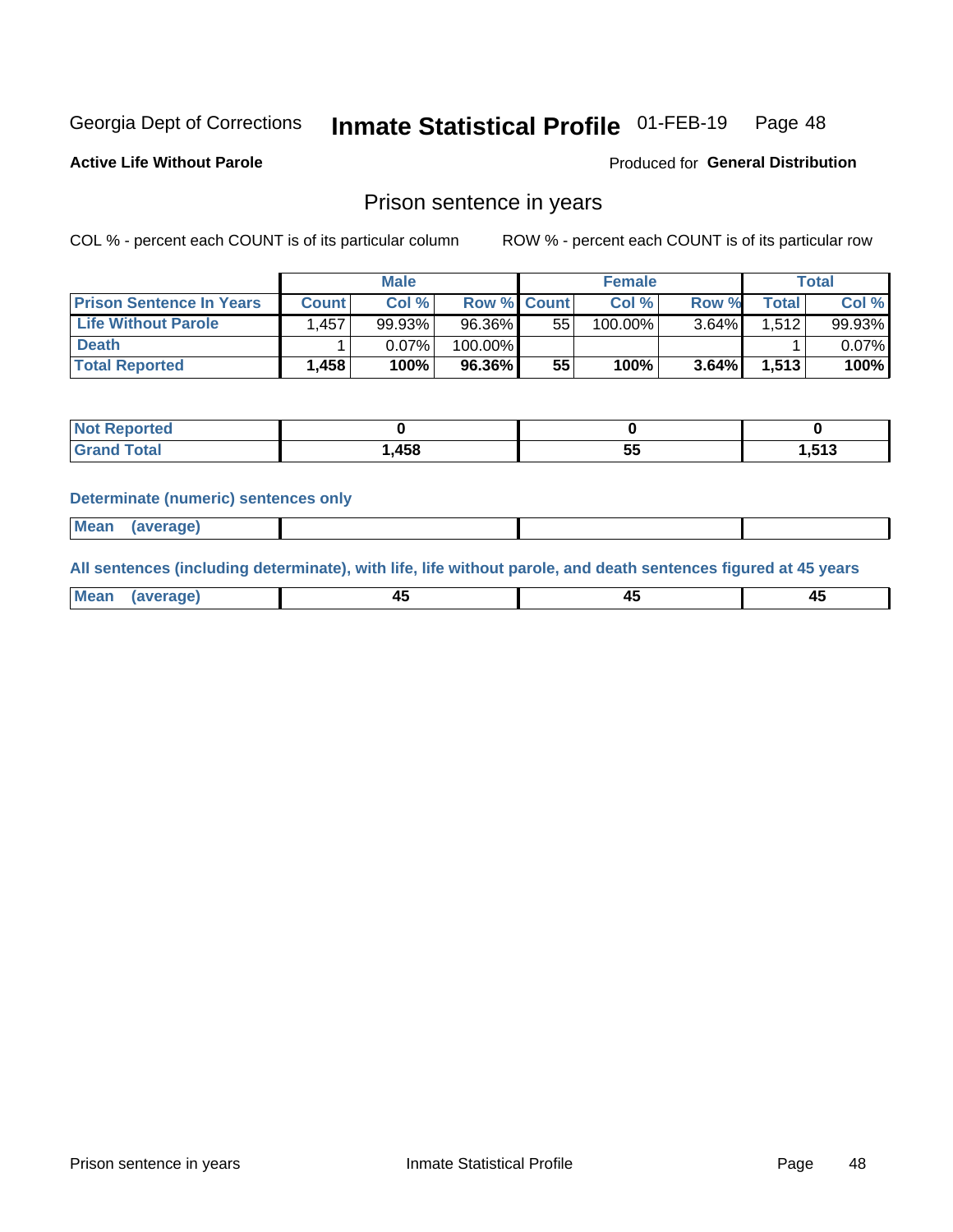Georgia Dept of Corrections **Inmate Statistical Profile** 01-FEB-19

**Active Life Without Parole**

Produced for **General Distribution**

## Prison sentence in years

COL % - percent each COUNT is of its particular column    ROW % - percent each COUNT is of its particular row

| | Male | | | Female | | | Total | |
|---|---|---|---|---|---|---|---|---|
| **Prison Sentence In Years** | **Count** | **Col %** | **Row %** | **Count** | **Col %** | **Row %** | **Total** | **Col %** |
| **Life Without Parole** | 1,457 | 99.93% | 96.36% | 55 | 100.00% | 3.64% | 1,512 | 99.93% |
| **Death** | 1 | 0.07% | 100.00% | | | | 1 | 0.07% |
| **Total Reported** | **1,458** | **100%** | **96.36%** | **55** | **100%** | **3.64%** | **1,513** | **100%** |

| | Male | Female | Total |
|---|---|---|---|
| **Not Reported** | **0** | **0** | **0** |
| **Grand Total** | **1,458** | **55** | **1,513** |

**Determinate (numeric) sentences only**

| | Male | Female | Total |
|---|---|---|---|
| **Mean (average)** | | | |

**All sentences (including determinate), with life, life without parole, and death sentences figured at 45 years**

| | Male | Female | Total |
|---|---|---|---|
| **Mean (average)** | **45** | **45** | **45** |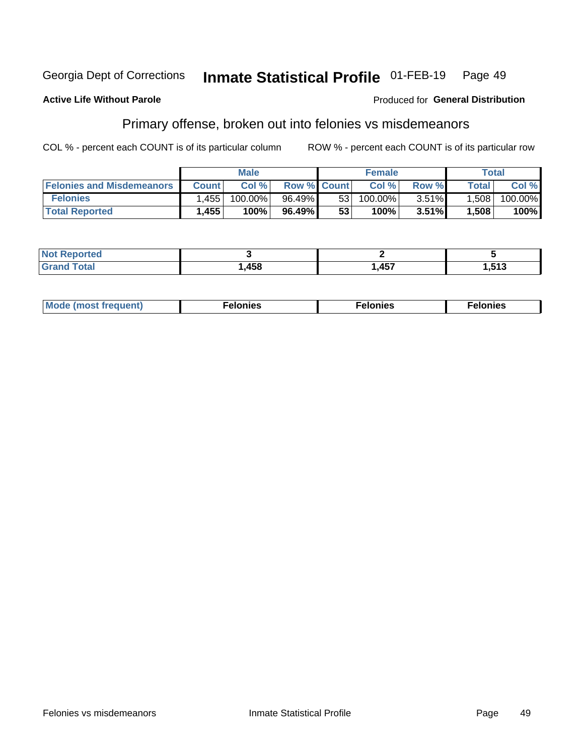Georgia Dept of Corrections **Inmate Statistical Profile** 01-FEB-19

**Active Life Without Parole**

Produced for **General Distribution**

## Primary offense, broken out into felonies vs misdemeanors

COL % - percent each COUNT is of its particular column        ROW % - percent each COUNT is of its particular row

| | Male | | | Female | | | Total | |
|---|---|---|---|---|---|---|---|---|
| **Felonies and Misdemeanors** | **Count** | **Col %** | **Row %** | **Count** | **Col %** | **Row %** | **Total** | **Col %** |
| **Felonies** | 1,455 | 100.00% | 96.49% | 53 | 100.00% | 3.51% | 1,508 | 100.00% |
| **Total Reported** | **1,455** | **100%** | **96.49%** | **53** | **100%** | **3.51%** | **1,508** | **100%** |

| | Male | Female | Total |
|---|---|---|---|
| **Not Reported** | **3** | **2** | **5** |
| **Grand Total** | **1,458** | **1,457** | **1,513** |

| | Male | Female | Total |
|---|---|---|---|
| **Mode (most frequent)** | **Felonies** | **Felonies** | **Felonies** |

Felonies vs misdemeanors        Inmate Statistical Profile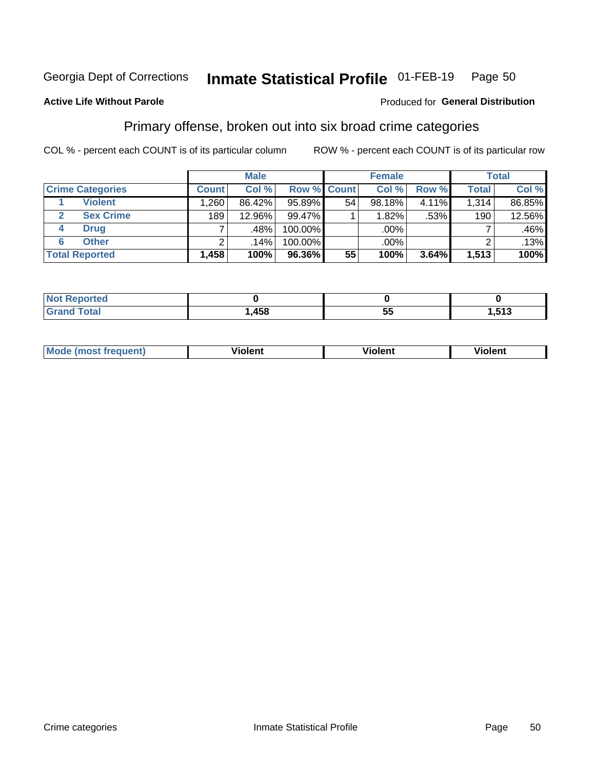Georgia Dept of Corrections **Inmate Statistical Profile** 01-FEB-19 Page 50

**Active Life Without Parole**

Produced for **General Distribution**

## Primary offense, broken out into six broad crime categories

COL % - percent each COUNT is of its particular column

ROW % - percent each COUNT is of its particular row

| | | Male | | | Female | | | Total | |
|---|---|---|---|---|---|---|---|---|---|
| **Crime Categories** | | **Count** | **Col %** | **Row %** | **Count** | **Col %** | **Row %** | **Total** | **Col %** |
| 1 | Violent | 1,260 | 86.42% | 95.89% | 54 | 98.18% | 4.11% | 1,314 | 86.85% |
| 2 | Sex Crime | 189 | 12.96% | 99.47% | 1 | 1.82% | .53% | 190 | 12.56% |
| 4 | Drug | 7 | .48% | 100.00% | | .00% | | 7 | .46% |
| 6 | Other | 2 | .14% | 100.00% | | .00% | | 2 | .13% |
| **Total Reported** | | **1,458** | **100%** | **96.36%** | **55** | **100%** | **3.64%** | **1,513** | **100%** |

| | Male | Female | Total |
|---|---|---|---|
| **Not Reported** | **0** | **0** | **0** |
| **Grand Total** | **1,458** | **55** | **1,513** |

| | Male | Female | Total |
|---|---|---|---|
| **Mode (most frequent)** | **Violent** | **Violent** | **Violent** |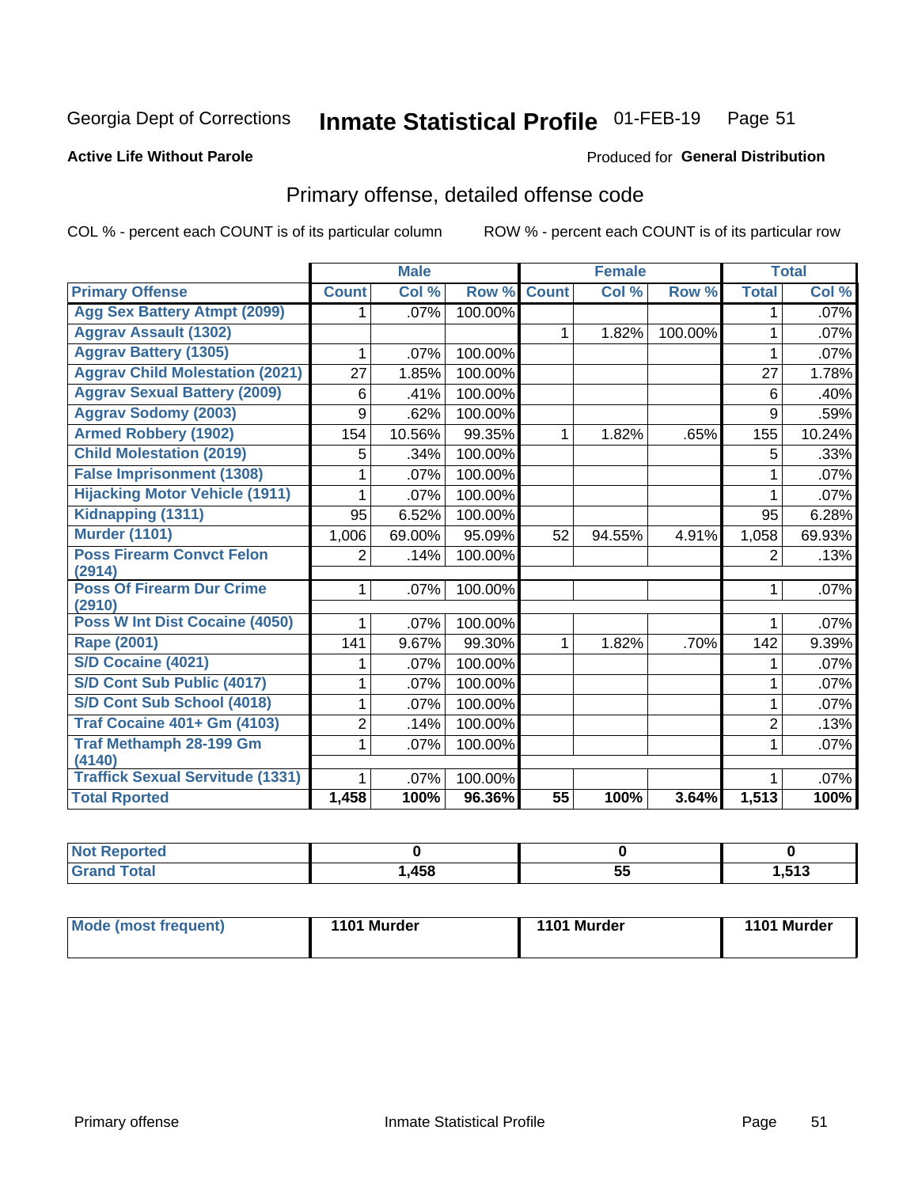Georgia Dept of Corrections **Inmate Statistical Profile** 01-FEB-19

**Active Life Without Parole**

Produced for **General Distribution**

## Primary offense, detailed offense code

COL % - percent each COUNT is of its particular column ROW % - percent each COUNT is of its particular row

| | Male | | | Female | | | Total | |
|---|---|---|---|---|---|---|---|---|
| **Primary Offense** | **Count** | **Col %** | **Row %** | **Count** | **Col %** | **Row %** | **Total** | **Col %** |
| Agg Sex Battery Atmpt (2099) | 1 | .07% | 100.00% | | | | 1 | .07% |
| Aggrav Assault (1302) | | | | 1 | 1.82% | 100.00% | 1 | .07% |
| Aggrav Battery (1305) | 1 | .07% | 100.00% | | | | 1 | .07% |
| Aggrav Child Molestation (2021) | 27 | 1.85% | 100.00% | | | | 27 | 1.78% |
| Aggrav Sexual Battery (2009) | 6 | .41% | 100.00% | | | | 6 | .40% |
| Aggrav Sodomy (2003) | 9 | .62% | 100.00% | | | | 9 | .59% |
| Armed Robbery (1902) | 154 | 10.56% | 99.35% | 1 | 1.82% | .65% | 155 | 10.24% |
| Child Molestation (2019) | 5 | .34% | 100.00% | | | | 5 | .33% |
| False Imprisonment (1308) | 1 | .07% | 100.00% | | | | 1 | .07% |
| Hijacking Motor Vehicle (1911) | 1 | .07% | 100.00% | | | | 1 | .07% |
| Kidnapping (1311) | 95 | 6.52% | 100.00% | | | | 95 | 6.28% |
| Murder (1101) | 1,006 | 69.00% | 95.09% | 52 | 94.55% | 4.91% | 1,058 | 69.93% |
| Poss Firearm Convct Felon (2914) | 2 | .14% | 100.00% | | | | 2 | .13% |
| Poss Of Firearm Dur Crime (2910) | 1 | .07% | 100.00% | | | | 1 | .07% |
| Poss W Int Dist Cocaine (4050) | 1 | .07% | 100.00% | | | | 1 | .07% |
| Rape (2001) | 141 | 9.67% | 99.30% | 1 | 1.82% | .70% | 142 | 9.39% |
| S/D Cocaine (4021) | 1 | .07% | 100.00% | | | | 1 | .07% |
| S/D Cont Sub Public (4017) | 1 | .07% | 100.00% | | | | 1 | .07% |
| S/D Cont Sub School (4018) | 1 | .07% | 100.00% | | | | 1 | .07% |
| Traf Cocaine 401+ Gm (4103) | 2 | .14% | 100.00% | | | | 2 | .13% |
| Traf Methamph 28-199 Gm (4140) | 1 | .07% | 100.00% | | | | 1 | .07% |
| Traffick Sexual Servitude (1331) | 1 | .07% | 100.00% | | | | 1 | .07% |
| **Total Rported** | **1,458** | **100%** | **96.36%** | **55** | **100%** | **3.64%** | **1,513** | **100%** |

| | Male | Female | Total |
|---|---|---|---|
| Not Reported | 0 | 0 | 0 |
| Grand Total | 1,458 | 55 | 1,513 |

| | Male | Female | Total |
|---|---|---|---|
| Mode (most frequent) | 1101 Murder | 1101 Murder | 1101 Murder |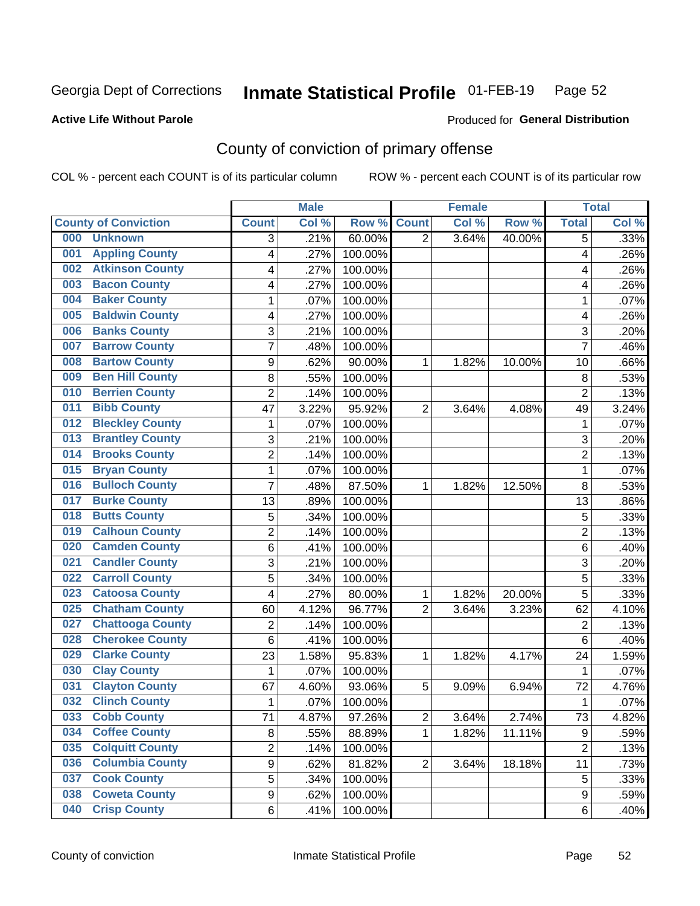Georgia Dept of Corrections **Inmate Statistical Profile** 01-FEB-19

**Active Life Without Parole**

Produced for **General Distribution**

## County of conviction of primary offense

COL % - percent each COUNT is of its particular column    ROW % - percent each COUNT is of its particular row

| County of Conviction | Male | | | Female | | | Total | |
|---|---|---|---|---|---|---|---|---|
| | Count | Col % | Row % | Count | Col % | Row % | Total | Col % |
| 000 Unknown | 3 | .21% | 60.00% | 2 | 3.64% | 40.00% | 5 | .33% |
| 001 Appling County | 4 | .27% | 100.00% | | | | 4 | .26% |
| 002 Atkinson County | 4 | .27% | 100.00% | | | | 4 | .26% |
| 003 Bacon County | 4 | .27% | 100.00% | | | | 4 | .26% |
| 004 Baker County | 1 | .07% | 100.00% | | | | 1 | .07% |
| 005 Baldwin County | 4 | .27% | 100.00% | | | | 4 | .26% |
| 006 Banks County | 3 | .21% | 100.00% | | | | 3 | .20% |
| 007 Barrow County | 7 | .48% | 100.00% | | | | 7 | .46% |
| 008 Bartow County | 9 | .62% | 90.00% | 1 | 1.82% | 10.00% | 10 | .66% |
| 009 Ben Hill County | 8 | .55% | 100.00% | | | | 8 | .53% |
| 010 Berrien County | 2 | .14% | 100.00% | | | | 2 | .13% |
| 011 Bibb County | 47 | 3.22% | 95.92% | 2 | 3.64% | 4.08% | 49 | 3.24% |
| 012 Bleckley County | 1 | .07% | 100.00% | | | | 1 | .07% |
| 013 Brantley County | 3 | .21% | 100.00% | | | | 3 | .20% |
| 014 Brooks County | 2 | .14% | 100.00% | | | | 2 | .13% |
| 015 Bryan County | 1 | .07% | 100.00% | | | | 1 | .07% |
| 016 Bulloch County | 7 | .48% | 87.50% | 1 | 1.82% | 12.50% | 8 | .53% |
| 017 Burke County | 13 | .89% | 100.00% | | | | 13 | .86% |
| 018 Butts County | 5 | .34% | 100.00% | | | | 5 | .33% |
| 019 Calhoun County | 2 | .14% | 100.00% | | | | 2 | .13% |
| 020 Camden County | 6 | .41% | 100.00% | | | | 6 | .40% |
| 021 Candler County | 3 | .21% | 100.00% | | | | 3 | .20% |
| 022 Carroll County | 5 | .34% | 100.00% | | | | 5 | .33% |
| 023 Catoosa County | 4 | .27% | 80.00% | 1 | 1.82% | 20.00% | 5 | .33% |
| 025 Chatham County | 60 | 4.12% | 96.77% | 2 | 3.64% | 3.23% | 62 | 4.10% |
| 027 Chattooga County | 2 | .14% | 100.00% | | | | 2 | .13% |
| 028 Cherokee County | 6 | .41% | 100.00% | | | | 6 | .40% |
| 029 Clarke County | 23 | 1.58% | 95.83% | 1 | 1.82% | 4.17% | 24 | 1.59% |
| 030 Clay County | 1 | .07% | 100.00% | | | | 1 | .07% |
| 031 Clayton County | 67 | 4.60% | 93.06% | 5 | 9.09% | 6.94% | 72 | 4.76% |
| 032 Clinch County | 1 | .07% | 100.00% | | | | 1 | .07% |
| 033 Cobb County | 71 | 4.87% | 97.26% | 2 | 3.64% | 2.74% | 73 | 4.82% |
| 034 Coffee County | 8 | .55% | 88.89% | 1 | 1.82% | 11.11% | 9 | .59% |
| 035 Colquitt County | 2 | .14% | 100.00% | | | | 2 | .13% |
| 036 Columbia County | 9 | .62% | 81.82% | 2 | 3.64% | 18.18% | 11 | .73% |
| 037 Cook County | 5 | .34% | 100.00% | | | | 5 | .33% |
| 038 Coweta County | 9 | .62% | 100.00% | | | | 9 | .59% |
| 040 Crisp County | 6 | .41% | 100.00% | | | | 6 | .40% |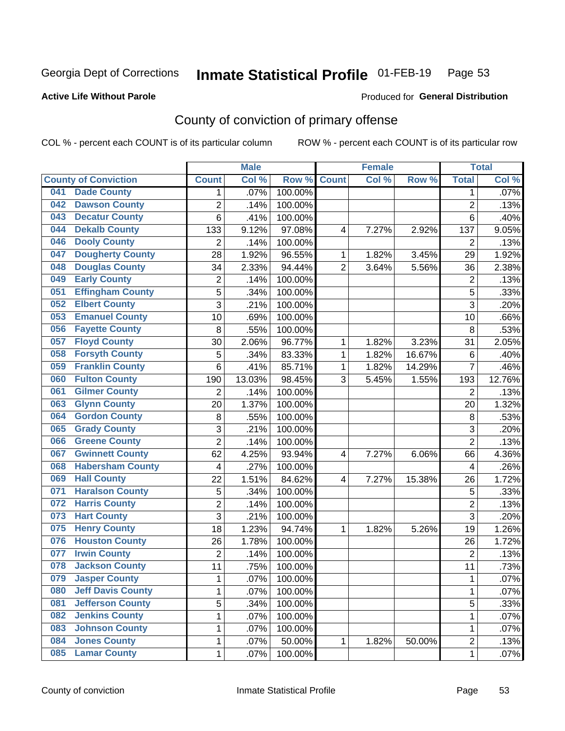Georgia Dept of Corrections **Inmate Statistical Profile** 01-FEB-19 Page 53

**Active Life Without Parole**

Produced for **General Distribution**

# County of conviction of primary offense

COL % - percent each COUNT is of its particular column ROW % - percent each COUNT is of its particular row

| County of Conviction | Male | | | Female | | | Total | |
|---|---|---|---|---|---|---|---|---|
| | Count | Col % | Row % | Count | Col % | Row % | Total | Col % |
| 041 Dade County | 1 | .07% | 100.00% | | | | 1 | .07% |
| 042 Dawson County | 2 | .14% | 100.00% | | | | 2 | .13% |
| 043 Decatur County | 6 | .41% | 100.00% | | | | 6 | .40% |
| 044 Dekalb County | 133 | 9.12% | 97.08% | 4 | 7.27% | 2.92% | 137 | 9.05% |
| 046 Dooly County | 2 | .14% | 100.00% | | | | 2 | .13% |
| 047 Dougherty County | 28 | 1.92% | 96.55% | 1 | 1.82% | 3.45% | 29 | 1.92% |
| 048 Douglas County | 34 | 2.33% | 94.44% | 2 | 3.64% | 5.56% | 36 | 2.38% |
| 049 Early County | 2 | .14% | 100.00% | | | | 2 | .13% |
| 051 Effingham County | 5 | .34% | 100.00% | | | | 5 | .33% |
| 052 Elbert County | 3 | .21% | 100.00% | | | | 3 | .20% |
| 053 Emanuel County | 10 | .69% | 100.00% | | | | 10 | .66% |
| 056 Fayette County | 8 | .55% | 100.00% | | | | 8 | .53% |
| 057 Floyd County | 30 | 2.06% | 96.77% | 1 | 1.82% | 3.23% | 31 | 2.05% |
| 058 Forsyth County | 5 | .34% | 83.33% | 1 | 1.82% | 16.67% | 6 | .40% |
| 059 Franklin County | 6 | .41% | 85.71% | 1 | 1.82% | 14.29% | 7 | .46% |
| 060 Fulton County | 190 | 13.03% | 98.45% | 3 | 5.45% | 1.55% | 193 | 12.76% |
| 061 Gilmer County | 2 | .14% | 100.00% | | | | 2 | .13% |
| 063 Glynn County | 20 | 1.37% | 100.00% | | | | 20 | 1.32% |
| 064 Gordon County | 8 | .55% | 100.00% | | | | 8 | .53% |
| 065 Grady County | 3 | .21% | 100.00% | | | | 3 | .20% |
| 066 Greene County | 2 | .14% | 100.00% | | | | 2 | .13% |
| 067 Gwinnett County | 62 | 4.25% | 93.94% | 4 | 7.27% | 6.06% | 66 | 4.36% |
| 068 Habersham County | 4 | .27% | 100.00% | | | | 4 | .26% |
| 069 Hall County | 22 | 1.51% | 84.62% | 4 | 7.27% | 15.38% | 26 | 1.72% |
| 071 Haralson County | 5 | .34% | 100.00% | | | | 5 | .33% |
| 072 Harris County | 2 | .14% | 100.00% | | | | 2 | .13% |
| 073 Hart County | 3 | .21% | 100.00% | | | | 3 | .20% |
| 075 Henry County | 18 | 1.23% | 94.74% | 1 | 1.82% | 5.26% | 19 | 1.26% |
| 076 Houston County | 26 | 1.78% | 100.00% | | | | 26 | 1.72% |
| 077 Irwin County | 2 | .14% | 100.00% | | | | 2 | .13% |
| 078 Jackson County | 11 | .75% | 100.00% | | | | 11 | .73% |
| 079 Jasper County | 1 | .07% | 100.00% | | | | 1 | .07% |
| 080 Jeff Davis County | 1 | .07% | 100.00% | | | | 1 | .07% |
| 081 Jefferson County | 5 | .34% | 100.00% | | | | 5 | .33% |
| 082 Jenkins County | 1 | .07% | 100.00% | | | | 1 | .07% |
| 083 Johnson County | 1 | .07% | 100.00% | | | | 1 | .07% |
| 084 Jones County | 1 | .07% | 50.00% | 1 | 1.82% | 50.00% | 2 | .13% |
| 085 Lamar County | 1 | .07% | 100.00% | | | | 1 | .07% |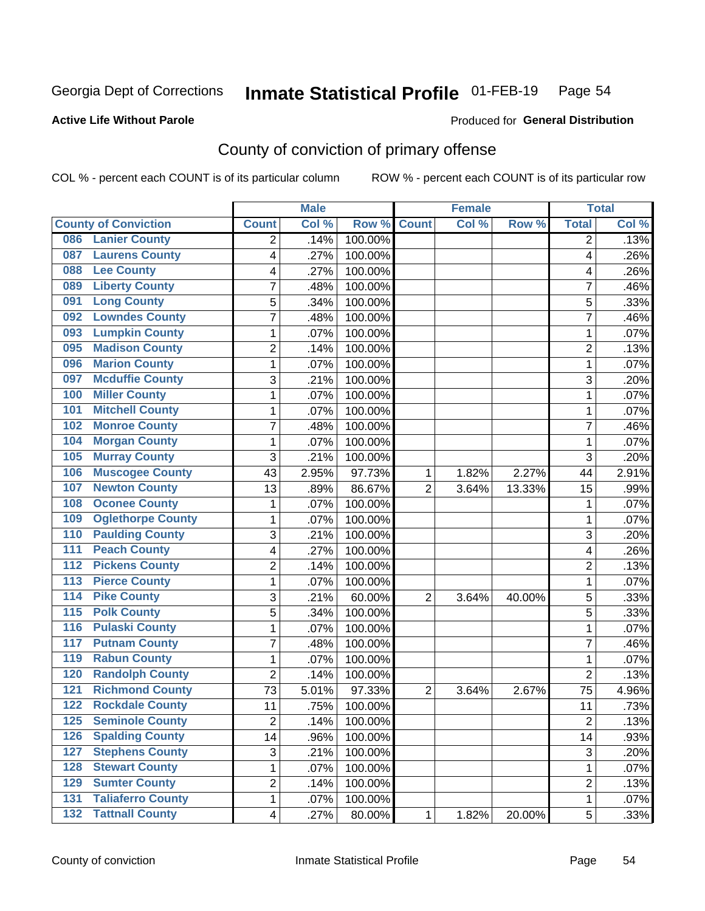Georgia Dept of Corrections **Inmate Statistical Profile** 01-FEB-19

**Active Life Without Parole**

Produced for **General Distribution**

## County of conviction of primary offense

COL % - percent each COUNT is of its particular column ROW % - percent each COUNT is of its particular row

| County of Conviction | Male | | | Female | | | Total | |
|---|---|---|---|---|---|---|---|---|
| | Count | Col % | Row % | Count | Col % | Row % | Total | Col % |
| 086 Lanier County | 2 | .14% | 100.00% | | | | 2 | .13% |
| 087 Laurens County | 4 | .27% | 100.00% | | | | 4 | .26% |
| 088 Lee County | 4 | .27% | 100.00% | | | | 4 | .26% |
| 089 Liberty County | 7 | .48% | 100.00% | | | | 7 | .46% |
| 091 Long County | 5 | .34% | 100.00% | | | | 5 | .33% |
| 092 Lowndes County | 7 | .48% | 100.00% | | | | 7 | .46% |
| 093 Lumpkin County | 1 | .07% | 100.00% | | | | 1 | .07% |
| 095 Madison County | 2 | .14% | 100.00% | | | | 2 | .13% |
| 096 Marion County | 1 | .07% | 100.00% | | | | 1 | .07% |
| 097 Mcduffie County | 3 | .21% | 100.00% | | | | 3 | .20% |
| 100 Miller County | 1 | .07% | 100.00% | | | | 1 | .07% |
| 101 Mitchell County | 1 | .07% | 100.00% | | | | 1 | .07% |
| 102 Monroe County | 7 | .48% | 100.00% | | | | 7 | .46% |
| 104 Morgan County | 1 | .07% | 100.00% | | | | 1 | .07% |
| 105 Murray County | 3 | .21% | 100.00% | | | | 3 | .20% |
| 106 Muscogee County | 43 | 2.95% | 97.73% | 1 | 1.82% | 2.27% | 44 | 2.91% |
| 107 Newton County | 13 | .89% | 86.67% | 2 | 3.64% | 13.33% | 15 | .99% |
| 108 Oconee County | 1 | .07% | 100.00% | | | | 1 | .07% |
| 109 Oglethorpe County | 1 | .07% | 100.00% | | | | 1 | .07% |
| 110 Paulding County | 3 | .21% | 100.00% | | | | 3 | .20% |
| 111 Peach County | 4 | .27% | 100.00% | | | | 4 | .26% |
| 112 Pickens County | 2 | .14% | 100.00% | | | | 2 | .13% |
| 113 Pierce County | 1 | .07% | 100.00% | | | | 1 | .07% |
| 114 Pike County | 3 | .21% | 60.00% | 2 | 3.64% | 40.00% | 5 | .33% |
| 115 Polk County | 5 | .34% | 100.00% | | | | 5 | .33% |
| 116 Pulaski County | 1 | .07% | 100.00% | | | | 1 | .07% |
| 117 Putnam County | 7 | .48% | 100.00% | | | | 7 | .46% |
| 119 Rabun County | 1 | .07% | 100.00% | | | | 1 | .07% |
| 120 Randolph County | 2 | .14% | 100.00% | | | | 2 | .13% |
| 121 Richmond County | 73 | 5.01% | 97.33% | 2 | 3.64% | 2.67% | 75 | 4.96% |
| 122 Rockdale County | 11 | .75% | 100.00% | | | | 11 | .73% |
| 125 Seminole County | 2 | .14% | 100.00% | | | | 2 | .13% |
| 126 Spalding County | 14 | .96% | 100.00% | | | | 14 | .93% |
| 127 Stephens County | 3 | .21% | 100.00% | | | | 3 | .20% |
| 128 Stewart County | 1 | .07% | 100.00% | | | | 1 | .07% |
| 129 Sumter County | 2 | .14% | 100.00% | | | | 2 | .13% |
| 131 Taliaferro County | 1 | .07% | 100.00% | | | | 1 | .07% |
| 132 Tattnall County | 4 | .27% | 80.00% | 1 | 1.82% | 20.00% | 5 | .33% |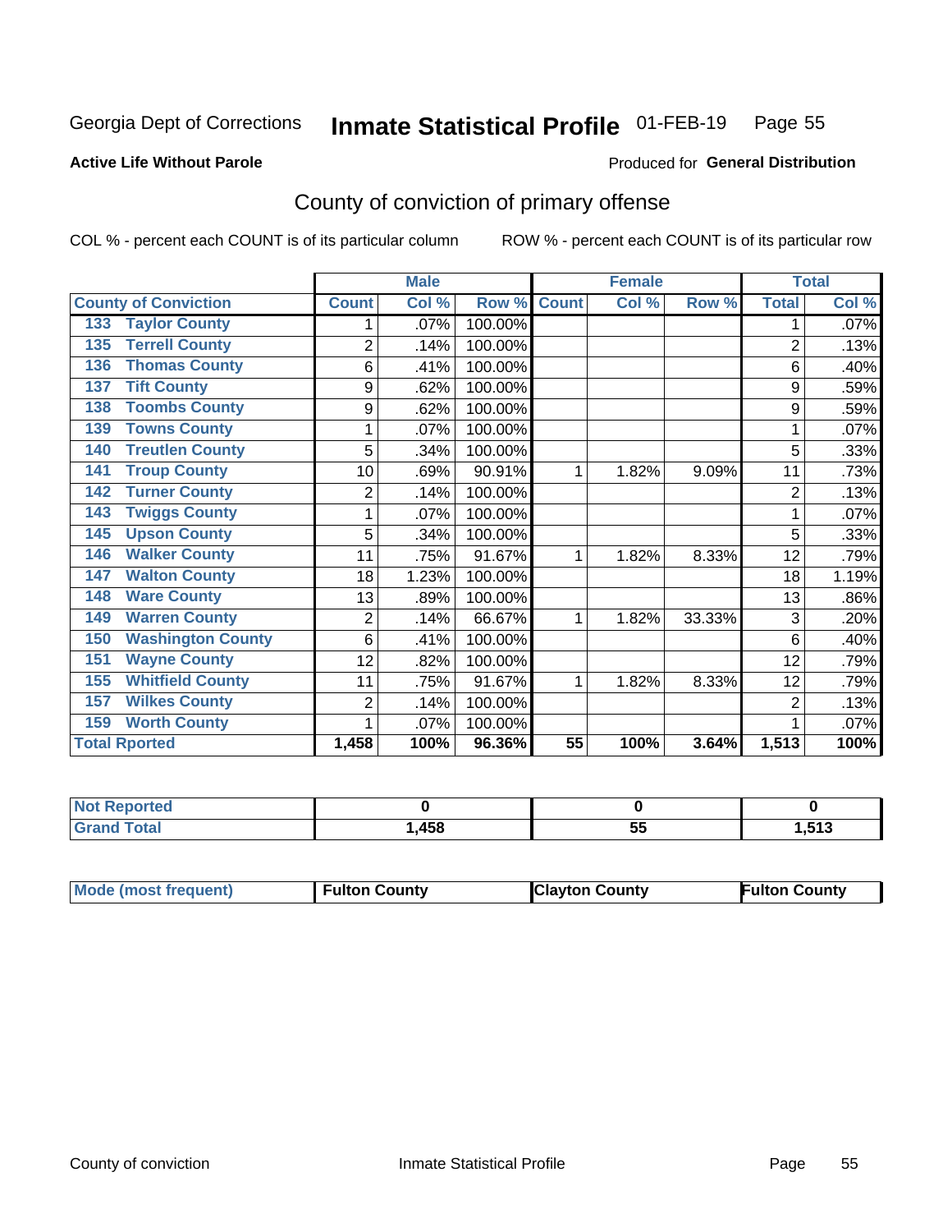Georgia Dept of Corrections **Inmate Statistical Profile** 01-FEB-19

**Active Life Without Parole**

Produced for **General Distribution**

## County of conviction of primary offense

COL % - percent each COUNT is of its particular column

ROW % - percent each COUNT is of its particular row

| County of Conviction | Male | | | Female | | | Total | |
|---|---|---|---|---|---|---|---|---|
| | Count | Col % | Row % | Count | Col % | Row % | Total | Col % |
| 133 Taylor County | 1 | .07% | 100.00% | | | | 1 | .07% |
| 135 Terrell County | 2 | .14% | 100.00% | | | | 2 | .13% |
| 136 Thomas County | 6 | .41% | 100.00% | | | | 6 | .40% |
| 137 Tift County | 9 | .62% | 100.00% | | | | 9 | .59% |
| 138 Toombs County | 9 | .62% | 100.00% | | | | 9 | .59% |
| 139 Towns County | 1 | .07% | 100.00% | | | | 1 | .07% |
| 140 Treutlen County | 5 | .34% | 100.00% | | | | 5 | .33% |
| 141 Troup County | 10 | .69% | 90.91% | 1 | 1.82% | 9.09% | 11 | .73% |
| 142 Turner County | 2 | .14% | 100.00% | | | | 2 | .13% |
| 143 Twiggs County | 1 | .07% | 100.00% | | | | 1 | .07% |
| 145 Upson County | 5 | .34% | 100.00% | | | | 5 | .33% |
| 146 Walker County | 11 | .75% | 91.67% | 1 | 1.82% | 8.33% | 12 | .79% |
| 147 Walton County | 18 | 1.23% | 100.00% | | | | 18 | 1.19% |
| 148 Ware County | 13 | .89% | 100.00% | | | | 13 | .86% |
| 149 Warren County | 2 | .14% | 66.67% | 1 | 1.82% | 33.33% | 3 | .20% |
| 150 Washington County | 6 | .41% | 100.00% | | | | 6 | .40% |
| 151 Wayne County | 12 | .82% | 100.00% | | | | 12 | .79% |
| 155 Whitfield County | 11 | .75% | 91.67% | 1 | 1.82% | 8.33% | 12 | .79% |
| 157 Wilkes County | 2 | .14% | 100.00% | | | | 2 | .13% |
| 159 Worth County | 1 | .07% | 100.00% | | | | 1 | .07% |
| **Total Rported** | **1,458** | **100%** | **96.36%** | **55** | **100%** | **3.64%** | **1,513** | **100%** |

| | Male | Female | Total |
|---|---|---|---|
| Not Reported | **0** | **0** | **0** |
| Grand Total | **1,458** | **55** | **1,513** |

| | Male | Female | Total |
|---|---|---|---|
| Mode (most frequent) | **Fulton County** | **Clayton County** | **Fulton County** |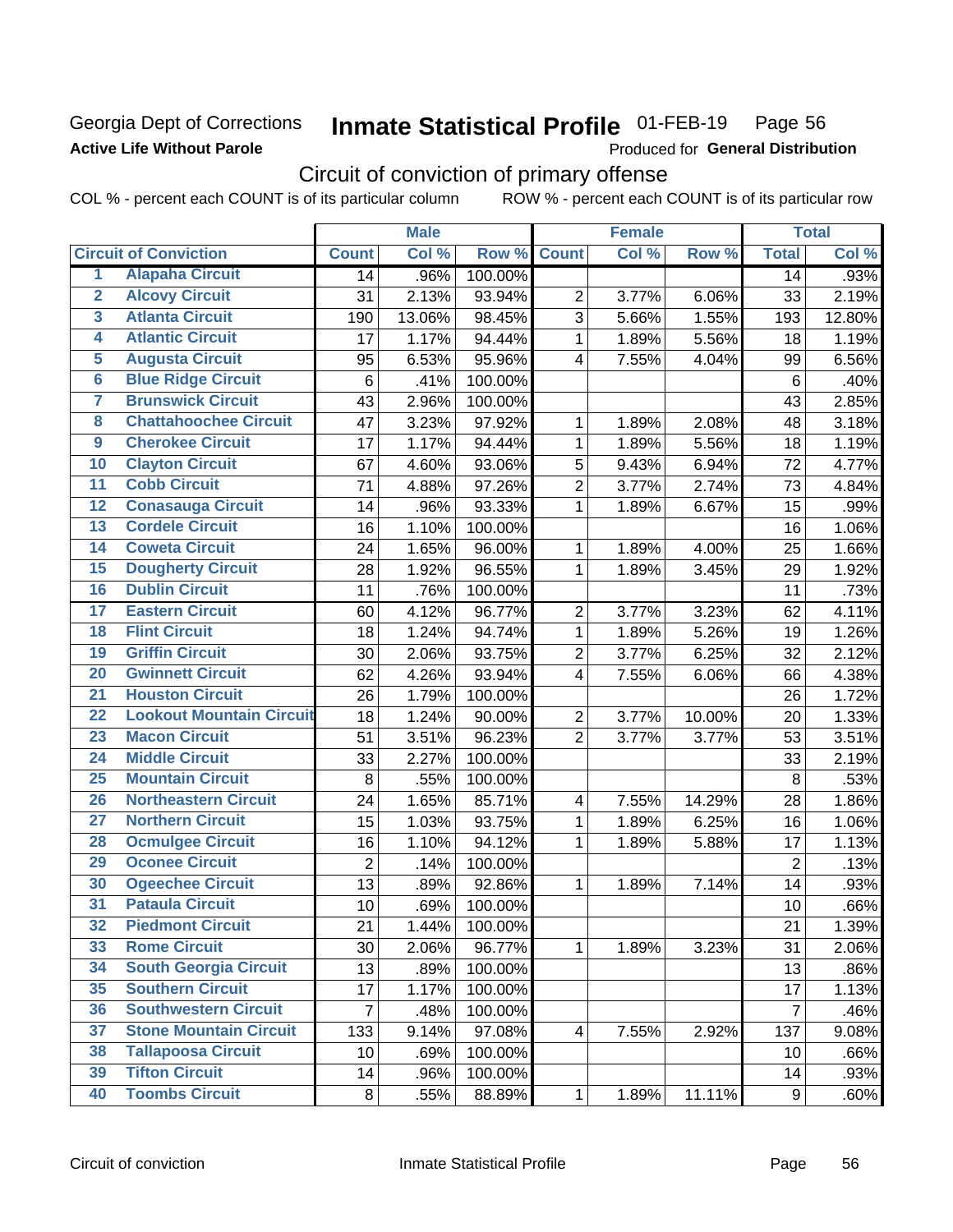Georgia Dept of Corrections **Inmate Statistical Profile** 01-FEB-19 Page 56

**Active Life Without Parole**

Produced for **General Distribution**

## Circuit of conviction of primary offense

COL % - percent each COUNT is of its particular column ROW % - percent each COUNT is of its particular row

| | | Male | | | Female | | | Total | |
|---|---|---|---|---|---|---|---|---|---|
| | Circuit of Conviction | Count | Col % | Row % | Count | Col % | Row % | Total | Col % |
| 1 | Alapaha Circuit | 14 | .96% | 100.00% | | | | 14 | .93% |
| 2 | Alcovy Circuit | 31 | 2.13% | 93.94% | 2 | 3.77% | 6.06% | 33 | 2.19% |
| 3 | Atlanta Circuit | 190 | 13.06% | 98.45% | 3 | 5.66% | 1.55% | 193 | 12.80% |
| 4 | Atlantic Circuit | 17 | 1.17% | 94.44% | 1 | 1.89% | 5.56% | 18 | 1.19% |
| 5 | Augusta Circuit | 95 | 6.53% | 95.96% | 4 | 7.55% | 4.04% | 99 | 6.56% |
| 6 | Blue Ridge Circuit | 6 | .41% | 100.00% | | | | 6 | .40% |
| 7 | Brunswick Circuit | 43 | 2.96% | 100.00% | | | | 43 | 2.85% |
| 8 | Chattahoochee Circuit | 47 | 3.23% | 97.92% | 1 | 1.89% | 2.08% | 48 | 3.18% |
| 9 | Cherokee Circuit | 17 | 1.17% | 94.44% | 1 | 1.89% | 5.56% | 18 | 1.19% |
| 10 | Clayton Circuit | 67 | 4.60% | 93.06% | 5 | 9.43% | 6.94% | 72 | 4.77% |
| 11 | Cobb Circuit | 71 | 4.88% | 97.26% | 2 | 3.77% | 2.74% | 73 | 4.84% |
| 12 | Conasauga Circuit | 14 | .96% | 93.33% | 1 | 1.89% | 6.67% | 15 | .99% |
| 13 | Cordele Circuit | 16 | 1.10% | 100.00% | | | | 16 | 1.06% |
| 14 | Coweta Circuit | 24 | 1.65% | 96.00% | 1 | 1.89% | 4.00% | 25 | 1.66% |
| 15 | Dougherty Circuit | 28 | 1.92% | 96.55% | 1 | 1.89% | 3.45% | 29 | 1.92% |
| 16 | Dublin Circuit | 11 | .76% | 100.00% | | | | 11 | .73% |
| 17 | Eastern Circuit | 60 | 4.12% | 96.77% | 2 | 3.77% | 3.23% | 62 | 4.11% |
| 18 | Flint Circuit | 18 | 1.24% | 94.74% | 1 | 1.89% | 5.26% | 19 | 1.26% |
| 19 | Griffin Circuit | 30 | 2.06% | 93.75% | 2 | 3.77% | 6.25% | 32 | 2.12% |
| 20 | Gwinnett Circuit | 62 | 4.26% | 93.94% | 4 | 7.55% | 6.06% | 66 | 4.38% |
| 21 | Houston Circuit | 26 | 1.79% | 100.00% | | | | 26 | 1.72% |
| 22 | Lookout Mountain Circuit | 18 | 1.24% | 90.00% | 2 | 3.77% | 10.00% | 20 | 1.33% |
| 23 | Macon Circuit | 51 | 3.51% | 96.23% | 2 | 3.77% | 3.77% | 53 | 3.51% |
| 24 | Middle Circuit | 33 | 2.27% | 100.00% | | | | 33 | 2.19% |
| 25 | Mountain Circuit | 8 | .55% | 100.00% | | | | 8 | .53% |
| 26 | Northeastern Circuit | 24 | 1.65% | 85.71% | 4 | 7.55% | 14.29% | 28 | 1.86% |
| 27 | Northern Circuit | 15 | 1.03% | 93.75% | 1 | 1.89% | 6.25% | 16 | 1.06% |
| 28 | Ocmulgee Circuit | 16 | 1.10% | 94.12% | 1 | 1.89% | 5.88% | 17 | 1.13% |
| 29 | Oconee Circuit | 2 | .14% | 100.00% | | | | 2 | .13% |
| 30 | Ogeechee Circuit | 13 | .89% | 92.86% | 1 | 1.89% | 7.14% | 14 | .93% |
| 31 | Pataula Circuit | 10 | .69% | 100.00% | | | | 10 | .66% |
| 32 | Piedmont Circuit | 21 | 1.44% | 100.00% | | | | 21 | 1.39% |
| 33 | Rome Circuit | 30 | 2.06% | 96.77% | 1 | 1.89% | 3.23% | 31 | 2.06% |
| 34 | South Georgia Circuit | 13 | .89% | 100.00% | | | | 13 | .86% |
| 35 | Southern Circuit | 17 | 1.17% | 100.00% | | | | 17 | 1.13% |
| 36 | Southwestern Circuit | 7 | .48% | 100.00% | | | | 7 | .46% |
| 37 | Stone Mountain Circuit | 133 | 9.14% | 97.08% | 4 | 7.55% | 2.92% | 137 | 9.08% |
| 38 | Tallapoosa Circuit | 10 | .69% | 100.00% | | | | 10 | .66% |
| 39 | Tifton Circuit | 14 | .96% | 100.00% | | | | 14 | .93% |
| 40 | Toombs Circuit | 8 | .55% | 88.89% | 1 | 1.89% | 11.11% | 9 | .60% |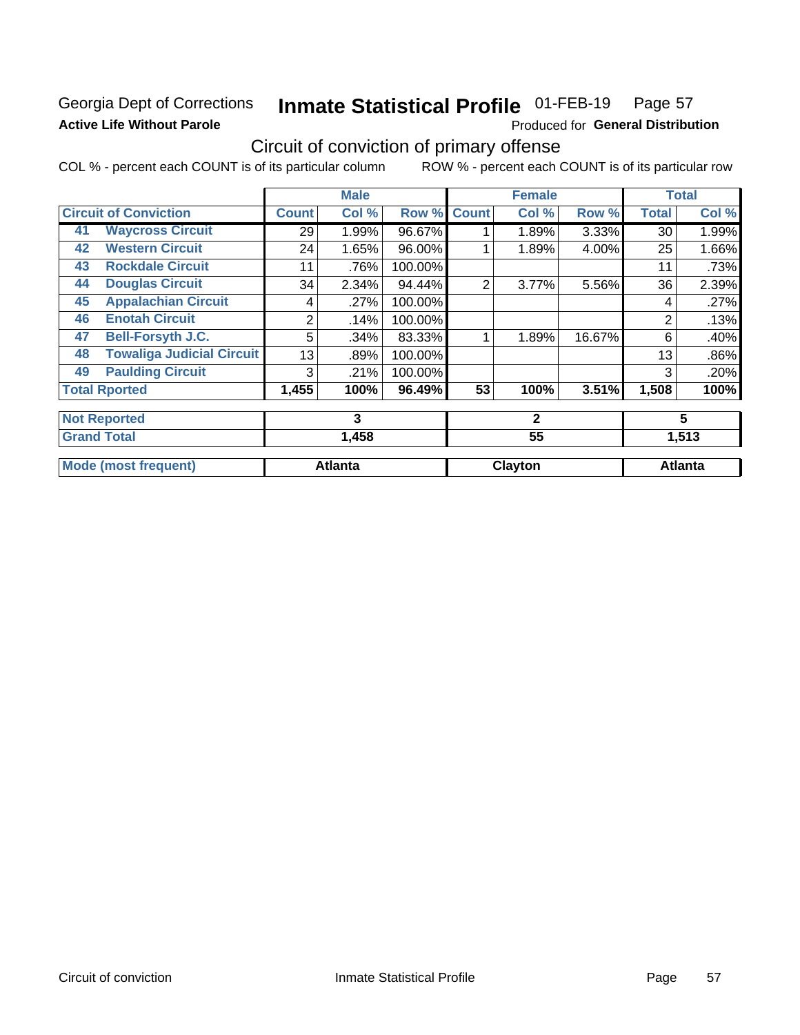Georgia Dept of Corrections **Inmate Statistical Profile** 01-FEB-19 Page 57

**Active Life Without Parole**

Produced for **General Distribution**

## Circuit of conviction of primary offense

COL % - percent each COUNT is of its particular column ROW % - percent each COUNT is of its particular row

| | | Male | | | Female | | | Total | |
|---|---|---|---|---|---|---|---|---|---|
| **Circuit of Conviction** | | **Count** | **Col %** | **Row %** | **Count** | **Col %** | **Row %** | **Total** | **Col %** |
| 41 | **Waycross Circuit** | 29 | 1.99% | 96.67% | 1 | 1.89% | 3.33% | 30 | 1.99% |
| 42 | **Western Circuit** | 24 | 1.65% | 96.00% | 1 | 1.89% | 4.00% | 25 | 1.66% |
| 43 | **Rockdale Circuit** | 11 | .76% | 100.00% | | | | 11 | .73% |
| 44 | **Douglas Circuit** | 34 | 2.34% | 94.44% | 2 | 3.77% | 5.56% | 36 | 2.39% |
| 45 | **Appalachian Circuit** | 4 | .27% | 100.00% | | | | 4 | .27% |
| 46 | **Enotah Circuit** | 2 | .14% | 100.00% | | | | 2 | .13% |
| 47 | **Bell-Forsyth J.C.** | 5 | .34% | 83.33% | 1 | 1.89% | 16.67% | 6 | .40% |
| 48 | **Towaliga Judicial Circuit** | 13 | .89% | 100.00% | | | | 13 | .86% |
| 49 | **Paulding Circuit** | 3 | .21% | 100.00% | | | | 3 | .20% |
| **Total Rported** | | **1,455** | **100%** | **96.49%** | **53** | **100%** | **3.51%** | **1,508** | **100%** |

| | Male | Female | Total |
|---|---|---|---|
| **Not Reported** | **3** | **2** | **5** |
| **Grand Total** | **1,458** | **55** | **1,513** |
| **Mode (most frequent)** | **Atlanta** | **Clayton** | **Atlanta** |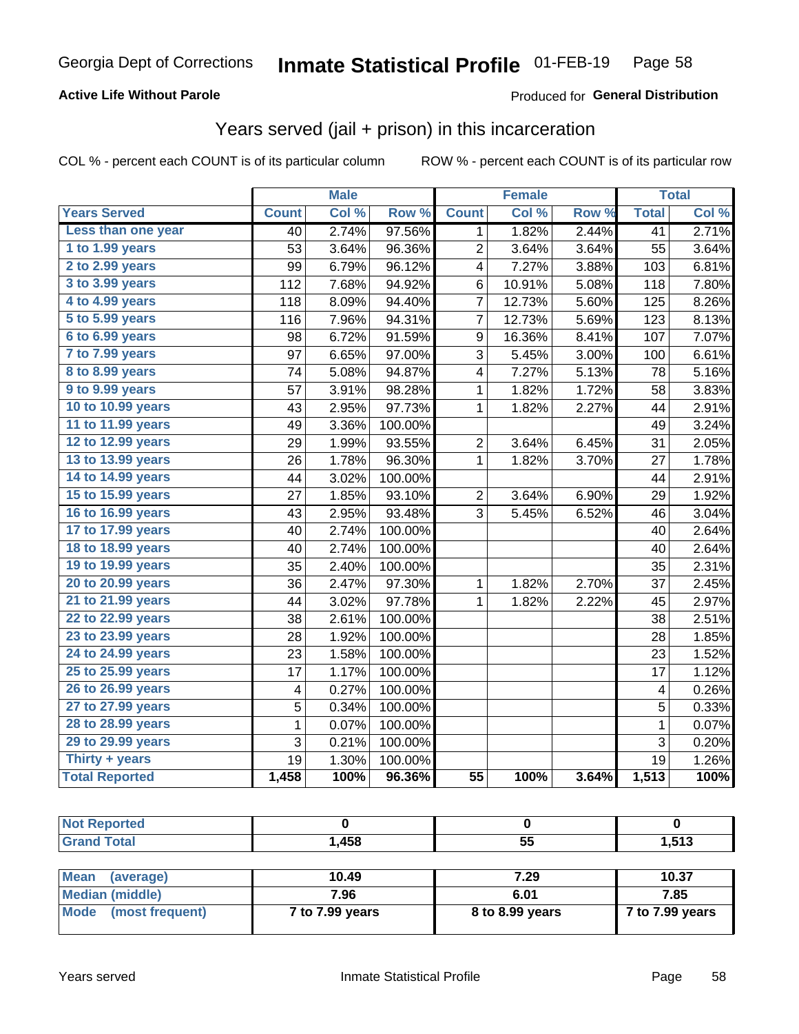# Georgia Dept of Corrections **Inmate Statistical Profile** 01-FEB-19

**Active Life Without Parole**

Produced for **General Distribution**

## Years served (jail + prison) in this incarceration

COL % - percent each COUNT is of its particular column    ROW % - percent each COUNT is of its particular row

| | Male | | | Female | | | Total | |
|---|---|---|---|---|---|---|---|---|
| **Years Served** | **Count** | **Col %** | **Row %** | **Count** | **Col %** | **Row %** | **Total** | **Col %** |
| Less than one year | 40 | 2.74% | 97.56% | 1 | 1.82% | 2.44% | 41 | 2.71% |
| 1 to 1.99 years | 53 | 3.64% | 96.36% | 2 | 3.64% | 3.64% | 55 | 3.64% |
| 2 to 2.99 years | 99 | 6.79% | 96.12% | 4 | 7.27% | 3.88% | 103 | 6.81% |
| 3 to 3.99 years | 112 | 7.68% | 94.92% | 6 | 10.91% | 5.08% | 118 | 7.80% |
| 4 to 4.99 years | 118 | 8.09% | 94.40% | 7 | 12.73% | 5.60% | 125 | 8.26% |
| 5 to 5.99 years | 116 | 7.96% | 94.31% | 7 | 12.73% | 5.69% | 123 | 8.13% |
| 6 to 6.99 years | 98 | 6.72% | 91.59% | 9 | 16.36% | 8.41% | 107 | 7.07% |
| 7 to 7.99 years | 97 | 6.65% | 97.00% | 3 | 5.45% | 3.00% | 100 | 6.61% |
| 8 to 8.99 years | 74 | 5.08% | 94.87% | 4 | 7.27% | 5.13% | 78 | 5.16% |
| 9 to 9.99 years | 57 | 3.91% | 98.28% | 1 | 1.82% | 1.72% | 58 | 3.83% |
| 10 to 10.99 years | 43 | 2.95% | 97.73% | 1 | 1.82% | 2.27% | 44 | 2.91% |
| 11 to 11.99 years | 49 | 3.36% | 100.00% | | | | 49 | 3.24% |
| 12 to 12.99 years | 29 | 1.99% | 93.55% | 2 | 3.64% | 6.45% | 31 | 2.05% |
| 13 to 13.99 years | 26 | 1.78% | 96.30% | 1 | 1.82% | 3.70% | 27 | 1.78% |
| 14 to 14.99 years | 44 | 3.02% | 100.00% | | | | 44 | 2.91% |
| 15 to 15.99 years | 27 | 1.85% | 93.10% | 2 | 3.64% | 6.90% | 29 | 1.92% |
| 16 to 16.99 years | 43 | 2.95% | 93.48% | 3 | 5.45% | 6.52% | 46 | 3.04% |
| 17 to 17.99 years | 40 | 2.74% | 100.00% | | | | 40 | 2.64% |
| 18 to 18.99 years | 40 | 2.74% | 100.00% | | | | 40 | 2.64% |
| 19 to 19.99 years | 35 | 2.40% | 100.00% | | | | 35 | 2.31% |
| 20 to 20.99 years | 36 | 2.47% | 97.30% | 1 | 1.82% | 2.70% | 37 | 2.45% |
| 21 to 21.99 years | 44 | 3.02% | 97.78% | 1 | 1.82% | 2.22% | 45 | 2.97% |
| 22 to 22.99 years | 38 | 2.61% | 100.00% | | | | 38 | 2.51% |
| 23 to 23.99 years | 28 | 1.92% | 100.00% | | | | 28 | 1.85% |
| 24 to 24.99 years | 23 | 1.58% | 100.00% | | | | 23 | 1.52% |
| 25 to 25.99 years | 17 | 1.17% | 100.00% | | | | 17 | 1.12% |
| 26 to 26.99 years | 4 | 0.27% | 100.00% | | | | 4 | 0.26% |
| 27 to 27.99 years | 5 | 0.34% | 100.00% | | | | 5 | 0.33% |
| 28 to 28.99 years | 1 | 0.07% | 100.00% | | | | 1 | 0.07% |
| 29 to 29.99 years | 3 | 0.21% | 100.00% | | | | 3 | 0.20% |
| Thirty + years | 19 | 1.30% | 100.00% | | | | 19 | 1.26% |
| **Total Reported** | **1,458** | **100%** | **96.36%** | **55** | **100%** | **3.64%** | **1,513** | **100%** |

| | Male | Female | Total |
|---|---|---|---|
| Not Reported | 0 | 0 | 0 |
| Grand Total | 1,458 | 55 | 1,513 |

| | Male | Female | Total |
|---|---|---|---|
| Mean (average) | 10.49 | 7.29 | 10.37 |
| Median (middle) | 7.96 | 6.01 | 7.85 |
| Mode (most frequent) | 7 to 7.99 years | 8 to 8.99 years | 7 to 7.99 years |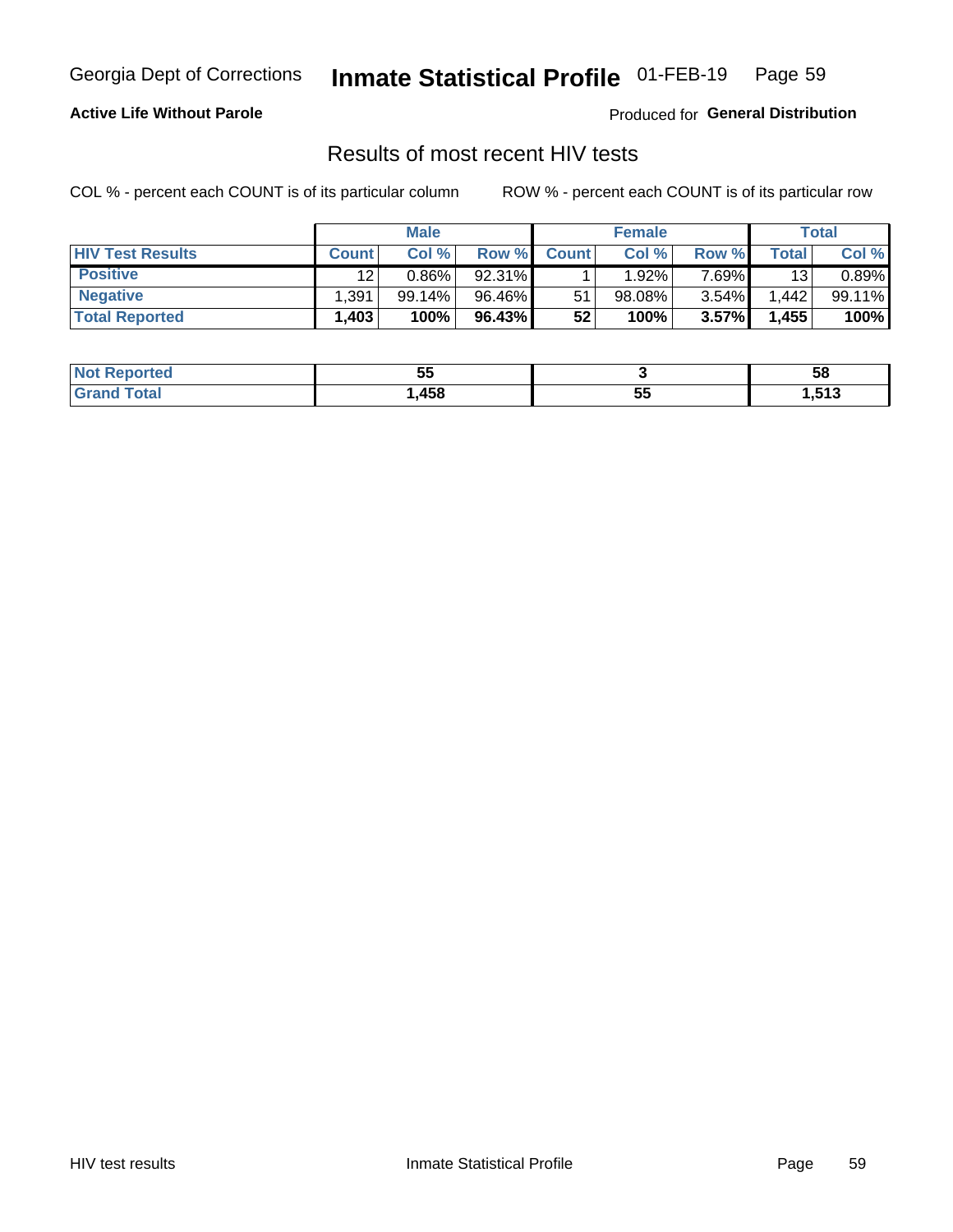Georgia Dept of Corrections **Inmate Statistical Profile** 01-FEB-19

**Active Life Without Parole**

Produced for **General Distribution**

## Results of most recent HIV tests

COL % - percent each COUNT is of its particular column ROW % - percent each COUNT is of its particular row

| | Male | | | Female | | | Total | |
|---|---|---|---|---|---|---|---|---|
| **HIV Test Results** | **Count** | **Col %** | **Row %** | **Count** | **Col %** | **Row %** | **Total** | **Col %** |
| **Positive** | 12 | 0.86% | 92.31% | 1 | 1.92% | 7.69% | 13 | 0.89% |
| **Negative** | 1,391 | 99.14% | 96.46% | 51 | 98.08% | 3.54% | 1,442 | 99.11% |
| **Total Reported** | **1,403** | **100%** | **96.43%** | **52** | **100%** | **3.57%** | **1,455** | **100%** |

| | Male | Female | Total |
|---|---|---|---|
| **Not Reported** | **55** | **3** | **58** |
| **Grand Total** | **1,458** | **55** | **1,513** |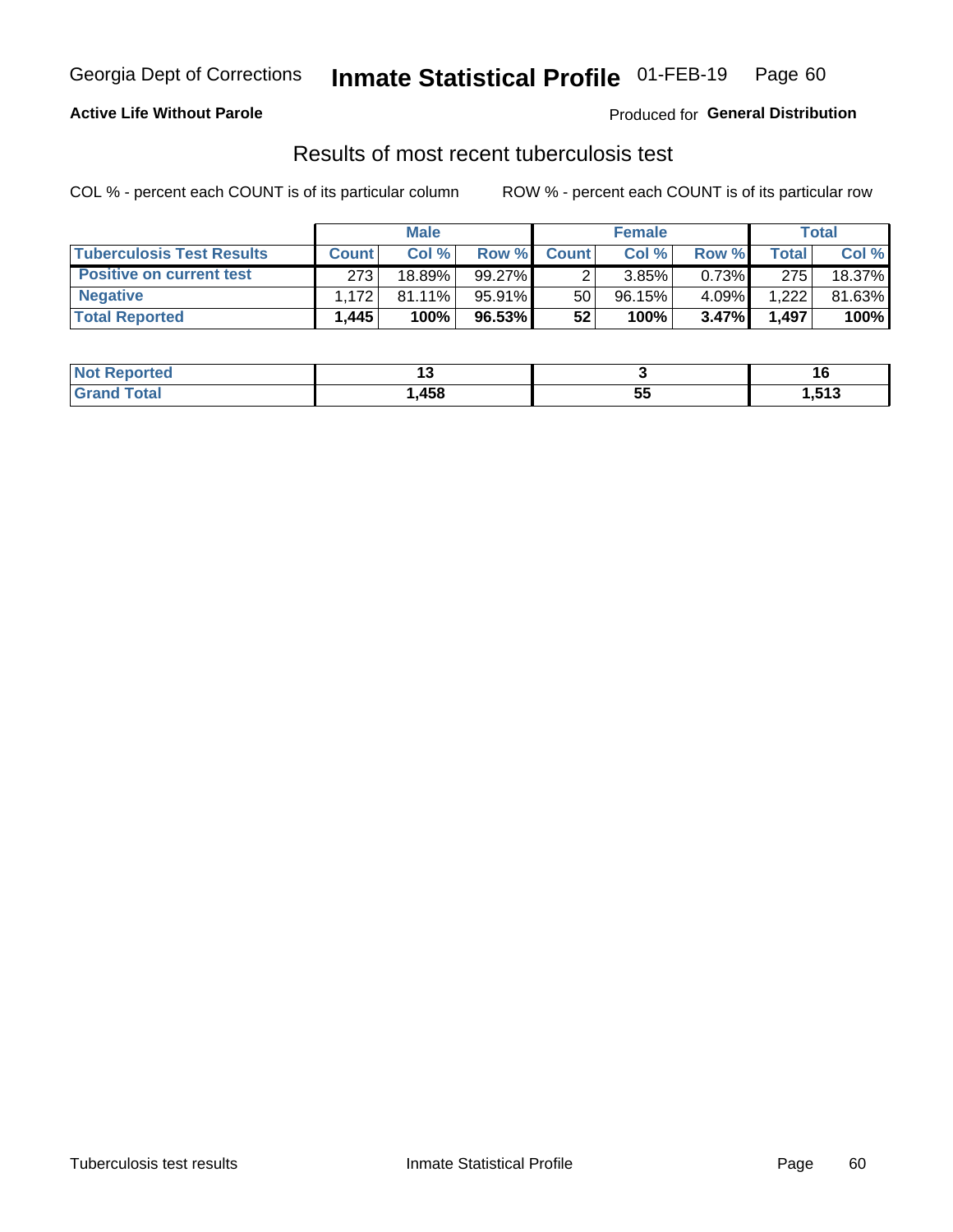Georgia Dept of Corrections **Inmate Statistical Profile** 01-FEB-19

**Active Life Without Parole**

Produced for **General Distribution**

## Results of most recent tuberculosis test

COL % - percent each COUNT is of its particular column     ROW % - percent each COUNT is of its particular row

| | Male | | | Female | | | Total | |
|---|---|---|---|---|---|---|---|---|
| **Tuberculosis Test Results** | **Count** | **Col %** | **Row %** | **Count** | **Col %** | **Row %** | **Total** | **Col %** |
| **Positive on current test** | 273 | 18.89% | 99.27% | 2 | 3.85% | 0.73% | 275 | 18.37% |
| **Negative** | 1,172 | 81.11% | 95.91% | 50 | 96.15% | 4.09% | 1,222 | 81.63% |
| **Total Reported** | **1,445** | **100%** | **96.53%** | **52** | **100%** | **3.47%** | **1,497** | **100%** |

| | Male | Female | Total |
|---|---|---|---|
| **Not Reported** | **13** | **3** | **16** |
| **Grand Total** | **1,458** | **55** | **1,513** |

Tuberculosis test results     Inmate Statistical Profile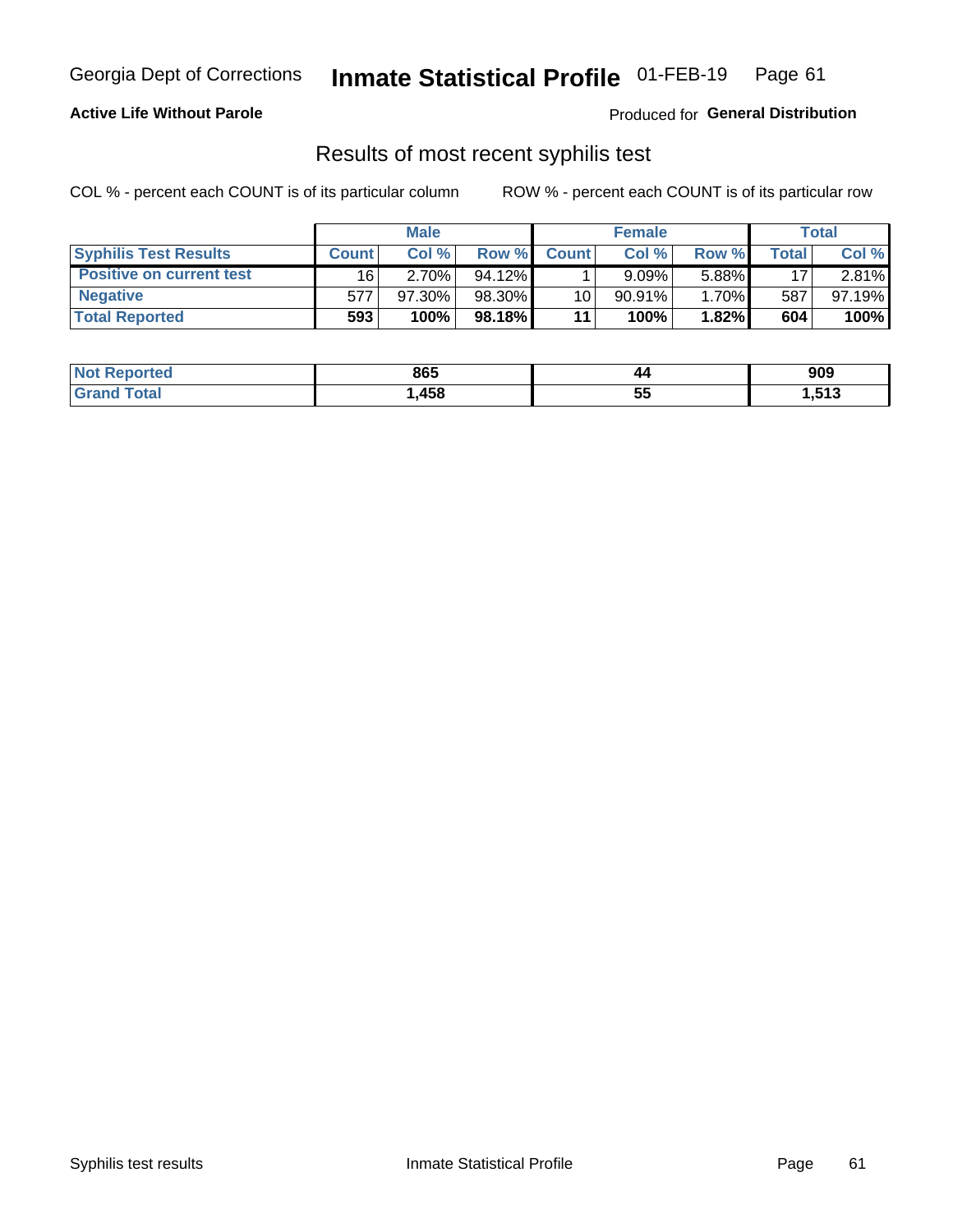Georgia Dept of Corrections **Inmate Statistical Profile** 01-FEB-19

**Active Life Without Parole**

Produced for **General Distribution**

## Results of most recent syphilis test

COL % - percent each COUNT is of its particular column

ROW % - percent each COUNT is of its particular row

| | Male | | | Female | | | Total | |
|---|---|---|---|---|---|---|---|---|
| **Syphilis Test Results** | **Count** | **Col %** | **Row %** | **Count** | **Col %** | **Row %** | **Total** | **Col %** |
| **Positive on current test** | 16 | 2.70% | 94.12% | 1 | 9.09% | 5.88% | 17 | 2.81% |
| **Negative** | 577 | 97.30% | 98.30% | 10 | 90.91% | 1.70% | 587 | 97.19% |
| **Total Reported** | **593** | **100%** | **98.18%** | **11** | **100%** | **1.82%** | **604** | **100%** |

| | Male | Female | Total |
|---|---|---|---|
| **Not Reported** | **865** | **44** | **909** |
| **Grand Total** | **1,458** | **55** | **1,513** |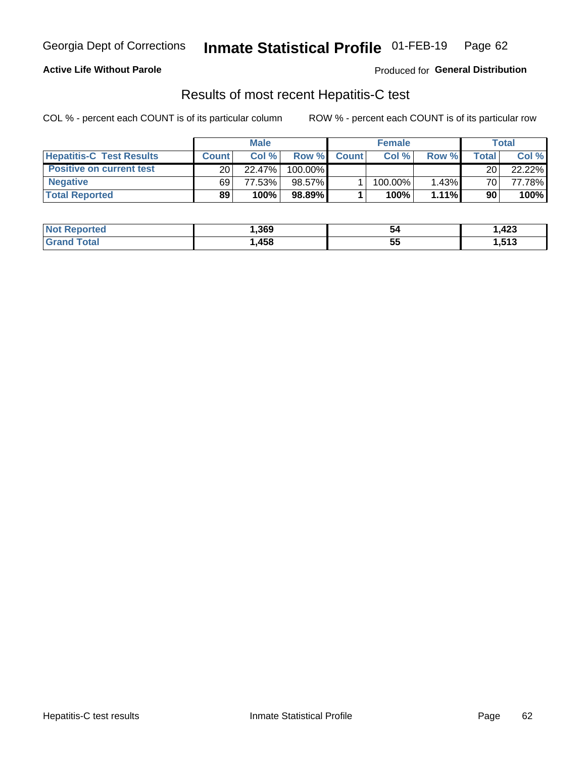Georgia Dept of Corrections **Inmate Statistical Profile** 01-FEB-19

**Active Life Without Parole**

Produced for **General Distribution**

## Results of most recent Hepatitis-C test

COL % - percent each COUNT is of its particular column    ROW % - percent each COUNT is of its particular row

| | Male | | | Female | | | Total | |
|---|---|---|---|---|---|---|---|---|
| **Hepatitis-C Test Results** | **Count** | **Col %** | **Row %** | **Count** | **Col %** | **Row %** | **Total** | **Col %** |
| **Positive on current test** | 20 | 22.47% | 100.00% | | | | 20 | 22.22% |
| **Negative** | 69 | 77.53% | 98.57% | 1 | 100.00% | 1.43% | 70 | 77.78% |
| **Total Reported** | **89** | **100%** | **98.89%** | **1** | **100%** | **1.11%** | **90** | **100%** |

| | Male | Female | Total |
|---|---|---|---|
| **Not Reported** | **1,369** | **54** | **1,423** |
| **Grand Total** | **1,458** | **55** | **1,513** |